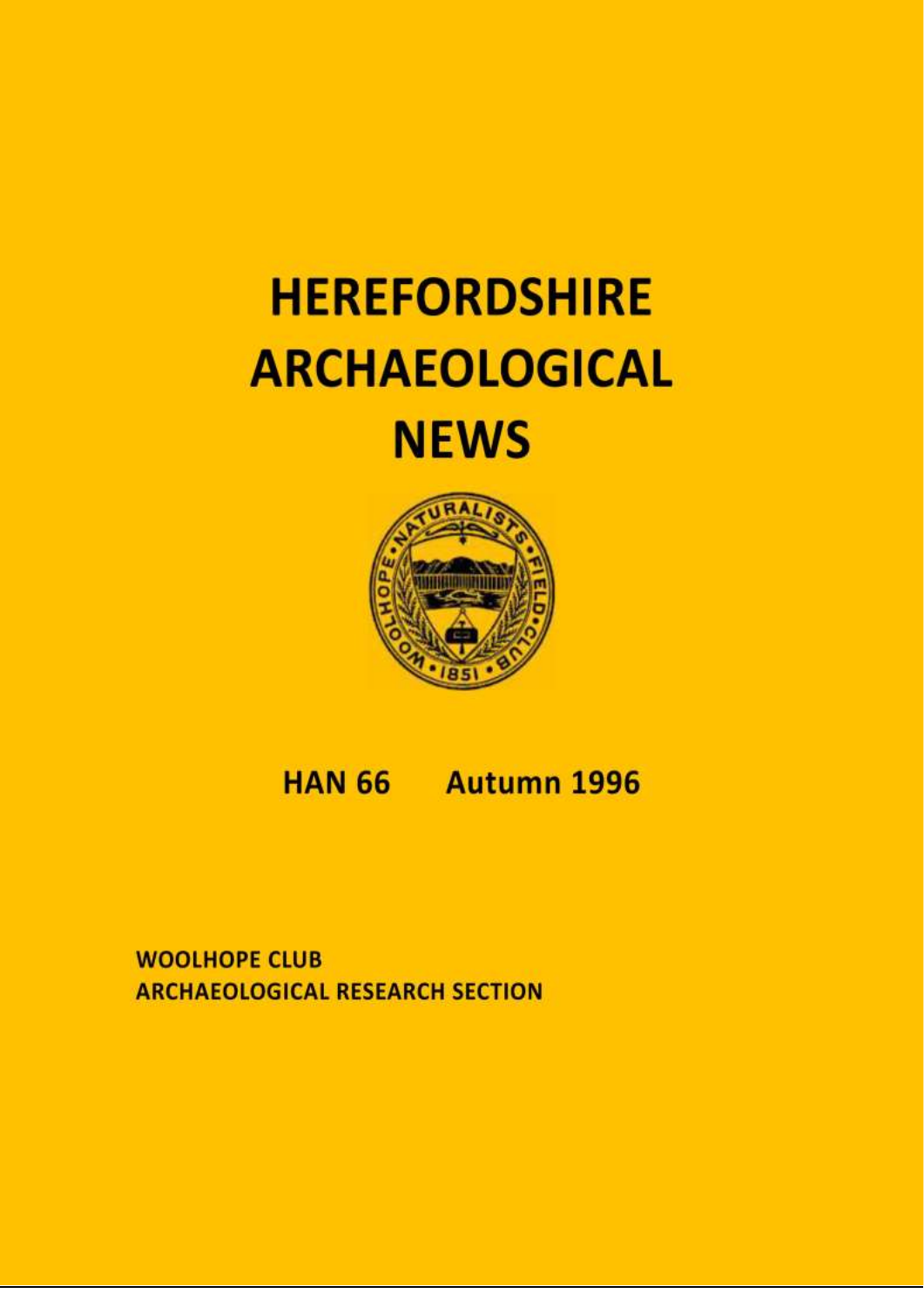# HEREFORDSHIRE ARCHAEOLOGICAL NEWS

**HAN 66 Autumn 1996**

**WOOLHOPE CLUB**
**ARCHAEOLOGICAL RESEARCH SECTION**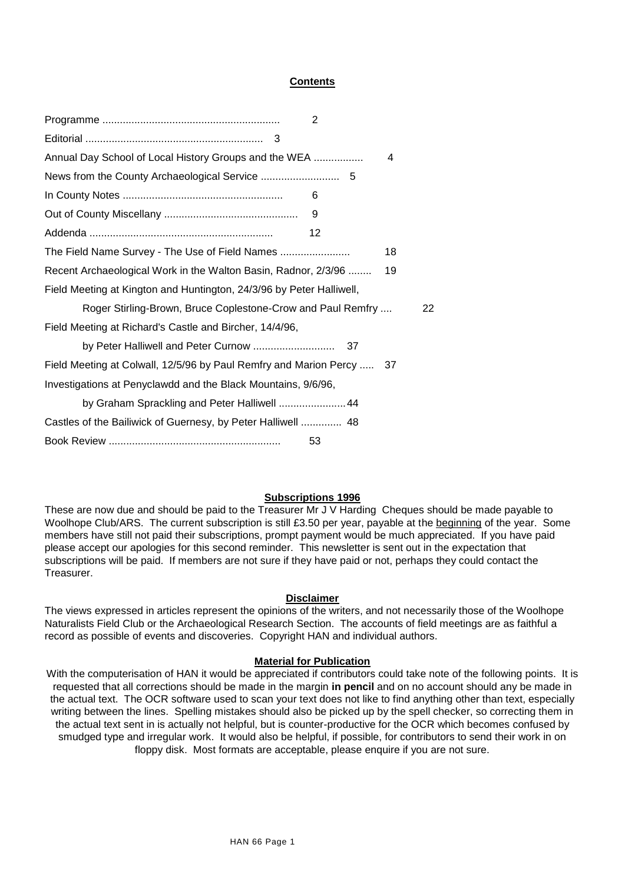## Contents

| | |
|---|---|
| Programme | 2 |
| Editorial | 3 |
| Annual Day School of Local History Groups and the WEA | 4 |
| News from the County Archaeological Service | 5 |
| In County Notes | 6 |
| Out of County Miscellany | 9 |
| Addenda | 12 |
| The Field Name Survey - The Use of Field Names | 18 |
| Recent Archaeological Work in the Walton Basin, Radnor, 2/3/96 | 19 |
| Field Meeting at Kington and Huntington, 24/3/96 by Peter Halliwell, Roger Stirling-Brown, Bruce Coplestone-Crow and Paul Remfry | 22 |
| Field Meeting at Richard's Castle and Bircher, 14/4/96, by Peter Halliwell and Peter Curnow | 37 |
| Field Meeting at Colwall, 12/5/96 by Paul Remfry and Marion Percy | 37 |
| Investigations at Penyclawdd and the Black Mountains, 9/6/96, by Graham Sprackling and Peter Halliwell | 44 |
| Castles of the Bailiwick of Guernesy, by Peter Halliwell | 48 |
| Book Review | 53 |

### Subscriptions 1996

These are now due and should be paid to the Treasurer Mr J V Harding Cheques should be made payable to Woolhope Club/ARS. The current subscription is still £3.50 per year, payable at the beginning of the year. Some members have still not paid their subscriptions, prompt payment would be much appreciated. If you have paid please accept our apologies for this second reminder. This newsletter is sent out in the expectation that subscriptions will be paid. If members are not sure if they have paid or not, perhaps they could contact the Treasurer.

### Disclaimer

The views expressed in articles represent the opinions of the writers, and not necessarily those of the Woolhope Naturalists Field Club or the Archaeological Research Section. The accounts of field meetings are as faithful a record as possible of events and discoveries. Copyright HAN and individual authors.

### Material for Publication

With the computerisation of HAN it would be appreciated if contributors could take note of the following points. It is requested that all corrections should be made in the margin **in pencil** and on no account should any be made in the actual text. The OCR software used to scan your text does not like to find anything other than text, especially writing between the lines. Spelling mistakes should also be picked up by the spell checker, so correcting them in the actual text sent in is actually not helpful, but is counter-productive for the OCR which becomes confused by smudged type and irregular work. It would also be helpful, if possible, for contributors to send their work in on floppy disk. Most formats are acceptable, please enquire if you are not sure.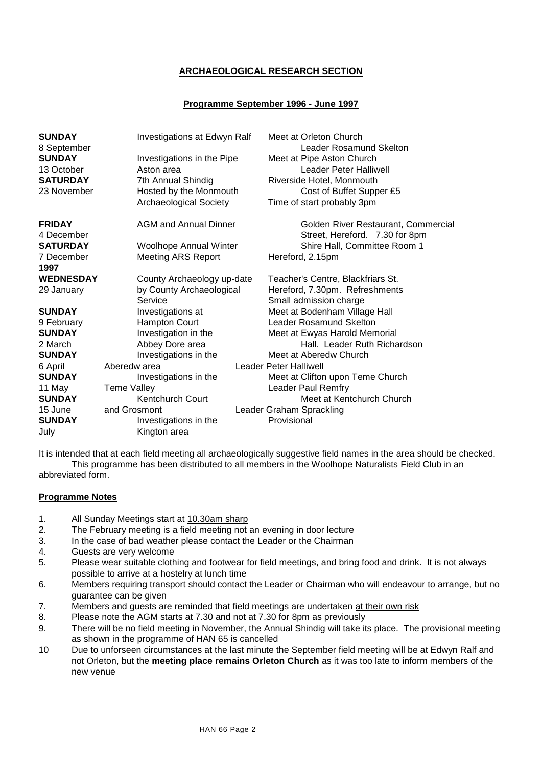## ARCHAEOLOGICAL RESEARCH SECTION

### Programme September 1996 - June 1997

| Date | Event | Details |
|---|---|---|
| **SUNDAY** 8 September | Investigations at Edwyn Ralf | Meet at Orleton Church. Leader Rosamund Skelton |
| **SUNDAY** 13 October | Investigations in the Pipe Aston area | Meet at Pipe Aston Church. Leader Peter Halliwell |
| **SATURDAY** 23 November | 7th Annual Shindig Hosted by the Monmouth Archaeological Society | Riverside Hotel, Monmouth. Cost of Buffet Supper £5. Time of start probably 3pm |
| **FRIDAY** 4 December | AGM and Annual Dinner | Golden River Restaurant, Commercial Street, Hereford. 7.30 for 8pm |
| **SATURDAY** 7 December | Woolhope Annual Winter Meeting ARS Report | Shire Hall, Committee Room 1 Hereford, 2.15pm |
| **1997** | | |
| **WEDNESDAY** 29 January | County Archaeology up-date by County Archaeological Service | Teacher's Centre, Blackfriars St. Hereford, 7.30pm. Refreshments. Small admission charge |
| **SUNDAY** 9 February | Investigations at Hampton Court | Meet at Bodenham Village Hall. Leader Rosamund Skelton |
| **SUNDAY** 2 March | Investigation in the Abbey Dore area | Meet at Ewyas Harold Memorial Hall. Leader Ruth Richardson |
| **SUNDAY** 6 April | Investigations in the Aberedw area | Meet at Aberedw Church. Leader Peter Halliwell |
| **SUNDAY** 11 May | Investigations in the Teme Valley | Meet at Clifton upon Teme Church. Leader Paul Remfry |
| **SUNDAY** 15 June | Kentchurch Court and Grosmont | Meet at Kentchurch Church. Leader Graham Sprackling |
| **SUNDAY** July | Investigations in the Kington area | Provisional |

It is intended that at each field meeting all archaeologically suggestive field names in the area should be checked.
This programme has been distributed to all members in the Woolhope Naturalists Field Club in an abbreviated form.

### Programme Notes

1. All Sunday Meetings start at <u>10.30am sharp</u>
2. The February meeting is a field meeting not an evening in door lecture
3. In the case of bad weather please contact the Leader or the Chairman
4. Guests are very welcome
5. Please wear suitable clothing and footwear for field meetings, and bring food and drink. It is not always possible to arrive at a hostelry at lunch time
6. Members requiring transport should contact the Leader or Chairman who will endeavour to arrange, but no guarantee can be given
7. Members and guests are reminded that field meetings are undertaken <u>at their own risk</u>
8. Please note the AGM starts at 7.30 and not at 7.30 for 8pm as previously
9. There will be no field meeting in November, the Annual Shindig will take its place. The provisional meeting as shown in the programme of HAN 65 is cancelled
10. Due to unforseen circumstances at the last minute the September field meeting will be at Edwyn Ralf and not Orleton, but the **meeting place remains Orleton Church** as it was too late to inform members of the new venue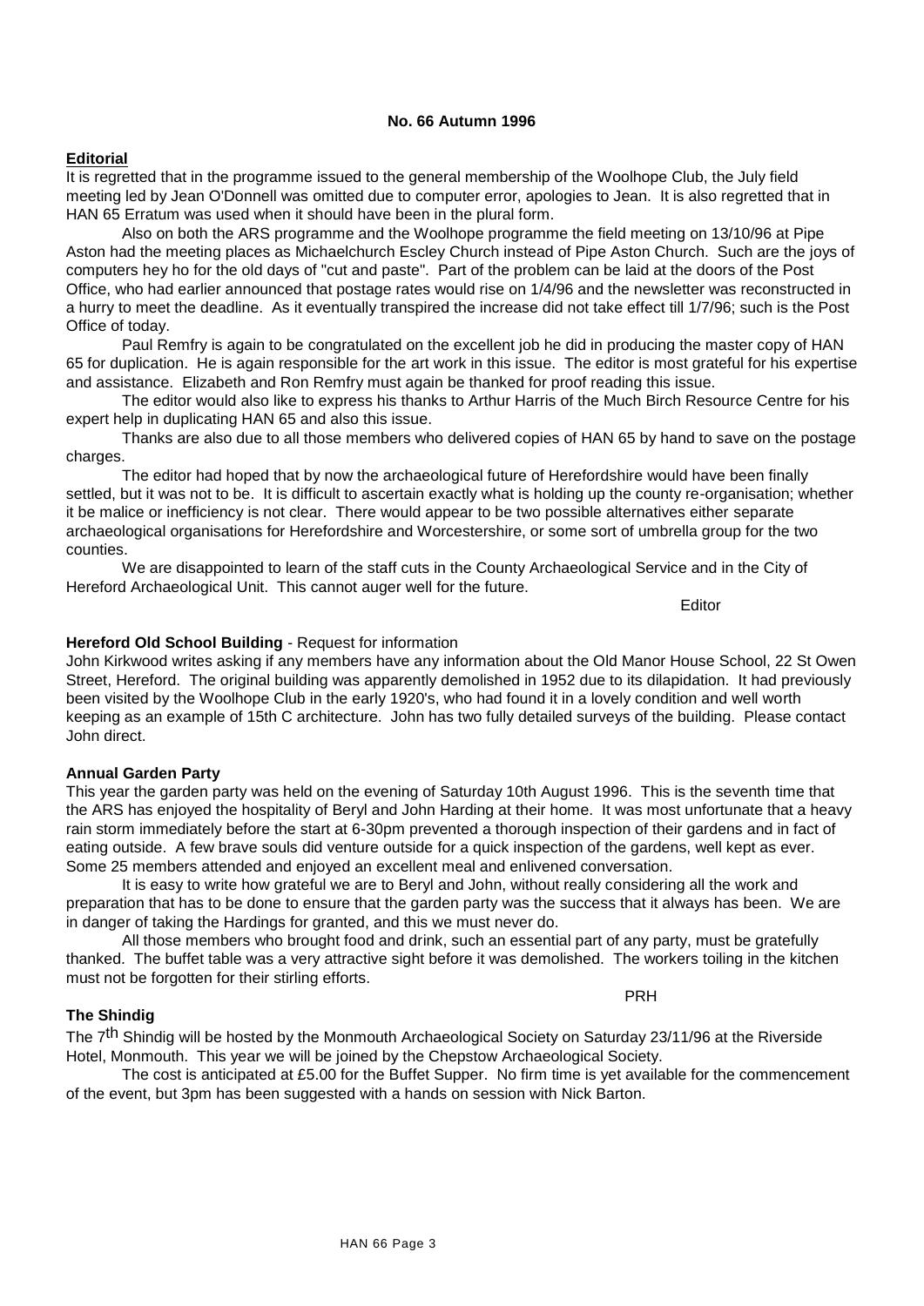**No. 66 Autumn 1996**

## Editorial

It is regretted that in the programme issued to the general membership of the Woolhope Club, the July field meeting led by Jean O'Donnell was omitted due to computer error, apologies to Jean. It is also regretted that in HAN 65 Erratum was used when it should have been in the plural form.

Also on both the ARS programme and the Woolhope programme the field meeting on 13/10/96 at Pipe Aston had the meeting places as Michaelchurch Escley Church instead of Pipe Aston Church. Such are the joys of computers hey ho for the old days of "cut and paste". Part of the problem can be laid at the doors of the Post Office, who had earlier announced that postage rates would rise on 1/4/96 and the newsletter was reconstructed in a hurry to meet the deadline. As it eventually transpired the increase did not take effect till 1/7/96; such is the Post Office of today.

Paul Remfry is again to be congratulated on the excellent job he did in producing the master copy of HAN 65 for duplication. He is again responsible for the art work in this issue. The editor is most grateful for his expertise and assistance. Elizabeth and Ron Remfry must again be thanked for proof reading this issue.

The editor would also like to express his thanks to Arthur Harris of the Much Birch Resource Centre for his expert help in duplicating HAN 65 and also this issue.

Thanks are also due to all those members who delivered copies of HAN 65 by hand to save on the postage charges.

The editor had hoped that by now the archaeological future of Herefordshire would have been finally settled, but it was not to be. It is difficult to ascertain exactly what is holding up the county re-organisation; whether it be malice or inefficiency is not clear. There would appear to be two possible alternatives either separate archaeological organisations for Herefordshire and Worcestershire, or some sort of umbrella group for the two counties.

We are disappointed to learn of the staff cuts in the County Archaeological Service and in the City of Hereford Archaeological Unit. This cannot auger well for the future.

Editor

## Hereford Old School Building - Request for information

John Kirkwood writes asking if any members have any information about the Old Manor House School, 22 St Owen Street, Hereford. The original building was apparently demolished in 1952 due to its dilapidation. It had previously been visited by the Woolhope Club in the early 1920's, who had found it in a lovely condition and well worth keeping as an example of 15th C architecture. John has two fully detailed surveys of the building. Please contact John direct.

## Annual Garden Party

This year the garden party was held on the evening of Saturday 10th August 1996. This is the seventh time that the ARS has enjoyed the hospitality of Beryl and John Harding at their home. It was most unfortunate that a heavy rain storm immediately before the start at 6-30pm prevented a thorough inspection of their gardens and in fact of eating outside. A few brave souls did venture outside for a quick inspection of the gardens, well kept as ever. Some 25 members attended and enjoyed an excellent meal and enlivened conversation.

It is easy to write how grateful we are to Beryl and John, without really considering all the work and preparation that has to be done to ensure that the garden party was the success that it always has been. We are in danger of taking the Hardings for granted, and this we must never do.

All those members who brought food and drink, such an essential part of any party, must be gratefully thanked. The buffet table was a very attractive sight before it was demolished. The workers toiling in the kitchen must not be forgotten for their stirling efforts.

PRH

## The Shindig

The 7th Shindig will be hosted by the Monmouth Archaeological Society on Saturday 23/11/96 at the Riverside Hotel, Monmouth. This year we will be joined by the Chepstow Archaeological Society.

The cost is anticipated at £5.00 for the Buffet Supper. No firm time is yet available for the commencement of the event, but 3pm has been suggested with a hands on session with Nick Barton.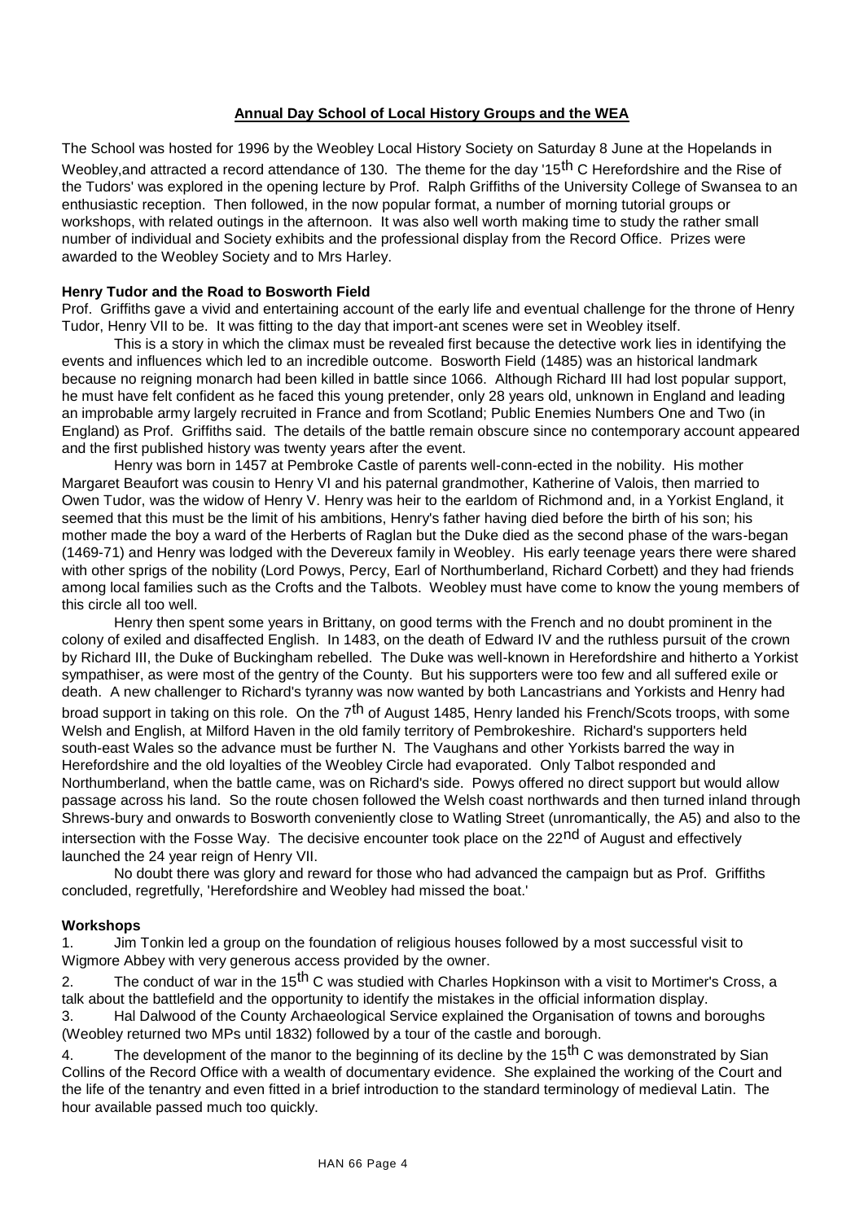## Annual Day School of Local History Groups and the WEA

The School was hosted for 1996 by the Weobley Local History Society on Saturday 8 June at the Hopelands in Weobley,and attracted a record attendance of 130. The theme for the day '15th C Herefordshire and the Rise of the Tudors' was explored in the opening lecture by Prof. Ralph Griffiths of the University College of Swansea to an enthusiastic reception. Then followed, in the now popular format, a number of morning tutorial groups or workshops, with related outings in the afternoon. It was also well worth making time to study the rather small number of individual and Society exhibits and the professional display from the Record Office. Prizes were awarded to the Weobley Society and to Mrs Harley.

### Henry Tudor and the Road to Bosworth Field

Prof. Griffiths gave a vivid and entertaining account of the early life and eventual challenge for the throne of Henry Tudor, Henry VII to be. It was fitting to the day that import-ant scenes were set in Weobley itself.

This is a story in which the climax must be revealed first because the detective work lies in identifying the events and influences which led to an incredible outcome. Bosworth Field (1485) was an historical landmark because no reigning monarch had been killed in battle since 1066. Although Richard III had lost popular support, he must have felt confident as he faced this young pretender, only 28 years old, unknown in England and leading an improbable army largely recruited in France and from Scotland; Public Enemies Numbers One and Two (in England) as Prof. Griffiths said. The details of the battle remain obscure since no contemporary account appeared and the first published history was twenty years after the event.

Henry was born in 1457 at Pembroke Castle of parents well-conn-ected in the nobility. His mother Margaret Beaufort was cousin to Henry VI and his paternal grandmother, Katherine of Valois, then married to Owen Tudor, was the widow of Henry V. Henry was heir to the earldom of Richmond and, in a Yorkist England, it seemed that this must be the limit of his ambitions, Henry's father having died before the birth of his son; his mother made the boy a ward of the Herberts of Raglan but the Duke died as the second phase of the wars-began (1469-71) and Henry was lodged with the Devereux family in Weobley. His early teenage years there were shared with other sprigs of the nobility (Lord Powys, Percy, Earl of Northumberland, Richard Corbett) and they had friends among local families such as the Crofts and the Talbots. Weobley must have come to know the young members of this circle all too well.

Henry then spent some years in Brittany, on good terms with the French and no doubt prominent in the colony of exiled and disaffected English. In 1483, on the death of Edward IV and the ruthless pursuit of the crown by Richard III, the Duke of Buckingham rebelled. The Duke was well-known in Herefordshire and hitherto a Yorkist sympathiser, as were most of the gentry of the County. But his supporters were too few and all suffered exile or death. A new challenger to Richard's tyranny was now wanted by both Lancastrians and Yorkists and Henry had broad support in taking on this role. On the 7th of August 1485, Henry landed his French/Scots troops, with some Welsh and English, at Milford Haven in the old family territory of Pembrokeshire. Richard's supporters held south-east Wales so the advance must be further N. The Vaughans and other Yorkists barred the way in Herefordshire and the old loyalties of the Weobley Circle had evaporated. Only Talbot responded and Northumberland, when the battle came, was on Richard's side. Powys offered no direct support but would allow passage across his land. So the route chosen followed the Welsh coast northwards and then turned inland through Shrews-bury and onwards to Bosworth conveniently close to Watling Street (unromantically, the A5) and also to the intersection with the Fosse Way. The decisive encounter took place on the 22nd of August and effectively launched the 24 year reign of Henry VII.

No doubt there was glory and reward for those who had advanced the campaign but as Prof. Griffiths concluded, regretfully, 'Herefordshire and Weobley had missed the boat.'

### Workshops

1. Jim Tonkin led a group on the foundation of religious houses followed by a most successful visit to Wigmore Abbey with very generous access provided by the owner.
2. The conduct of war in the 15th C was studied with Charles Hopkinson with a visit to Mortimer's Cross, a talk about the battlefield and the opportunity to identify the mistakes in the official information display.
3. Hal Dalwood of the County Archaeological Service explained the Organisation of towns and boroughs (Weobley returned two MPs until 1832) followed by a tour of the castle and borough.
4. The development of the manor to the beginning of its decline by the 15th C was demonstrated by Sian Collins of the Record Office with a wealth of documentary evidence. She explained the working of the Court and the life of the tenantry and even fitted in a brief introduction to the standard terminology of medieval Latin. The hour available passed much too quickly.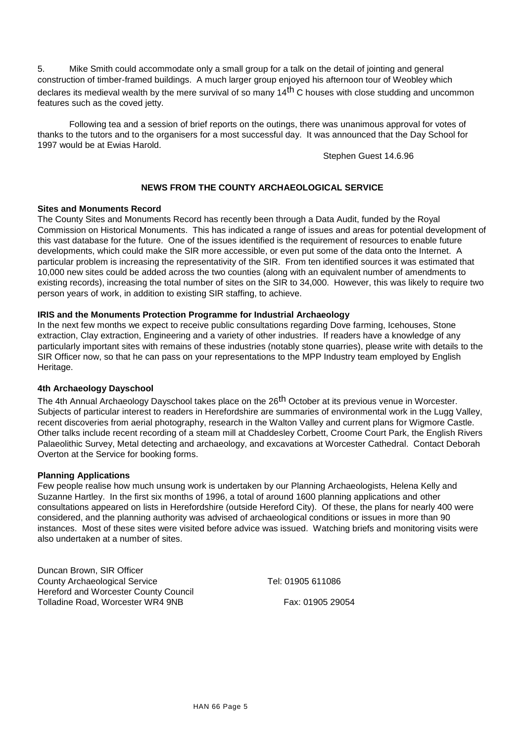5. Mike Smith could accommodate only a small group for a talk on the detail of jointing and general construction of timber-framed buildings. A much larger group enjoyed his afternoon tour of Weobley which declares its medieval wealth by the mere survival of so many 14th C houses with close studding and uncommon features such as the coved jetty.

Following tea and a session of brief reports on the outings, there was unanimous approval for votes of thanks to the tutors and to the organisers for a most successful day. It was announced that the Day School for 1997 would be at Ewias Harold.

Stephen Guest 14.6.96

## NEWS FROM THE COUNTY ARCHAEOLOGICAL SERVICE

**Sites and Monuments Record**

The County Sites and Monuments Record has recently been through a Data Audit, funded by the Royal Commission on Historical Monuments. This has indicated a range of issues and areas for potential development of this vast database for the future. One of the issues identified is the requirement of resources to enable future developments, which could make the SIR more accessible, or even put some of the data onto the Internet. A particular problem is increasing the representativity of the SIR. From ten identified sources it was estimated that 10,000 new sites could be added across the two counties (along with an equivalent number of amendments to existing records), increasing the total number of sites on the SIR to 34,000. However, this was likely to require two person years of work, in addition to existing SIR staffing, to achieve.

**IRIS and the Monuments Protection Programme for Industrial Archaeology**

In the next few months we expect to receive public consultations regarding Dove farming, Icehouses, Stone extraction, Clay extraction, Engineering and a variety of other industries. If readers have a knowledge of any particularly important sites with remains of these industries (notably stone quarries), please write with details to the SIR Officer now, so that he can pass on your representations to the MPP Industry team employed by English Heritage.

**4th Archaeology Dayschool**

The 4th Annual Archaeology Dayschool takes place on the 26th October at its previous venue in Worcester. Subjects of particular interest to readers in Herefordshire are summaries of environmental work in the Lugg Valley, recent discoveries from aerial photography, research in the Walton Valley and current plans for Wigmore Castle. Other talks include recent recording of a steam mill at Chaddesley Corbett, Croome Court Park, the English Rivers Palaeolithic Survey, Metal detecting and archaeology, and excavations at Worcester Cathedral. Contact Deborah Overton at the Service for booking forms.

**Planning Applications**

Few people realise how much unsung work is undertaken by our Planning Archaeologists, Helena Kelly and Suzanne Hartley. In the first six months of 1996, a total of around 1600 planning applications and other consultations appeared on lists in Herefordshire (outside Hereford City). Of these, the plans for nearly 400 were considered, and the planning authority was advised of archaeological conditions or issues in more than 90 instances. Most of these sites were visited before advice was issued. Watching briefs and monitoring visits were also undertaken at a number of sites.

Duncan Brown, SIR Officer
County Archaeological Service — Tel: 01905 611086
Hereford and Worcester County Council
Tolladine Road, Worcester WR4 9NB — Fax: 01905 29054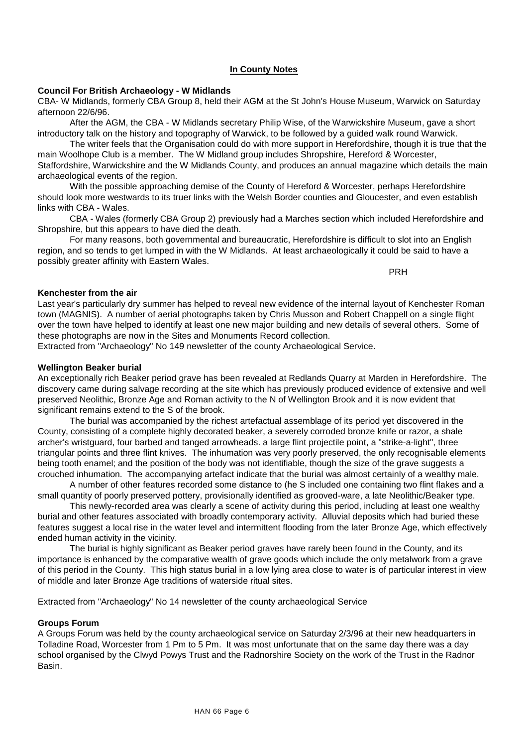## In County Notes

### Council For British Archaeology - W Midlands

CBA- W Midlands, formerly CBA Group 8, held their AGM at the St John's House Museum, Warwick on Saturday afternoon 22/6/96.

After the AGM, the CBA - W Midlands secretary Philip Wise, of the Warwickshire Museum, gave a short introductory talk on the history and topography of Warwick, to be followed by a guided walk round Warwick.

The writer feels that the Organisation could do with more support in Herefordshire, though it is true that the main Woolhope Club is a member. The W Midland group includes Shropshire, Hereford & Worcester, Staffordshire, Warwickshire and the W Midlands County, and produces an annual magazine which details the main archaeological events of the region.

With the possible approaching demise of the County of Hereford & Worcester, perhaps Herefordshire should look more westwards to its truer links with the Welsh Border counties and Gloucester, and even establish links with CBA - Wales.

CBA - Wales (formerly CBA Group 2) previously had a Marches section which included Herefordshire and Shropshire, but this appears to have died the death.

For many reasons, both governmental and bureaucratic, Herefordshire is difficult to slot into an English region, and so tends to get lumped in with the W Midlands. At least archaeologically it could be said to have a possibly greater affinity with Eastern Wales.

PRH

### Kenchester from the air

Last year's particularly dry summer has helped to reveal new evidence of the internal layout of Kenchester Roman town (MAGNIS). A number of aerial photographs taken by Chris Musson and Robert Chappell on a single flight over the town have helped to identify at least one new major building and new details of several others. Some of these photographs are now in the Sites and Monuments Record collection.

Extracted from "Archaeology" No 149 newsletter of the county Archaeological Service.

### Wellington Beaker burial

An exceptionally rich Beaker period grave has been revealed at Redlands Quarry at Marden in Herefordshire. The discovery came during salvage recording at the site which has previously produced evidence of extensive and well preserved Neolithic, Bronze Age and Roman activity to the N of Wellington Brook and it is now evident that significant remains extend to the S of the brook.

The burial was accompanied by the richest artefactual assemblage of its period yet discovered in the County, consisting of a complete highly decorated beaker, a severely corroded bronze knife or razor, a shale archer's wristguard, four barbed and tanged arrowheads. a large flint projectile point, a "strike-a-light", three triangular points and three flint knives. The inhumation was very poorly preserved, the only recognisable elements being tooth enamel; and the position of the body was not identifiable, though the size of the grave suggests a crouched inhumation. The accompanying artefact indicate that the burial was almost certainly of a wealthy male.

A number of other features recorded some distance to (he S included one containing two flint flakes and a small quantity of poorly preserved pottery, provisionally identified as grooved-ware, a late Neolithic/Beaker type.

This newly-recorded area was clearly a scene of activity during this period, including at least one wealthy burial and other features associated with broadly contemporary activity. Alluvial deposits which had buried these features suggest a local rise in the water level and intermittent flooding from the later Bronze Age, which effectively ended human activity in the vicinity.

The burial is highly significant as Beaker period graves have rarely been found in the County, and its importance is enhanced by the comparative wealth of grave goods which include the only metalwork from a grave of this period in the County. This high status burial in a low lying area close to water is of particular interest in view of middle and later Bronze Age traditions of waterside ritual sites.

Extracted from "Archaeology" No 14 newsletter of the county archaeological Service

### Groups Forum

A Groups Forum was held by the county archaeological service on Saturday 2/3/96 at their new headquarters in Tolladine Road, Worcester from 1 Pm to 5 Pm. It was most unfortunate that on the same day there was a day school organised by the Clwyd Powys Trust and the Radnorshire Society on the work of the Trust in the Radnor Basin.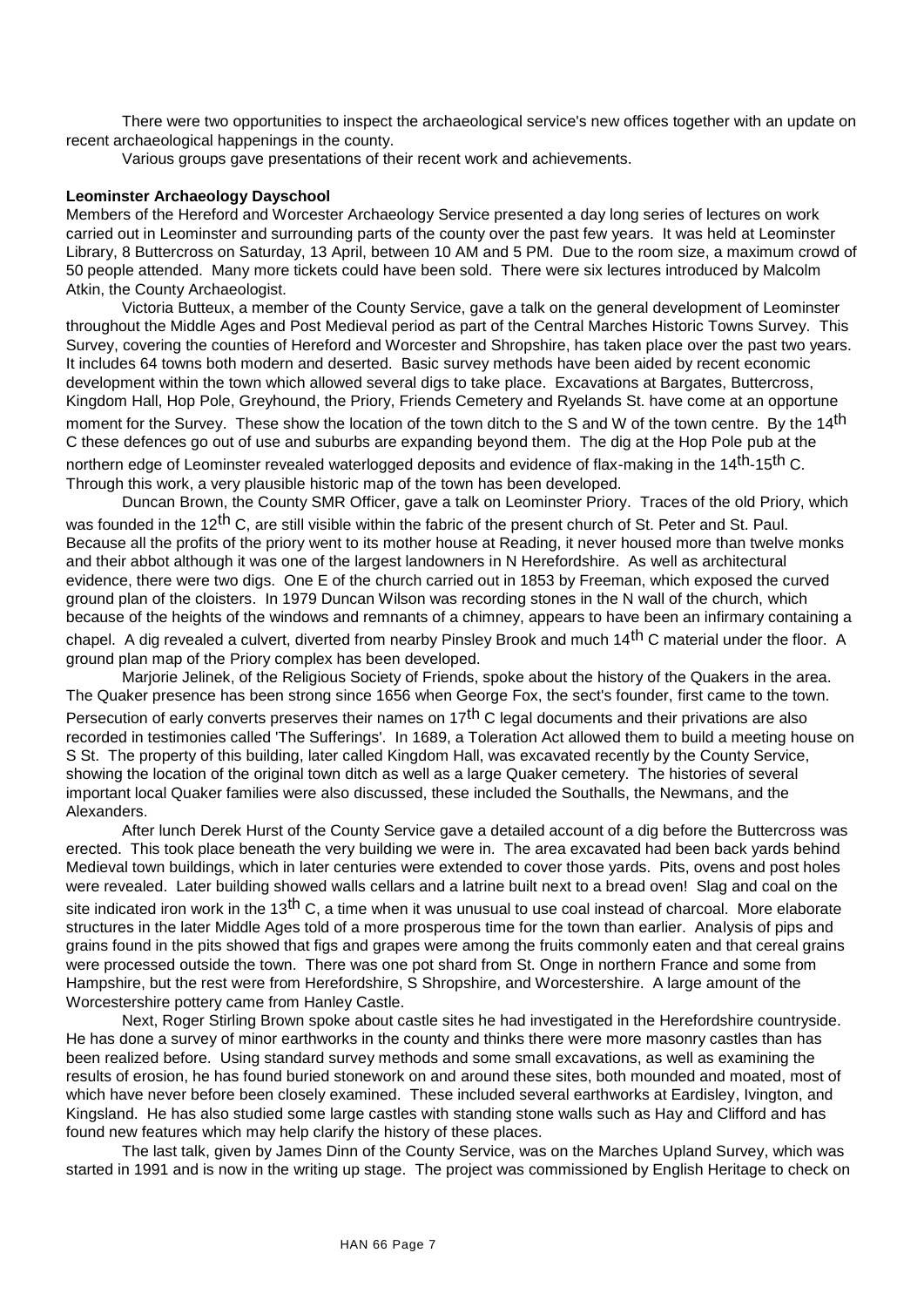There were two opportunities to inspect the archaeological service's new offices together with an update on recent archaeological happenings in the county.

Various groups gave presentations of their recent work and achievements.

**Leominster Archaeology Dayschool**

Members of the Hereford and Worcester Archaeology Service presented a day long series of lectures on work carried out in Leominster and surrounding parts of the county over the past few years. It was held at Leominster Library, 8 Buttercross on Saturday, 13 April, between 10 AM and 5 PM. Due to the room size, a maximum crowd of 50 people attended. Many more tickets could have been sold. There were six lectures introduced by Malcolm Atkin, the County Archaeologist.

Victoria Butteux, a member of the County Service, gave a talk on the general development of Leominster throughout the Middle Ages and Post Medieval period as part of the Central Marches Historic Towns Survey. This Survey, covering the counties of Hereford and Worcester and Shropshire, has taken place over the past two years. It includes 64 towns both modern and deserted. Basic survey methods have been aided by recent economic development within the town which allowed several digs to take place. Excavations at Bargates, Buttercross, Kingdom Hall, Hop Pole, Greyhound, the Priory, Friends Cemetery and Ryelands St. have come at an opportune moment for the Survey. These show the location of the town ditch to the S and W of the town centre. By the 14th C these defences go out of use and suburbs are expanding beyond them. The dig at the Hop Pole pub at the northern edge of Leominster revealed waterlogged deposits and evidence of flax-making in the 14th-15th C. Through this work, a very plausible historic map of the town has been developed.

Duncan Brown, the County SMR Officer, gave a talk on Leominster Priory. Traces of the old Priory, which was founded in the 12th C, are still visible within the fabric of the present church of St. Peter and St. Paul. Because all the profits of the priory went to its mother house at Reading, it never housed more than twelve monks and their abbot although it was one of the largest landowners in N Herefordshire. As well as architectural evidence, there were two digs. One E of the church carried out in 1853 by Freeman, which exposed the curved ground plan of the cloisters. In 1979 Duncan Wilson was recording stones in the N wall of the church, which because of the heights of the windows and remnants of a chimney, appears to have been an infirmary containing a chapel. A dig revealed a culvert, diverted from nearby Pinsley Brook and much 14th C material under the floor. A ground plan map of the Priory complex has been developed.

Marjorie Jelinek, of the Religious Society of Friends, spoke about the history of the Quakers in the area. The Quaker presence has been strong since 1656 when George Fox, the sect's founder, first came to the town. Persecution of early converts preserves their names on 17th C legal documents and their privations are also recorded in testimonies called 'The Sufferings'. In 1689, a Toleration Act allowed them to build a meeting house on S St. The property of this building, later called Kingdom Hall, was excavated recently by the County Service, showing the location of the original town ditch as well as a large Quaker cemetery. The histories of several important local Quaker families were also discussed, these included the Southalls, the Newmans, and the Alexanders.

After lunch Derek Hurst of the County Service gave a detailed account of a dig before the Buttercross was erected. This took place beneath the very building we were in. The area excavated had been back yards behind Medieval town buildings, which in later centuries were extended to cover those yards. Pits, ovens and post holes were revealed. Later building showed walls cellars and a latrine built next to a bread oven! Slag and coal on the site indicated iron work in the 13th C, a time when it was unusual to use coal instead of charcoal. More elaborate structures in the later Middle Ages told of a more prosperous time for the town than earlier. Analysis of pips and grains found in the pits showed that figs and grapes were among the fruits commonly eaten and that cereal grains were processed outside the town. There was one pot shard from St. Onge in northern France and some from Hampshire, but the rest were from Herefordshire, S Shropshire, and Worcestershire. A large amount of the Worcestershire pottery came from Hanley Castle.

Next, Roger Stirling Brown spoke about castle sites he had investigated in the Herefordshire countryside. He has done a survey of minor earthworks in the county and thinks there were more masonry castles than has been realized before. Using standard survey methods and some small excavations, as well as examining the results of erosion, he has found buried stonework on and around these sites, both mounded and moated, most of which have never before been closely examined. These included several earthworks at Eardisley, Ivington, and Kingsland. He has also studied some large castles with standing stone walls such as Hay and Clifford and has found new features which may help clarify the history of these places.

The last talk, given by James Dinn of the County Service, was on the Marches Upland Survey, which was started in 1991 and is now in the writing up stage. The project was commissioned by English Heritage to check on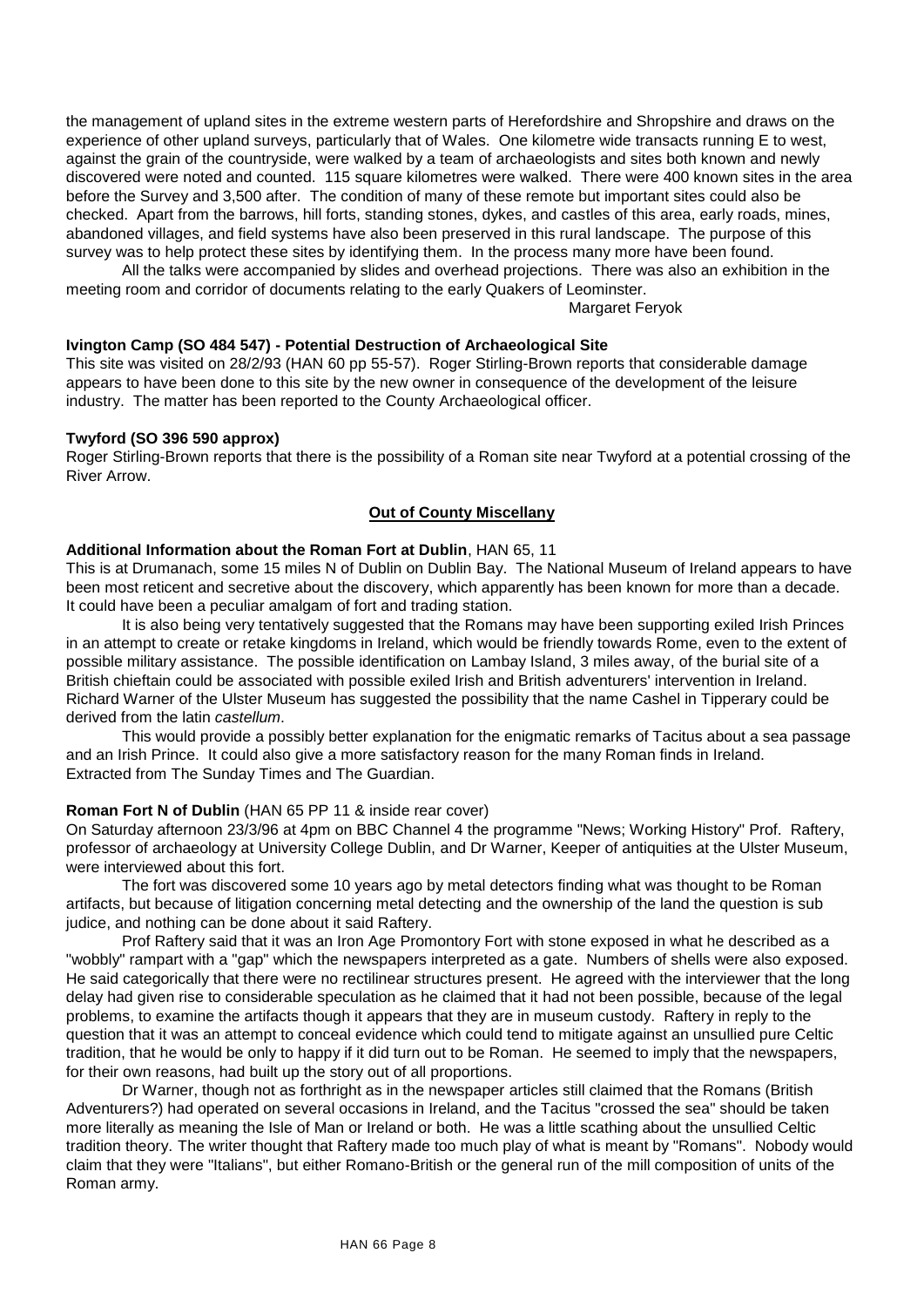the management of upland sites in the extreme western parts of Herefordshire and Shropshire and draws on the experience of other upland surveys, particularly that of Wales. One kilometre wide transacts running E to west, against the grain of the countryside, were walked by a team of archaeologists and sites both known and newly discovered were noted and counted. 115 square kilometres were walked. There were 400 known sites in the area before the Survey and 3,500 after. The condition of many of these remote but important sites could also be checked. Apart from the barrows, hill forts, standing stones, dykes, and castles of this area, early roads, mines, abandoned villages, and field systems have also been preserved in this rural landscape. The purpose of this survey was to help protect these sites by identifying them. In the process many more have been found.

All the talks were accompanied by slides and overhead projections. There was also an exhibition in the meeting room and corridor of documents relating to the early Quakers of Leominster.

Margaret Feryok

**Ivington Camp (SO 484 547) - Potential Destruction of Archaeological Site**

This site was visited on 28/2/93 (HAN 60 pp 55-57). Roger Stirling-Brown reports that considerable damage appears to have been done to this site by the new owner in consequence of the development of the leisure industry. The matter has been reported to the County Archaeological officer.

**Twyford (SO 396 590 approx)**

Roger Stirling-Brown reports that there is the possibility of a Roman site near Twyford at a potential crossing of the River Arrow.

## Out of County Miscellany

**Additional Information about the Roman Fort at Dublin**, HAN 65, 11

This is at Drumanach, some 15 miles N of Dublin on Dublin Bay. The National Museum of Ireland appears to have been most reticent and secretive about the discovery, which apparently has been known for more than a decade. It could have been a peculiar amalgam of fort and trading station.

It is also being very tentatively suggested that the Romans may have been supporting exiled Irish Princes in an attempt to create or retake kingdoms in Ireland, which would be friendly towards Rome, even to the extent of possible military assistance. The possible identification on Lambay Island, 3 miles away, of the burial site of a British chieftain could be associated with possible exiled Irish and British adventurers' intervention in Ireland. Richard Warner of the Ulster Museum has suggested the possibility that the name Cashel in Tipperary could be derived from the latin *castellum*.

This would provide a possibly better explanation for the enigmatic remarks of Tacitus about a sea passage and an Irish Prince. It could also give a more satisfactory reason for the many Roman finds in Ireland. Extracted from The Sunday Times and The Guardian.

**Roman Fort N of Dublin** (HAN 65 PP 11 & inside rear cover)

On Saturday afternoon 23/3/96 at 4pm on BBC Channel 4 the programme "News; Working History" Prof. Raftery, professor of archaeology at University College Dublin, and Dr Warner, Keeper of antiquities at the Ulster Museum, were interviewed about this fort.

The fort was discovered some 10 years ago by metal detectors finding what was thought to be Roman artifacts, but because of litigation concerning metal detecting and the ownership of the land the question is sub judice, and nothing can be done about it said Raftery.

Prof Raftery said that it was an Iron Age Promontory Fort with stone exposed in what he described as a "wobbly" rampart with a "gap" which the newspapers interpreted as a gate. Numbers of shells were also exposed. He said categorically that there were no rectilinear structures present. He agreed with the interviewer that the long delay had given rise to considerable speculation as he claimed that it had not been possible, because of the legal problems, to examine the artifacts though it appears that they are in museum custody. Raftery in reply to the question that it was an attempt to conceal evidence which could tend to mitigate against an unsullied pure Celtic tradition, that he would be only to happy if it did turn out to be Roman. He seemed to imply that the newspapers, for their own reasons, had built up the story out of all proportions.

Dr Warner, though not as forthright as in the newspaper articles still claimed that the Romans (British Adventurers?) had operated on several occasions in Ireland, and the Tacitus "crossed the sea" should be taken more literally as meaning the Isle of Man or Ireland or both. He was a little scathing about the unsullied Celtic tradition theory. The writer thought that Raftery made too much play of what is meant by "Romans". Nobody would claim that they were "Italians", but either Romano-British or the general run of the mill composition of units of the Roman army.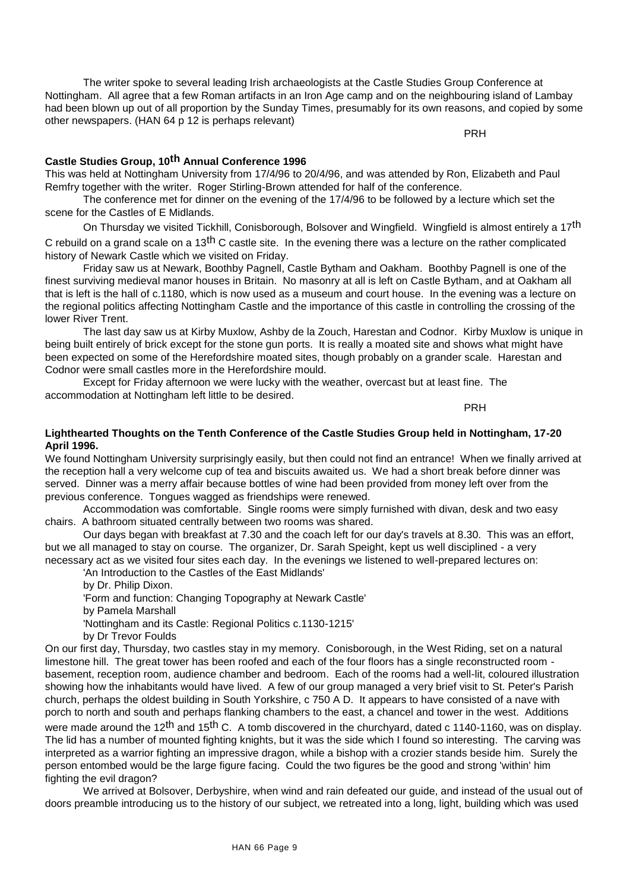The writer spoke to several leading Irish archaeologists at the Castle Studies Group Conference at Nottingham. All agree that a few Roman artifacts in an Iron Age camp and on the neighbouring island of Lambay had been blown up out of all proportion by the Sunday Times, presumably for its own reasons, and copied by some other newspapers. (HAN 64 p 12 is perhaps relevant)

PRH

### Castle Studies Group, 10th Annual Conference 1996

This was held at Nottingham University from 17/4/96 to 20/4/96, and was attended by Ron, Elizabeth and Paul Remfry together with the writer. Roger Stirling-Brown attended for half of the conference.

The conference met for dinner on the evening of the 17/4/96 to be followed by a lecture which set the scene for the Castles of E Midlands.

On Thursday we visited Tickhill, Conisborough, Bolsover and Wingfield. Wingfield is almost entirely a 17th C rebuild on a grand scale on a 13th C castle site. In the evening there was a lecture on the rather complicated history of Newark Castle which we visited on Friday.

Friday saw us at Newark, Boothby Pagnell, Castle Bytham and Oakham. Boothby Pagnell is one of the finest surviving medieval manor houses in Britain. No masonry at all is left on Castle Bytham, and at Oakham all that is left is the hall of c.1180, which is now used as a museum and court house. In the evening was a lecture on the regional politics affecting Nottingham Castle and the importance of this castle in controlling the crossing of the lower River Trent.

The last day saw us at Kirby Muxlow, Ashby de la Zouch, Harestan and Codnor. Kirby Muxlow is unique in being built entirely of brick except for the stone gun ports. It is really a moated site and shows what might have been expected on some of the Herefordshire moated sites, though probably on a grander scale. Harestan and Codnor were small castles more in the Herefordshire mould.

Except for Friday afternoon we were lucky with the weather, overcast but at least fine. The accommodation at Nottingham left little to be desired.

PRH

### Lighthearted Thoughts on the Tenth Conference of the Castle Studies Group held in Nottingham, 17-20 April 1996.

We found Nottingham University surprisingly easily, but then could not find an entrance! When we finally arrived at the reception hall a very welcome cup of tea and biscuits awaited us. We had a short break before dinner was served. Dinner was a merry affair because bottles of wine had been provided from money left over from the previous conference. Tongues wagged as friendships were renewed.

Accommodation was comfortable. Single rooms were simply furnished with divan, desk and two easy chairs. A bathroom situated centrally between two rooms was shared.

Our days began with breakfast at 7.30 and the coach left for our day's travels at 8.30. This was an effort, but we all managed to stay on course. The organizer, Dr. Sarah Speight, kept us well disciplined - a very necessary act as we visited four sites each day. In the evenings we listened to well-prepared lectures on:

'An Introduction to the Castles of the East Midlands'
by Dr. Philip Dixon.
'Form and function: Changing Topography at Newark Castle'
by Pamela Marshall
'Nottingham and its Castle: Regional Politics c.1130-1215'
by Dr Trevor Foulds

On our first day, Thursday, two castles stay in my memory. Conisborough, in the West Riding, set on a natural limestone hill. The great tower has been roofed and each of the four floors has a single reconstructed room - basement, reception room, audience chamber and bedroom. Each of the rooms had a well-lit, coloured illustration showing how the inhabitants would have lived. A few of our group managed a very brief visit to St. Peter's Parish church, perhaps the oldest building in South Yorkshire, c 750 A D. It appears to have consisted of a nave with porch to north and south and perhaps flanking chambers to the east, a chancel and tower in the west. Additions were made around the 12th and 15th C. A tomb discovered in the churchyard, dated c 1140-1160, was on display. The lid has a number of mounted fighting knights, but it was the side which I found so interesting. The carving was interpreted as a warrior fighting an impressive dragon, while a bishop with a crozier stands beside him. Surely the person entombed would be the large figure facing. Could the two figures be the good and strong 'within' him fighting the evil dragon?

We arrived at Bolsover, Derbyshire, when wind and rain defeated our guide, and instead of the usual out of doors preamble introducing us to the history of our subject, we retreated into a long, light, building which was used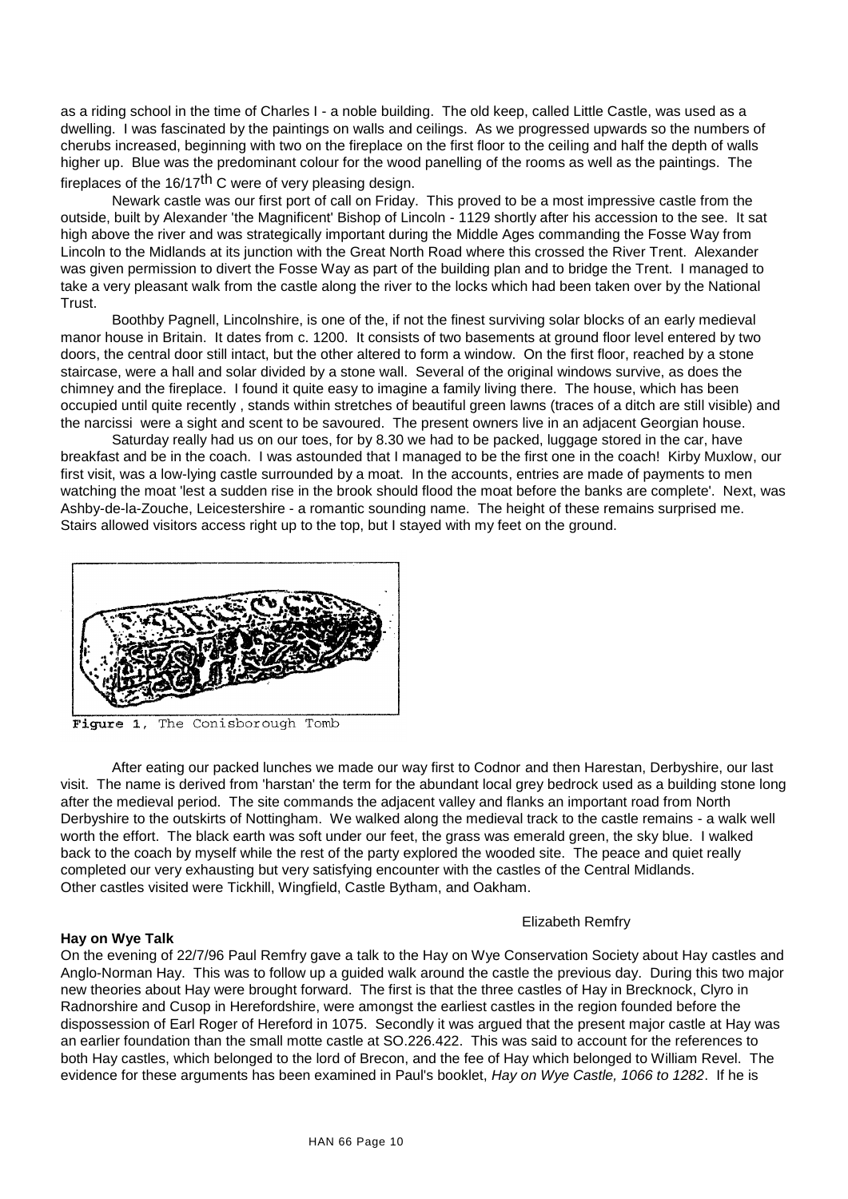as a riding school in the time of Charles I - a noble building. The old keep, called Little Castle, was used as a dwelling. I was fascinated by the paintings on walls and ceilings. As we progressed upwards so the numbers of cherubs increased, beginning with two on the fireplace on the first floor to the ceiling and half the depth of walls higher up. Blue was the predominant colour for the wood panelling of the rooms as well as the paintings. The fireplaces of the 16/17th C were of very pleasing design.

Newark castle was our first port of call on Friday. This proved to be a most impressive castle from the outside, built by Alexander 'the Magnificent' Bishop of Lincoln - 1129 shortly after his accession to the see. It sat high above the river and was strategically important during the Middle Ages commanding the Fosse Way from Lincoln to the Midlands at its junction with the Great North Road where this crossed the River Trent. Alexander was given permission to divert the Fosse Way as part of the building plan and to bridge the Trent. I managed to take a very pleasant walk from the castle along the river to the locks which had been taken over by the National Trust.

Boothby Pagnell, Lincolnshire, is one of the, if not the finest surviving solar blocks of an early medieval manor house in Britain. It dates from c. 1200. It consists of two basements at ground floor level entered by two doors, the central door still intact, but the other altered to form a window. On the first floor, reached by a stone staircase, were a hall and solar divided by a stone wall. Several of the original windows survive, as does the chimney and the fireplace. I found it quite easy to imagine a family living there. The house, which has been occupied until quite recently , stands within stretches of beautiful green lawns (traces of a ditch are still visible) and the narcissi were a sight and scent to be savoured. The present owners live in an adjacent Georgian house.

Saturday really had us on our toes, for by 8.30 we had to be packed, luggage stored in the car, have breakfast and be in the coach. I was astounded that I managed to be the first one in the coach! Kirby Muxlow, our first visit, was a low-lying castle surrounded by a moat. In the accounts, entries are made of payments to men watching the moat 'lest a sudden rise in the brook should flood the moat before the banks are complete'. Next, was Ashby-de-la-Zouche, Leicestershire - a romantic sounding name. The height of these remains surprised me. Stairs allowed visitors access right up to the top, but I stayed with my feet on the ground.

**Figure 1**, The Conisborough Tomb

After eating our packed lunches we made our way first to Codnor and then Harestan, Derbyshire, our last visit. The name is derived from 'harstan' the term for the abundant local grey bedrock used as a building stone long after the medieval period. The site commands the adjacent valley and flanks an important road from North Derbyshire to the outskirts of Nottingham. We walked along the medieval track to the castle remains - a walk well worth the effort. The black earth was soft under our feet, the grass was emerald green, the sky blue. I walked back to the coach by myself while the rest of the party explored the wooded site. The peace and quiet really completed our very exhausting but very satisfying encounter with the castles of the Central Midlands.
Other castles visited were Tickhill, Wingfield, Castle Bytham, and Oakham.

Elizabeth Remfry

**Hay on Wye Talk**

On the evening of 22/7/96 Paul Remfry gave a talk to the Hay on Wye Conservation Society about Hay castles and Anglo-Norman Hay. This was to follow up a guided walk around the castle the previous day. During this two major new theories about Hay were brought forward. The first is that the three castles of Hay in Brecknock, Clyro in Radnorshire and Cusop in Herefordshire, were amongst the earliest castles in the region founded before the dispossession of Earl Roger of Hereford in 1075. Secondly it was argued that the present major castle at Hay was an earlier foundation than the small motte castle at SO.226.422. This was said to account for the references to both Hay castles, which belonged to the lord of Brecon, and the fee of Hay which belonged to William Revel. The evidence for these arguments has been examined in Paul's booklet, *Hay on Wye Castle, 1066 to 1282*. If he is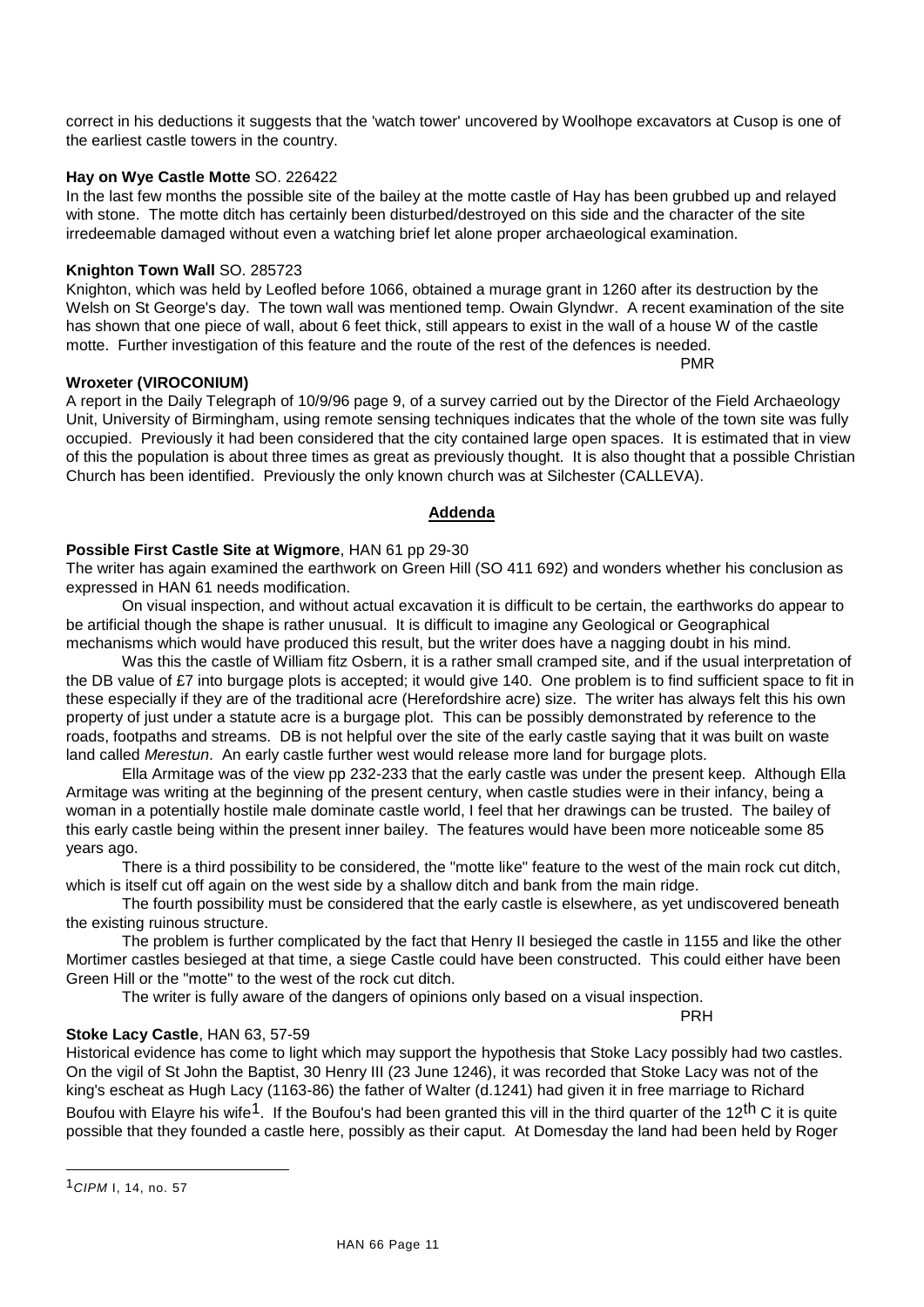correct in his deductions it suggests that the 'watch tower' uncovered by Woolhope excavators at Cusop is one of the earliest castle towers in the country.

**Hay on Wye Castle Motte** SO. 226422
In the last few months the possible site of the bailey at the motte castle of Hay has been grubbed up and relayed with stone. The motte ditch has certainly been disturbed/destroyed on this side and the character of the site irredeemable damaged without even a watching brief let alone proper archaeological examination.

**Knighton Town Wall** SO. 285723
Knighton, which was held by Leofled before 1066, obtained a murage grant in 1260 after its destruction by the Welsh on St George's day. The town wall was mentioned temp. Owain Glyndwr. A recent examination of the site has shown that one piece of wall, about 6 feet thick, still appears to exist in the wall of a house W of the castle motte. Further investigation of this feature and the route of the rest of the defences is needed.

PMR

**Wroxeter (VIROCONIUM)**
A report in the Daily Telegraph of 10/9/96 page 9, of a survey carried out by the Director of the Field Archaeology Unit, University of Birmingham, using remote sensing techniques indicates that the whole of the town site was fully occupied. Previously it had been considered that the city contained large open spaces. It is estimated that in view of this the population is about three times as great as previously thought. It is also thought that a possible Christian Church has been identified. Previously the only known church was at Silchester (CALLEVA).

## Addenda

**Possible First Castle Site at Wigmore**, HAN 61 pp 29-30
The writer has again examined the earthwork on Green Hill (SO 411 692) and wonders whether his conclusion as expressed in HAN 61 needs modification.

On visual inspection, and without actual excavation it is difficult to be certain, the earthworks do appear to be artificial though the shape is rather unusual. It is difficult to imagine any Geological or Geographical mechanisms which would have produced this result, but the writer does have a nagging doubt in his mind.

Was this the castle of William fitz Osbern, it is a rather small cramped site, and if the usual interpretation of the DB value of £7 into burgage plots is accepted; it would give 140. One problem is to find sufficient space to fit in these especially if they are of the traditional acre (Herefordshire acre) size. The writer has always felt this his own property of just under a statute acre is a burgage plot. This can be possibly demonstrated by reference to the roads, footpaths and streams. DB is not helpful over the site of the early castle saying that it was built on waste land called *Merestun*. An early castle further west would release more land for burgage plots.

Ella Armitage was of the view pp 232-233 that the early castle was under the present keep. Although Ella Armitage was writing at the beginning of the present century, when castle studies were in their infancy, being a woman in a potentially hostile male dominate castle world, I feel that her drawings can be trusted. The bailey of this early castle being within the present inner bailey. The features would have been more noticeable some 85 years ago.

There is a third possibility to be considered, the "motte like" feature to the west of the main rock cut ditch, which is itself cut off again on the west side by a shallow ditch and bank from the main ridge.

The fourth possibility must be considered that the early castle is elsewhere, as yet undiscovered beneath the existing ruinous structure.

The problem is further complicated by the fact that Henry II besieged the castle in 1155 and like the other Mortimer castles besieged at that time, a siege Castle could have been constructed. This could either have been Green Hill or the "motte" to the west of the rock cut ditch.

The writer is fully aware of the dangers of opinions only based on a visual inspection.

PRH

**Stoke Lacy Castle**, HAN 63, 57-59
Historical evidence has come to light which may support the hypothesis that Stoke Lacy possibly had two castles. On the vigil of St John the Baptist, 30 Henry III (23 June 1246), it was recorded that Stoke Lacy was not of the king's escheat as Hugh Lacy (1163-86) the father of Walter (d.1241) had given it in free marriage to Richard Boufou with Elayre his wife[1]. If the Boufou's had been granted this vill in the third quarter of the 12th C it is quite possible that they founded a castle here, possibly as their caput. At Domesday the land had been held by Roger

[1] *CIPM* I, 14, no. 57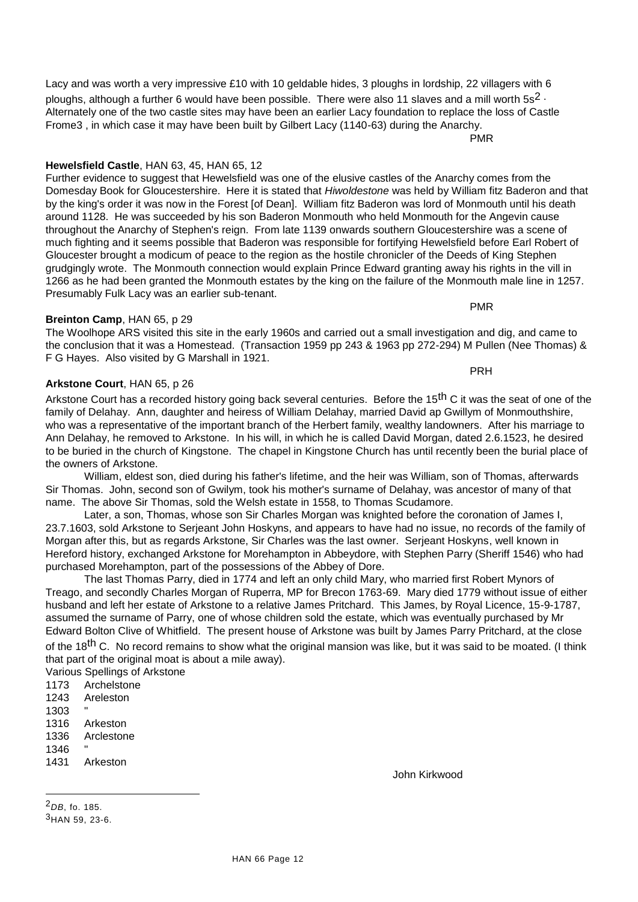Lacy and was worth a very impressive £10 with 10 geldable hides, 3 ploughs in lordship, 22 villagers with 6 ploughs, although a further 6 would have been possible. There were also 11 slaves and a mill worth 5s[2]. Alternately one of the two castle sites may have been an earlier Lacy foundation to replace the loss of Castle Frome[3], in which case it may have been built by Gilbert Lacy (1140-63) during the Anarchy.

PMR

**Hewelsfield Castle**, HAN 63, 45, HAN 65, 12

Further evidence to suggest that Hewelsfield was one of the elusive castles of the Anarchy comes from the Domesday Book for Gloucestershire. Here it is stated that *Hiwoldestone* was held by William fitz Baderon and that by the king's order it was now in the Forest [of Dean]. William fitz Baderon was lord of Monmouth until his death around 1128. He was succeeded by his son Baderon Monmouth who held Monmouth for the Angevin cause throughout the Anarchy of Stephen's reign. From late 1139 onwards southern Gloucestershire was a scene of much fighting and it seems possible that Baderon was responsible for fortifying Hewelsfield before Earl Robert of Gloucester brought a modicum of peace to the region as the hostile chronicler of the Deeds of King Stephen grudgingly wrote. The Monmouth connection would explain Prince Edward granting away his rights in the vill in 1266 as he had been granted the Monmouth estates by the king on the failure of the Monmouth male line in 1257. Presumably Fulk Lacy was an earlier sub-tenant.

PMR

**Breinton Camp**, HAN 65, p 29

The Woolhope ARS visited this site in the early 1960s and carried out a small investigation and dig, and came to the conclusion that it was a Homestead. (Transaction 1959 pp 243 & 1963 pp 272-294) M Pullen (Nee Thomas) & F G Hayes. Also visited by G Marshall in 1921.

PRH

**Arkstone Court**, HAN 65, p 26

Arkstone Court has a recorded history going back several centuries. Before the 15th C it was the seat of one of the family of Delahay. Ann, daughter and heiress of William Delahay, married David ap Gwillym of Monmouthshire, who was a representative of the important branch of the Herbert family, wealthy landowners. After his marriage to Ann Delahay, he removed to Arkstone. In his will, in which he is called David Morgan, dated 2.6.1523, he desired to be buried in the church of Kingstone. The chapel in Kingstone Church has until recently been the burial place of the owners of Arkstone.

William, eldest son, died during his father's lifetime, and the heir was William, son of Thomas, afterwards Sir Thomas. John, second son of Gwilym, took his mother's surname of Delahay, was ancestor of many of that name. The above Sir Thomas, sold the Welsh estate in 1558, to Thomas Scudamore.

Later, a son, Thomas, whose son Sir Charles Morgan was knighted before the coronation of James I, 23.7.1603, sold Arkstone to Serjeant John Hoskyns, and appears to have had no issue, no records of the family of Morgan after this, but as regards Arkstone, Sir Charles was the last owner. Serjeant Hoskyns, well known in Hereford history, exchanged Arkstone for Morehampton in Abbeydore, with Stephen Parry (Sheriff 1546) who had purchased Morehampton, part of the possessions of the Abbey of Dore.

The last Thomas Parry, died in 1774 and left an only child Mary, who married first Robert Mynors of Treago, and secondly Charles Morgan of Ruperra, MP for Brecon 1763-69. Mary died 1779 without issue of either husband and left her estate of Arkstone to a relative James Pritchard. This James, by Royal Licence, 15-9-1787, assumed the surname of Parry, one of whose children sold the estate, which was eventually purchased by Mr Edward Bolton Clive of Whitfield. The present house of Arkstone was built by James Parry Pritchard, at the close of the 18th C. No record remains to show what the original mansion was like, but it was said to be moated. (I think that part of the original moat is about a mile away).

Various Spellings of Arkstone

1173 Archelstone
1243 Areleston
1303 "
1316 Arkeston
1336 Arclestone
1346 "
1431 Arkeston

John Kirkwood

---

[2] *DB*, fo. 185.

[3] HAN 59, 23-6.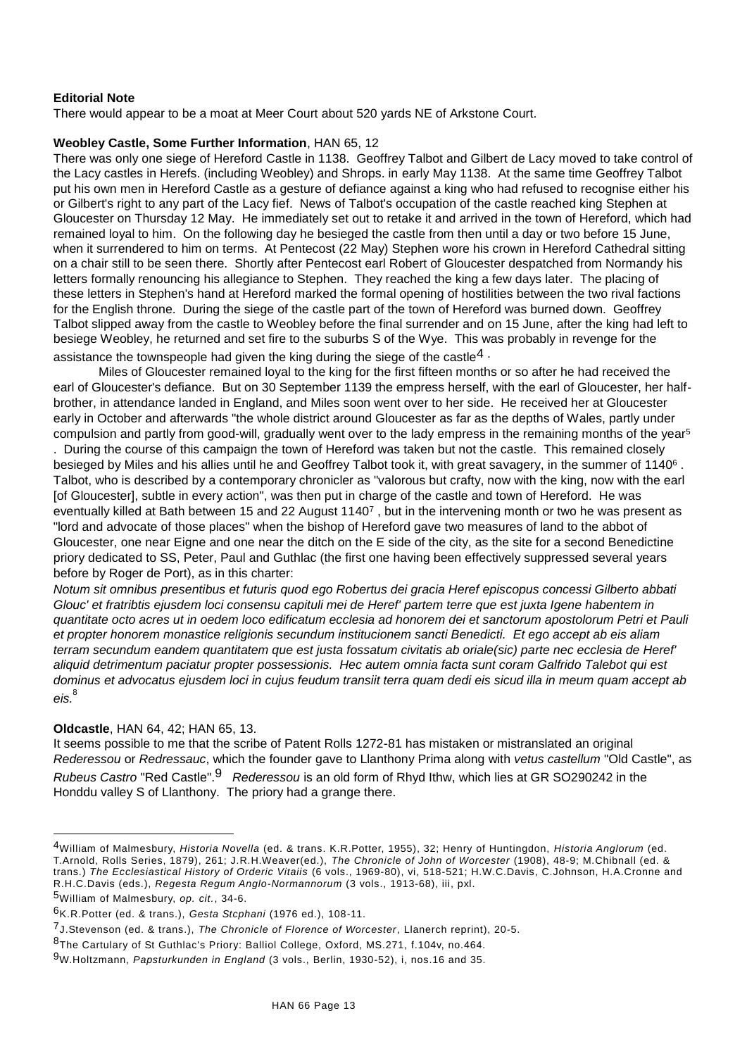**Editorial Note**

There would appear to be a moat at Meer Court about 520 yards NE of Arkstone Court.

**Weobley Castle, Some Further Information**, HAN 65, 12

There was only one siege of Hereford Castle in 1138. Geoffrey Talbot and Gilbert de Lacy moved to take control of the Lacy castles in Herefs. (including Weobley) and Shrops. in early May 1138. At the same time Geoffrey Talbot put his own men in Hereford Castle as a gesture of defiance against a king who had refused to recognise either his or Gilbert's right to any part of the Lacy fief. News of Talbot's occupation of the castle reached king Stephen at Gloucester on Thursday 12 May. He immediately set out to retake it and arrived in the town of Hereford, which had remained loyal to him. On the following day he besieged the castle from then until a day or two before 15 June, when it surrendered to him on terms. At Pentecost (22 May) Stephen wore his crown in Hereford Cathedral sitting on a chair still to be seen there. Shortly after Pentecost earl Robert of Gloucester despatched from Normandy his letters formally renouncing his allegiance to Stephen. They reached the king a few days later. The placing of these letters in Stephen's hand at Hereford marked the formal opening of hostilities between the two rival factions for the English throne. During the siege of the castle part of the town of Hereford was burned down. Geoffrey Talbot slipped away from the castle to Weobley before the final surrender and on 15 June, after the king had left to besiege Weobley, he returned and set fire to the suburbs S of the Wye. This was probably in revenge for the assistance the townspeople had given the king during the siege of the castle[4] .

Miles of Gloucester remained loyal to the king for the first fifteen months or so after he had received the earl of Gloucester's defiance. But on 30 September 1139 the empress herself, with the earl of Gloucester, her half-brother, in attendance landed in England, and Miles soon went over to her side. He received her at Gloucester early in October and afterwards "the whole district around Gloucester as far as the depths of Wales, partly under compulsion and partly from good-will, gradually went over to the lady empress in the remaining months of the year[5] . During the course of this campaign the town of Hereford was taken but not the castle. This remained closely besieged by Miles and his allies until he and Geoffrey Talbot took it, with great savagery, in the summer of 1140[6] . Talbot, who is described by a contemporary chronicler as "valorous but crafty, now with the king, now with the earl [of Gloucester], subtle in every action", was then put in charge of the castle and town of Hereford. He was eventually killed at Bath between 15 and 22 August 1140[7] , but in the intervening month or two he was present as "lord and advocate of those places" when the bishop of Hereford gave two measures of land to the abbot of Gloucester, one near Eigne and one near the ditch on the E side of the city, as the site for a second Benedictine priory dedicated to SS, Peter, Paul and Guthlac (the first one having been effectively suppressed several years before by Roger de Port), as in this charter:

*Notum sit omnibus presentibus et futuris quod ego Robertus dei gracia Heref episcopus concessi Gilberto abbati Glouc' et fratribtis ejusdem loci consensu capituli mei de Heref' partem terre que est juxta Igene habentem in quantitate octo acres ut in oedem loco edificatum ecclesia ad honorem dei et sanctorum apostolorum Petri et Pauli et propter honorem monastice religionis secundum institucionem sancti Benedicti. Et ego accept ab eis aliam terram secundum eandem quantitatem que est justa fossatum civitatis ab oriale(sic) parte nec ecclesia de Heref' aliquid detrimentum paciatur propter possessionis. Hec autem omnia facta sunt coram Galfrido Talebot qui est dominus et advocatus ejusdem loci in cujus feudum transiit terra quam dedi eis sicud illa in meum quam accept ab eis.*[8]

**Oldcastle**, HAN 64, 42; HAN 65, 13.

It seems possible to me that the scribe of Patent Rolls 1272-81 has mistaken or mistranslated an original *Rederessou* or *Redressauc*, which the founder gave to Llanthony Prima along with *vetus castellum* "Old Castle", as *Rubeus Castro* "Red Castle".[9] *Rederessou* is an old form of Rhyd Ithw, which lies at GR SO290242 in the Honddu valley S of Llanthony. The priory had a grange there.

---

[4] William of Malmesbury, *Historia Novella* (ed. & trans. K.R.Potter, 1955), 32; Henry of Huntingdon, *Historia Anglorum* (ed. T.Arnold, Rolls Series, 1879), 261; J.R.H.Weaver(ed.), *The Chronicle of John of Worcester* (1908), 48-9; M.Chibnall (ed. & trans.) *The Ecclesiastical History of Orderic Vitaiis* (6 vols., 1969-80), vi, 518-521; H.W.C.Davis, C.Johnson, H.A.Cronne and R.H.C.Davis (eds.), *Regesta Regum Anglo-Normannorum* (3 vols., 1913-68), iii, pxl.

[5] William of Malmesbury, *op. cit.*, 34-6.

[6] K.R.Potter (ed. & trans.), *Gesta Stcphani* (1976 ed.), 108-11.

[7] J.Stevenson (ed. & trans.), *The Chronicle of Florence of Worcester*, Llanerch reprint), 20-5.

[8] The Cartulary of St Guthlac's Priory: Balliol College, Oxford, MS.271, f.104v, no.464.

[9] W.Holtzmann, *Papsturkunden in England* (3 vols., Berlin, 1930-52), i, nos.16 and 35.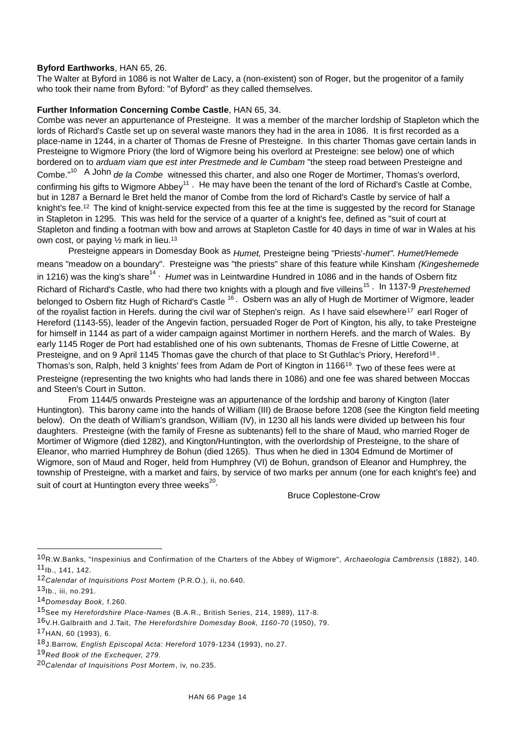**Byford Earthworks**, HAN 65, 26.

The Walter at Byford in 1086 is not Walter de Lacy, a (non-existent) son of Roger, but the progenitor of a family who took their name from Byford: "of Byford" as they called themselves.

**Further Information Concerning Combe Castle**, HAN 65, 34.

Combe was never an appurtenance of Presteigne. It was a member of the marcher lordship of Stapleton which the lords of Richard's Castle set up on several waste manors they had in the area in 1086. It is first recorded as a place-name in 1244, in a charter of Thomas de Fresne of Presteigne. In this charter Thomas gave certain lands in Presteigne to Wigmore Priory (the lord of Wigmore being his overlord at Presteigne: see below) one of which bordered on to *arduam viam que est inter Prestmede and le Cumbam* "the steep road between Presteigne and Combe."[10] A John *de la Combe* witnessed this charter, and also one Roger de Mortimer, Thomas's overlord, confirming his gifts to Wigmore Abbey[11]. He may have been the tenant of the lord of Richard's Castle at Combe, but in 1287 a Bernard le Bret held the manor of Combe from the lord of Richard's Castle by service of half a knight's fee.[12] The kind of knight-service expected from this fee at the time is suggested by the record for Stanage in Stapleton in 1295. This was held for the service of a quarter of a knight's fee, defined as "suit of court at Stapleton and finding a footman with bow and arrows at Stapleton Castle for 40 days in time of war in Wales at his own cost, or paying ½ mark in lieu.[13]

Presteigne appears in Domesday Book as *Humet,* Presteigne being "Priests'-*humet". Humet/Hemede* means "meadow on a boundary". Presteigne was "the priests" share of this feature while Kinsham *(Kingeshemede* in 1216) was the king's share[14]. *Humet* was in Leintwardine Hundred in 1086 and in the hands of Osbern fitz Richard of Richard's Castle, who had there two knights with a plough and five villeins[15]. In 1137-9 *Prestehemed* belonged to Osbern fitz Hugh of Richard's Castle [16]. Osbern was an ally of Hugh de Mortimer of Wigmore, leader of the royalist faction in Herefs. during the civil war of Stephen's reign. As I have said elsewhere[17] earl Roger of Hereford (1143-55), leader of the Angevin faction, persuaded Roger de Port of Kington, his ally, to take Presteigne for himself in 1144 as part of a wider campaign against Mortimer in northern Herefs. and the march of Wales. By early 1145 Roger de Port had established one of his own subtenants, Thomas de Fresne of Little Cowerne, at Presteigne, and on 9 April 1145 Thomas gave the church of that place to St Guthlac's Priory, Hereford[18]. Thomas's son, Ralph, held 3 knights' fees from Adam de Port of Kington in 1166[19]. Two of these fees were at Presteigne (representing the two knights who had lands there in 1086) and one fee was shared between Moccas and Steen's Court in Sutton.

From 1144/5 onwards Presteigne was an appurtenance of the lordship and barony of Kington (later Huntington). This barony came into the hands of William (III) de Braose before 1208 (see the Kington field meeting below). On the death of William's grandson, William (IV), in 1230 all his lands were divided up between his four daughters. Presteigne (with the family of Fresne as subtenants) fell to the share of Maud, who married Roger de Mortimer of Wigmore (died 1282), and Kington/Huntington, with the overlordship of Presteigne, to the share of Eleanor, who married Humphrey de Bohun (died 1265). Thus when he died in 1304 Edmund de Mortimer of Wigmore, son of Maud and Roger, held from Humphrey (VI) de Bohun, grandson of Eleanor and Humphrey, the township of Presteigne, with a market and fairs, by service of two marks per annum (one for each knight's fee) and suit of court at Huntington every three weeks[20].

Bruce Coplestone-Crow

---

[10] R.W.Banks, "Inspexinius and Confirmation of the Charters of the Abbey of Wigmore", *Archaeologia Cambrensis* (1882), 140.

[11] Ib., 141, 142.

[12] *Calendar of Inquisitions Post Mortem* (P.R.O.), ii, no.640.

[13] Ib., iii, no.291.

[14] *Domesday Book,* f.260.

[15] See my *Herefordshire Place-Names* (B.A.R., British Series, 214, 1989), 117-8.

[16] V.H.Galbraith and J.Tait, *The Herefordshire Domesday Book, 1160-70* (1950), 79.

[17] HAN, 60 (1993), 6.

[18] J.Barrow, *English Episcopal Acta: Hereford* 1079-1234 (1993), no.27.

[19] *Red Book of the Exchequer, 279.*

[20] *Calendar of Inquisitions Post Mortem*, iv, no.235.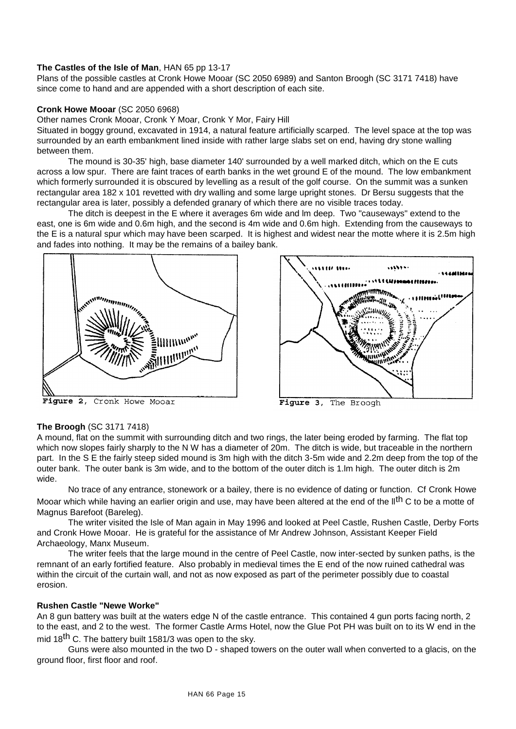**The Castles of the Isle of Man**, HAN 65 pp 13-17

Plans of the possible castles at Cronk Howe Mooar (SC 2050 6989) and Santon Broogh (SC 3171 7418) have since come to hand and are appended with a short description of each site.

**Cronk Howe Mooar** (SC 2050 6968)

Other names Cronk Mooar, Cronk Y Moar, Cronk Y Mor, Fairy Hill

Situated in boggy ground, excavated in 1914, a natural feature artificially scarped. The level space at the top was surrounded by an earth embankment lined inside with rather large slabs set on end, having dry stone walling between them.

The mound is 30-35' high, base diameter 140' surrounded by a well marked ditch, which on the E cuts across a low spur. There are faint traces of earth banks in the wet ground E of the mound. The low embankment which formerly surrounded it is obscured by levelling as a result of the golf course. On the summit was a sunken rectangular area 182 x 101 revetted with dry walling and some large upright stones. Dr Bersu suggests that the rectangular area is later, possibly a defended granary of which there are no visible traces today.

The ditch is deepest in the E where it averages 6m wide and lm deep. Two "causeways" extend to the east, one is 6m wide and 0.6m high, and the second is 4m wide and 0.6m high. Extending from the causeways to the E is a natural spur which may have been scarped. It is highest and widest near the motte where it is 2.5m high and fades into nothing. It may be the remains of a bailey bank.

**Figure 2**, Cronk Howe Mooar

**Figure 3**, The Broogh

**The Broogh** (SC 3171 7418)

A mound, flat on the summit with surrounding ditch and two rings, the later being eroded by farming. The flat top which now slopes fairly sharply to the N W has a diameter of 20m. The ditch is wide, but traceable in the northern part. In the S E the fairly steep sided mound is 3m high with the ditch 3-5m wide and 2.2m deep from the top of the outer bank. The outer bank is 3m wide, and to the bottom of the outer ditch is 1.lm high. The outer ditch is 2m wide.

No trace of any entrance, stonework or a bailey, there is no evidence of dating or function. Cf Cronk Howe Mooar which while having an earlier origin and use, may have been altered at the end of the llth C to be a motte of Magnus Barefoot (Bareleg).

The writer visited the Isle of Man again in May 1996 and looked at Peel Castle, Rushen Castle, Derby Forts and Cronk Howe Mooar. He is grateful for the assistance of Mr Andrew Johnson, Assistant Keeper Field Archaeology, Manx Museum.

The writer feels that the large mound in the centre of Peel Castle, now inter-sected by sunken paths, is the remnant of an early fortified feature. Also probably in medieval times the E end of the now ruined cathedral was within the circuit of the curtain wall, and not as now exposed as part of the perimeter possibly due to coastal erosion.

**Rushen Castle "Newe Worke"**

An 8 gun battery was built at the waters edge N of the castle entrance. This contained 4 gun ports facing north, 2 to the east, and 2 to the west. The former Castle Arms Hotel, now the Glue Pot PH was built on to its W end in the mid 18th C. The battery built 1581/3 was open to the sky.

Guns were also mounted in the two D - shaped towers on the outer wall when converted to a glacis, on the ground floor, first floor and roof.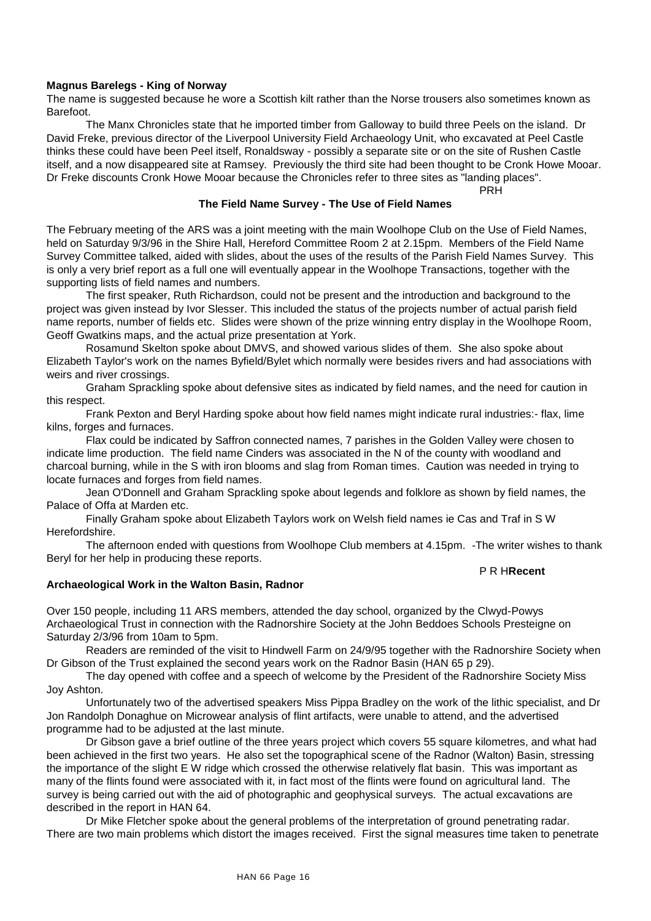**Magnus Barelegs - King of Norway**

The name is suggested because he wore a Scottish kilt rather than the Norse trousers also sometimes known as Barefoot.

The Manx Chronicles state that he imported timber from Galloway to build three Peels on the island. Dr David Freke, previous director of the Liverpool University Field Archaeology Unit, who excavated at Peel Castle thinks these could have been Peel itself, Ronaldsway - possibly a separate site or on the site of Rushen Castle itself, and a now disappeared site at Ramsey. Previously the third site had been thought to be Cronk Howe Mooar. Dr Freke discounts Cronk Howe Mooar because the Chronicles refer to three sites as "landing places".

PRH

**The Field Name Survey - The Use of Field Names**

The February meeting of the ARS was a joint meeting with the main Woolhope Club on the Use of Field Names, held on Saturday 9/3/96 in the Shire Hall, Hereford Committee Room 2 at 2.15pm. Members of the Field Name Survey Committee talked, aided with slides, about the uses of the results of the Parish Field Names Survey. This is only a very brief report as a full one will eventually appear in the Woolhope Transactions, together with the supporting lists of field names and numbers.

The first speaker, Ruth Richardson, could not be present and the introduction and background to the project was given instead by Ivor Slesser. This included the status of the projects number of actual parish field name reports, number of fields etc. Slides were shown of the prize winning entry display in the Woolhope Room, Geoff Gwatkins maps, and the actual prize presentation at York.

Rosamund Skelton spoke about DMVS, and showed various slides of them. She also spoke about Elizabeth Taylor's work on the names Byfield/Bylet which normally were besides rivers and had associations with weirs and river crossings.

Graham Sprackling spoke about defensive sites as indicated by field names, and the need for caution in this respect.

Frank Pexton and Beryl Harding spoke about how field names might indicate rural industries:- flax, lime kilns, forges and furnaces.

Flax could be indicated by Saffron connected names, 7 parishes in the Golden Valley were chosen to indicate lime production. The field name Cinders was associated in the N of the county with woodland and charcoal burning, while in the S with iron blooms and slag from Roman times. Caution was needed in trying to locate furnaces and forges from field names.

Jean O'Donnell and Graham Sprackling spoke about legends and folklore as shown by field names, the Palace of Offa at Marden etc.

Finally Graham spoke about Elizabeth Taylors work on Welsh field names ie Cas and Traf in S W Herefordshire.

The afternoon ended with questions from Woolhope Club members at 4.15pm. -The writer wishes to thank Beryl for her help in producing these reports.

P R H

**Recent Archaeological Work in the Walton Basin, Radnor**

Over 150 people, including 11 ARS members, attended the day school, organized by the Clwyd-Powys Archaeological Trust in connection with the Radnorshire Society at the John Beddoes Schools Presteigne on Saturday 2/3/96 from 10am to 5pm.

Readers are reminded of the visit to Hindwell Farm on 24/9/95 together with the Radnorshire Society when Dr Gibson of the Trust explained the second years work on the Radnor Basin (HAN 65 p 29).

The day opened with coffee and a speech of welcome by the President of the Radnorshire Society Miss Joy Ashton.

Unfortunately two of the advertised speakers Miss Pippa Bradley on the work of the lithic specialist, and Dr Jon Randolph Donaghue on Microwear analysis of flint artifacts, were unable to attend, and the advertised programme had to be adjusted at the last minute.

Dr Gibson gave a brief outline of the three years project which covers 55 square kilometres, and what had been achieved in the first two years. He also set the topographical scene of the Radnor (Walton) Basin, stressing the importance of the slight E W ridge which crossed the otherwise relatively flat basin. This was important as many of the flints found were associated with it, in fact most of the flints were found on agricultural land. The survey is being carried out with the aid of photographic and geophysical surveys. The actual excavations are described in the report in HAN 64.

Dr Mike Fletcher spoke about the general problems of the interpretation of ground penetrating radar. There are two main problems which distort the images received. First the signal measures time taken to penetrate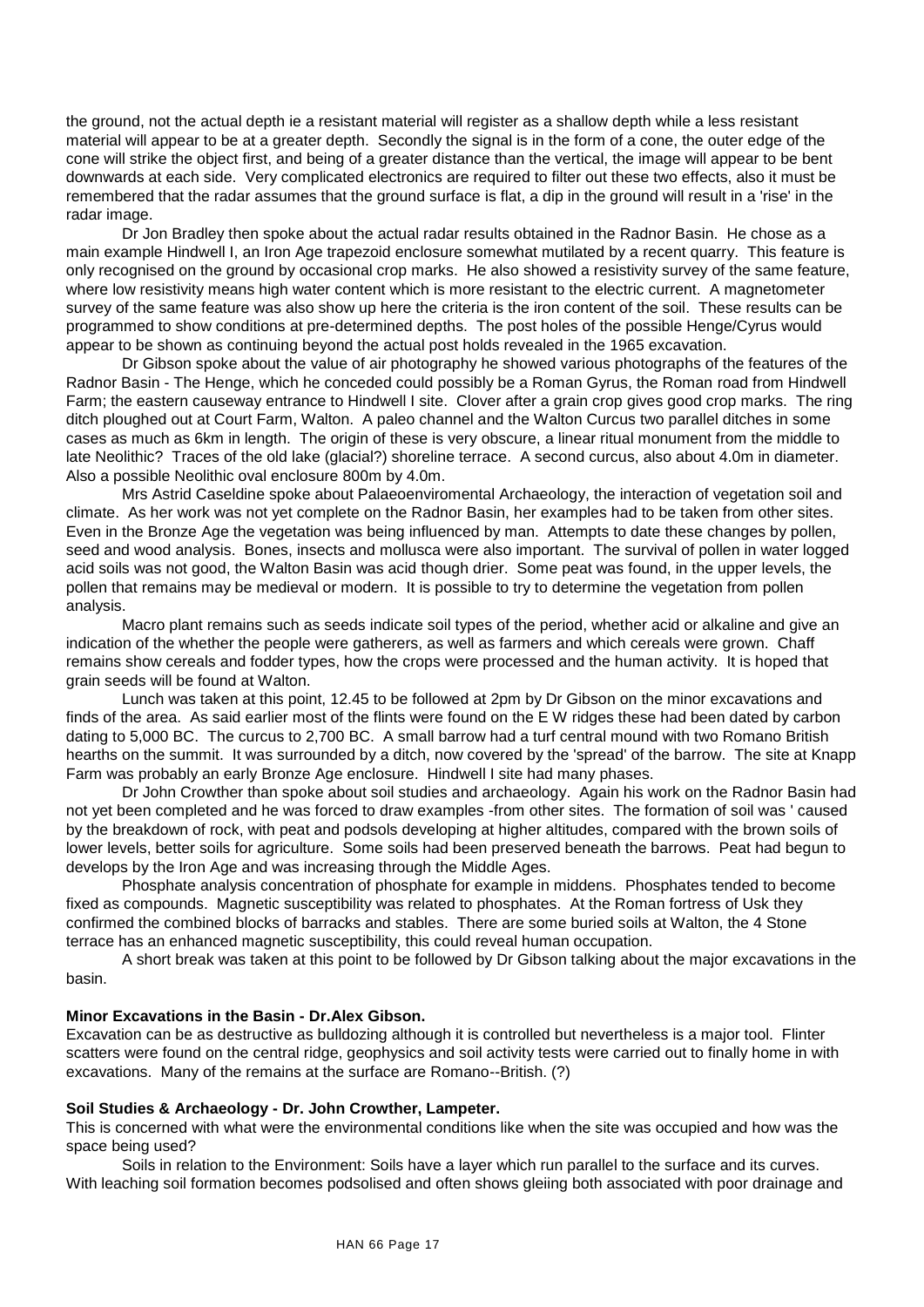the ground, not the actual depth ie a resistant material will register as a shallow depth while a less resistant material will appear to be at a greater depth. Secondly the signal is in the form of a cone, the outer edge of the cone will strike the object first, and being of a greater distance than the vertical, the image will appear to be bent downwards at each side. Very complicated electronics are required to filter out these two effects, also it must be remembered that the radar assumes that the ground surface is flat, a dip in the ground will result in a 'rise' in the radar image.

Dr Jon Bradley then spoke about the actual radar results obtained in the Radnor Basin. He chose as a main example Hindwell I, an Iron Age trapezoid enclosure somewhat mutilated by a recent quarry. This feature is only recognised on the ground by occasional crop marks. He also showed a resistivity survey of the same feature, where low resistivity means high water content which is more resistant to the electric current. A magnetometer survey of the same feature was also show up here the criteria is the iron content of the soil. These results can be programmed to show conditions at pre-determined depths. The post holes of the possible Henge/Cyrus would appear to be shown as continuing beyond the actual post holds revealed in the 1965 excavation.

Dr Gibson spoke about the value of air photography he showed various photographs of the features of the Radnor Basin - The Henge, which he conceded could possibly be a Roman Gyrus, the Roman road from Hindwell Farm; the eastern causeway entrance to Hindwell I site. Clover after a grain crop gives good crop marks. The ring ditch ploughed out at Court Farm, Walton. A paleo channel and the Walton Curcus two parallel ditches in some cases as much as 6km in length. The origin of these is very obscure, a linear ritual monument from the middle to late Neolithic? Traces of the old lake (glacial?) shoreline terrace. A second curcus, also about 4.0m in diameter. Also a possible Neolithic oval enclosure 800m by 4.0m.

Mrs Astrid Caseldine spoke about Palaeoenviromental Archaeology, the interaction of vegetation soil and climate. As her work was not yet complete on the Radnor Basin, her examples had to be taken from other sites. Even in the Bronze Age the vegetation was being influenced by man. Attempts to date these changes by pollen, seed and wood analysis. Bones, insects and mollusca were also important. The survival of pollen in water logged acid soils was not good, the Walton Basin was acid though drier. Some peat was found, in the upper levels, the pollen that remains may be medieval or modern. It is possible to try to determine the vegetation from pollen analysis.

Macro plant remains such as seeds indicate soil types of the period, whether acid or alkaline and give an indication of the whether the people were gatherers, as well as farmers and which cereals were grown. Chaff remains show cereals and fodder types, how the crops were processed and the human activity. It is hoped that grain seeds will be found at Walton.

Lunch was taken at this point, 12.45 to be followed at 2pm by Dr Gibson on the minor excavations and finds of the area. As said earlier most of the flints were found on the E W ridges these had been dated by carbon dating to 5,000 BC. The curcus to 2,700 BC. A small barrow had a turf central mound with two Romano British hearths on the summit. It was surrounded by a ditch, now covered by the 'spread' of the barrow. The site at Knapp Farm was probably an early Bronze Age enclosure. Hindwell I site had many phases.

Dr John Crowther than spoke about soil studies and archaeology. Again his work on the Radnor Basin had not yet been completed and he was forced to draw examples -from other sites. The formation of soil was ' caused by the breakdown of rock, with peat and podsols developing at higher altitudes, compared with the brown soils of lower levels, better soils for agriculture. Some soils had been preserved beneath the barrows. Peat had begun to develops by the Iron Age and was increasing through the Middle Ages.

Phosphate analysis concentration of phosphate for example in middens. Phosphates tended to become fixed as compounds. Magnetic susceptibility was related to phosphates. At the Roman fortress of Usk they confirmed the combined blocks of barracks and stables. There are some buried soils at Walton, the 4 Stone terrace has an enhanced magnetic susceptibility, this could reveal human occupation.

A short break was taken at this point to be followed by Dr Gibson talking about the major excavations in the basin.

**Minor Excavations in the Basin - Dr.Alex Gibson.**

Excavation can be as destructive as bulldozing although it is controlled but nevertheless is a major tool. Flinter scatters were found on the central ridge, geophysics and soil activity tests were carried out to finally home in with excavations. Many of the remains at the surface are Romano--British. (?)

**Soil Studies & Archaeology - Dr. John Crowther, Lampeter.**

This is concerned with what were the environmental conditions like when the site was occupied and how was the space being used?

Soils in relation to the Environment: Soils have a layer which run parallel to the surface and its curves. With leaching soil formation becomes podsolised and often shows gleiing both associated with poor drainage and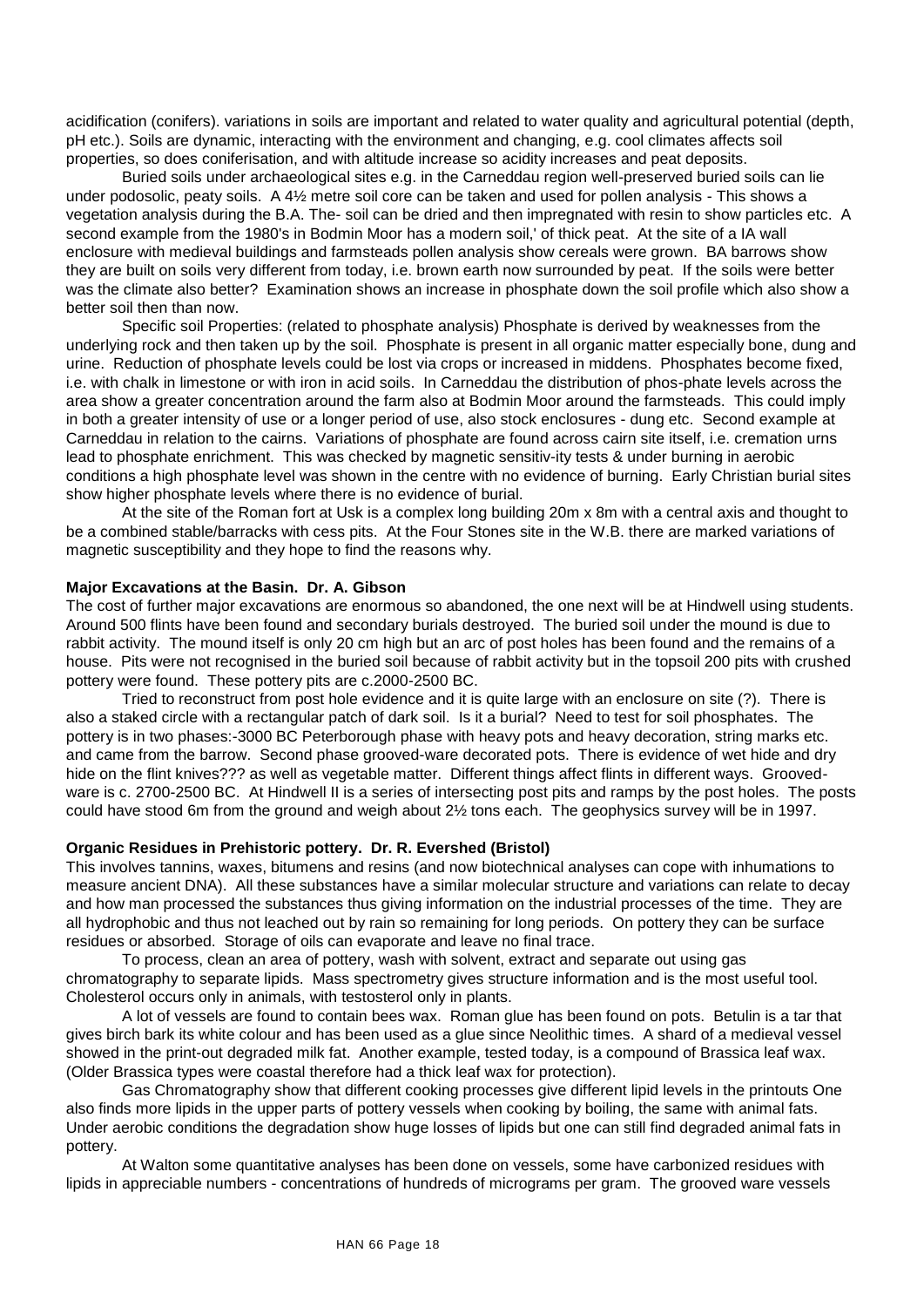acidification (conifers). variations in soils are important and related to water quality and agricultural potential (depth, pH etc.). Soils are dynamic, interacting with the environment and changing, e.g. cool climates affects soil properties, so does coniferisation, and with altitude increase so acidity increases and peat deposits.

Buried soils under archaeological sites e.g. in the Carneddau region well-preserved buried soils can lie under podosolic, peaty soils. A 4½ metre soil core can be taken and used for pollen analysis - This shows a vegetation analysis during the B.A. The- soil can be dried and then impregnated with resin to show particles etc. A second example from the 1980's in Bodmin Moor has a modern soil,' of thick peat. At the site of a IA wall enclosure with medieval buildings and farmsteads pollen analysis show cereals were grown. BA barrows show they are built on soils very different from today, i.e. brown earth now surrounded by peat. If the soils were better was the climate also better? Examination shows an increase in phosphate down the soil profile which also show a better soil then than now.

Specific soil Properties: (related to phosphate analysis) Phosphate is derived by weaknesses from the underlying rock and then taken up by the soil. Phosphate is present in all organic matter especially bone, dung and urine. Reduction of phosphate levels could be lost via crops or increased in middens. Phosphates become fixed, i.e. with chalk in limestone or with iron in acid soils. In Carneddau the distribution of phos-phate levels across the area show a greater concentration around the farm also at Bodmin Moor around the farmsteads. This could imply in both a greater intensity of use or a longer period of use, also stock enclosures - dung etc. Second example at Carneddau in relation to the cairns. Variations of phosphate are found across cairn site itself, i.e. cremation urns lead to phosphate enrichment. This was checked by magnetic sensitiv-ity tests & under burning in aerobic conditions a high phosphate level was shown in the centre with no evidence of burning. Early Christian burial sites show higher phosphate levels where there is no evidence of burial.

At the site of the Roman fort at Usk is a complex long building 20m x 8m with a central axis and thought to be a combined stable/barracks with cess pits. At the Four Stones site in the W.B. there are marked variations of magnetic susceptibility and they hope to find the reasons why.

**Major Excavations at the Basin. Dr. A. Gibson**

The cost of further major excavations are enormous so abandoned, the one next will be at Hindwell using students. Around 500 flints have been found and secondary burials destroyed. The buried soil under the mound is due to rabbit activity. The mound itself is only 20 cm high but an arc of post holes has been found and the remains of a house. Pits were not recognised in the buried soil because of rabbit activity but in the topsoil 200 pits with crushed pottery were found. These pottery pits are c.2000-2500 BC.

Tried to reconstruct from post hole evidence and it is quite large with an enclosure on site (?). There is also a staked circle with a rectangular patch of dark soil. Is it a burial? Need to test for soil phosphates. The pottery is in two phases:-3000 BC Peterborough phase with heavy pots and heavy decoration, string marks etc. and came from the barrow. Second phase grooved-ware decorated pots. There is evidence of wet hide and dry hide on the flint knives??? as well as vegetable matter. Different things affect flints in different ways. Grooved-ware is c. 2700-2500 BC. At Hindwell II is a series of intersecting post pits and ramps by the post holes. The posts could have stood 6m from the ground and weigh about 2½ tons each. The geophysics survey will be in 1997.

**Organic Residues in Prehistoric pottery. Dr. R. Evershed (Bristol)**

This involves tannins, waxes, bitumens and resins (and now biotechnical analyses can cope with inhumations to measure ancient DNA). All these substances have a similar molecular structure and variations can relate to decay and how man processed the substances thus giving information on the industrial processes of the time. They are all hydrophobic and thus not leached out by rain so remaining for long periods. On pottery they can be surface residues or absorbed. Storage of oils can evaporate and leave no final trace.

To process, clean an area of pottery, wash with solvent, extract and separate out using gas chromatography to separate lipids. Mass spectrometry gives structure information and is the most useful tool. Cholesterol occurs only in animals, with testosterol only in plants.

A lot of vessels are found to contain bees wax. Roman glue has been found on pots. Betulin is a tar that gives birch bark its white colour and has been used as a glue since Neolithic times. A shard of a medieval vessel showed in the print-out degraded milk fat. Another example, tested today, is a compound of Brassica leaf wax. (Older Brassica types were coastal therefore had a thick leaf wax for protection).

Gas Chromatography show that different cooking processes give different lipid levels in the printouts One also finds more lipids in the upper parts of pottery vessels when cooking by boiling, the same with animal fats. Under aerobic conditions the degradation show huge losses of lipids but one can still find degraded animal fats in pottery.

At Walton some quantitative analyses has been done on vessels, some have carbonized residues with lipids in appreciable numbers - concentrations of hundreds of micrograms per gram. The grooved ware vessels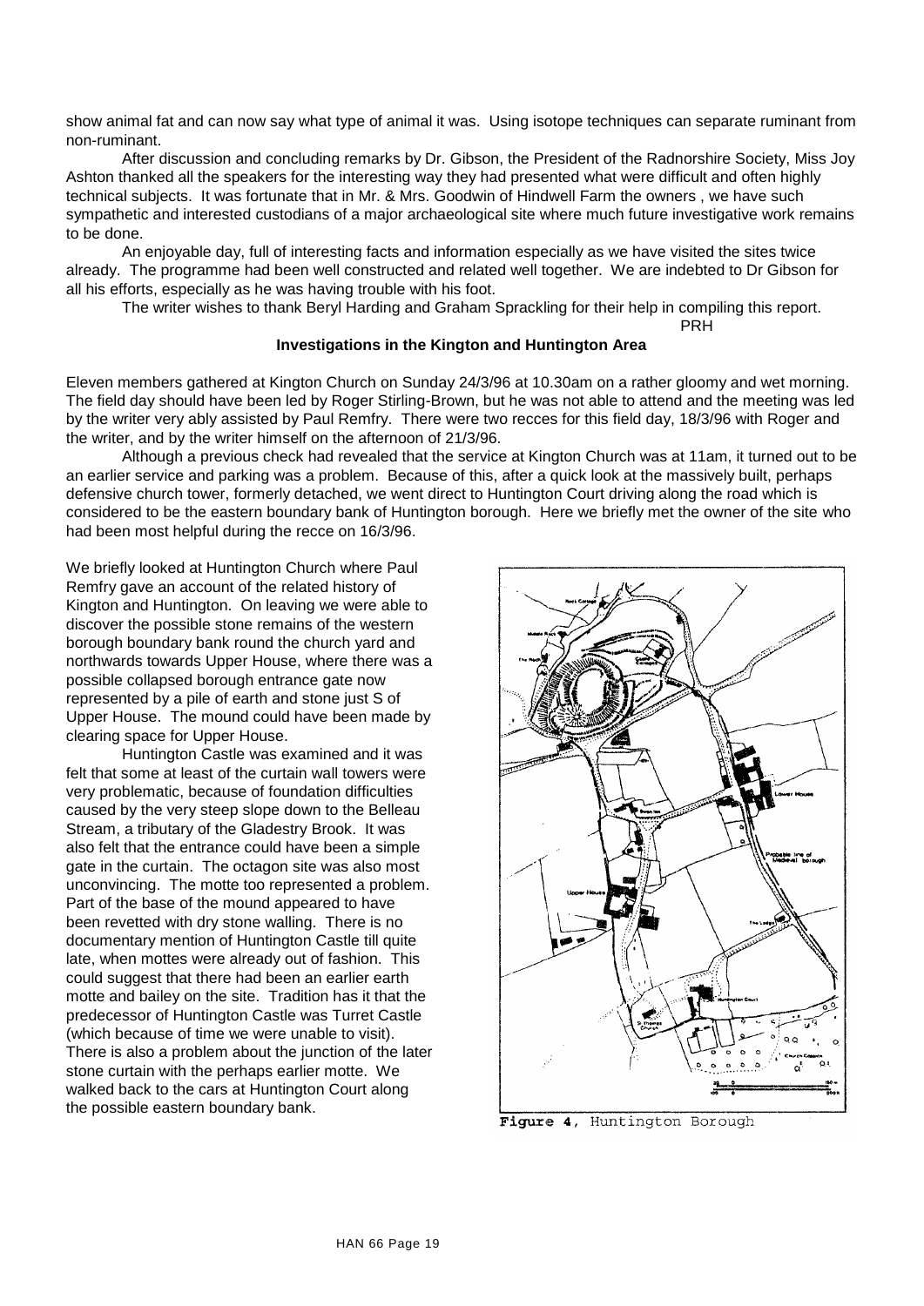show animal fat and can now say what type of animal it was. Using isotope techniques can separate ruminant from non-ruminant.

After discussion and concluding remarks by Dr. Gibson, the President of the Radnorshire Society, Miss Joy Ashton thanked all the speakers for the interesting way they had presented what were difficult and often highly technical subjects. It was fortunate that in Mr. & Mrs. Goodwin of Hindwell Farm the owners , we have such sympathetic and interested custodians of a major archaeological site where much future investigative work remains to be done.

An enjoyable day, full of interesting facts and information especially as we have visited the sites twice already. The programme had been well constructed and related well together. We are indebted to Dr Gibson for all his efforts, especially as he was having trouble with his foot.

The writer wishes to thank Beryl Harding and Graham Sprackling for their help in compiling this report.

PRH

## Investigations in the Kington and Huntington Area

Eleven members gathered at Kington Church on Sunday 24/3/96 at 10.30am on a rather gloomy and wet morning. The field day should have been led by Roger Stirling-Brown, but he was not able to attend and the meeting was led by the writer very ably assisted by Paul Remfry. There were two recces for this field day, 18/3/96 with Roger and the writer, and by the writer himself on the afternoon of 21/3/96.

Although a previous check had revealed that the service at Kington Church was at 11am, it turned out to be an earlier service and parking was a problem. Because of this, after a quick look at the massively built, perhaps defensive church tower, formerly detached, we went direct to Huntington Court driving along the road which is considered to be the eastern boundary bank of Huntington borough. Here we briefly met the owner of the site who had been most helpful during the recce on 16/3/96.

We briefly looked at Huntington Church where Paul Remfry gave an account of the related history of Kington and Huntington. On leaving we were able to discover the possible stone remains of the western borough boundary bank round the church yard and northwards towards Upper House, where there was a possible collapsed borough entrance gate now represented by a pile of earth and stone just S of Upper House. The mound could have been made by clearing space for Upper House.

Huntington Castle was examined and it was felt that some at least of the curtain wall towers were very problematic, because of foundation difficulties caused by the very steep slope down to the Belleau Stream, a tributary of the Gladestry Brook. It was also felt that the entrance could have been a simple gate in the curtain. The octagon site was also most unconvincing. The motte too represented a problem. Part of the base of the mound appeared to have been revetted with dry stone walling. There is no documentary mention of Huntington Castle till quite late, when mottes were already out of fashion. This could suggest that there had been an earlier earth motte and bailey on the site. Tradition has it that the predecessor of Huntington Castle was Turret Castle (which because of time we were unable to visit). There is also a problem about the junction of the later stone curtain with the perhaps earlier motte. We walked back to the cars at Huntington Court along the possible eastern boundary bank.

**Figure 4**, Huntington Borough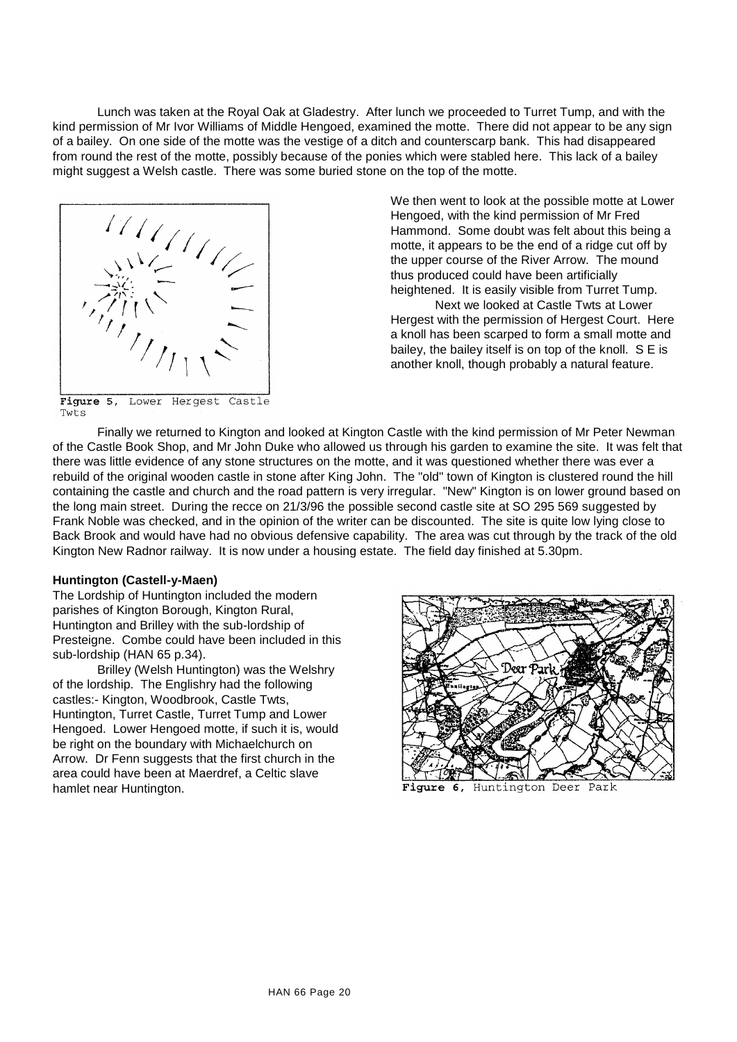Lunch was taken at the Royal Oak at Gladestry. After lunch we proceeded to Turret Tump, and with the kind permission of Mr Ivor Williams of Middle Hengoed, examined the motte. There did not appear to be any sign of a bailey. On one side of the motte was the vestige of a ditch and counterscarp bank. This had disappeared from round the rest of the motte, possibly because of the ponies which were stabled here. This lack of a bailey might suggest a Welsh castle. There was some buried stone on the top of the motte.

Figure 5, Lower Hergest Castle Twts

We then went to look at the possible motte at Lower Hengoed, with the kind permission of Mr Fred Hammond. Some doubt was felt about this being a motte, it appears to be the end of a ridge cut off by the upper course of the River Arrow. The mound thus produced could have been artificially heightened. It is easily visible from Turret Tump.

Next we looked at Castle Twts at Lower Hergest with the permission of Hergest Court. Here a knoll has been scarped to form a small motte and bailey, the bailey itself is on top of the knoll. S E is another knoll, though probably a natural feature.

Finally we returned to Kington and looked at Kington Castle with the kind permission of Mr Peter Newman of the Castle Book Shop, and Mr John Duke who allowed us through his garden to examine the site. It was felt that there was little evidence of any stone structures on the motte, and it was questioned whether there was ever a rebuild of the original wooden castle in stone after King John. The "old" town of Kington is clustered round the hill containing the castle and church and the road pattern is very irregular. "New" Kington is on lower ground based on the long main street. During the recce on 21/3/96 the possible second castle site at SO 295 569 suggested by Frank Noble was checked, and in the opinion of the writer can be discounted. The site is quite low lying close to Back Brook and would have had no obvious defensive capability. The area was cut through by the track of the old Kington New Radnor railway. It is now under a housing estate. The field day finished at 5.30pm.

**Huntington (Castell-y-Maen)**

The Lordship of Huntington included the modern parishes of Kington Borough, Kington Rural, Huntington and Brilley with the sub-lordship of Presteigne. Combe could have been included in this sub-lordship (HAN 65 p.34).

Brilley (Welsh Huntington) was the Welshry of the lordship. The Englishry had the following castles:- Kington, Woodbrook, Castle Twts, Huntington, Turret Castle, Turret Tump and Lower Hengoed. Lower Hengoed motte, if such it is, would be right on the boundary with Michaelchurch on Arrow. Dr Fenn suggests that the first church in the area could have been at Maerdref, a Celtic slave hamlet near Huntington.

Figure 6, Huntington Deer Park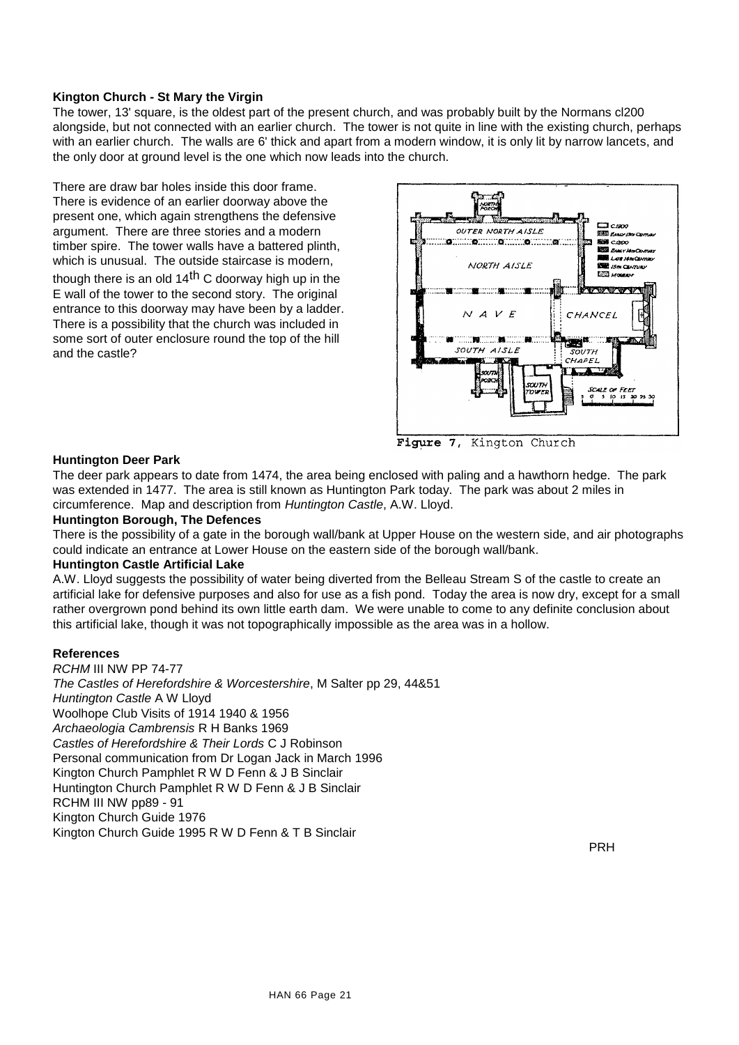### Kington Church - St Mary the Virgin

The tower, 13' square, is the oldest part of the present church, and was probably built by the Normans cl200 alongside, but not connected with an earlier church. The tower is not quite in line with the existing church, perhaps with an earlier church. The walls are 6' thick and apart from a modern window, it is only lit by narrow lancets, and the only door at ground level is the one which now leads into the church.

There are draw bar holes inside this door frame. There is evidence of an earlier doorway above the present one, which again strengthens the defensive argument. There are three stories and a modern timber spire. The tower walls have a battered plinth, which is unusual. The outside staircase is modern, though there is an old 14th C doorway high up in the E wall of the tower to the second story. The original entrance to this doorway may have been by a ladder. There is a possibility that the church was included in some sort of outer enclosure round the top of the hill and the castle?

Figure 7, Kington Church

### Huntington Deer Park

The deer park appears to date from 1474, the area being enclosed with paling and a hawthorn hedge. The park was extended in 1477. The area is still known as Huntington Park today. The park was about 2 miles in circumference. Map and description from *Huntington Castle*, A.W. Lloyd.

### Huntington Borough, The Defences

There is the possibility of a gate in the borough wall/bank at Upper House on the western side, and air photographs could indicate an entrance at Lower House on the eastern side of the borough wall/bank.

### Huntington Castle Artificial Lake

A.W. Lloyd suggests the possibility of water being diverted from the Belleau Stream S of the castle to create an artificial lake for defensive purposes and also for use as a fish pond. Today the area is now dry, except for a small rather overgrown pond behind its own little earth dam. We were unable to come to any definite conclusion about this artificial lake, though it was not topographically impossible as the area was in a hollow.

### References

*RCHM* III NW PP 74-77
*The Castles of Herefordshire & Worcestershire*, M Salter pp 29, 44&51
*Huntington Castle* A W Lloyd
Woolhope Club Visits of 1914 1940 & 1956
*Archaeologia Cambrensis* R H Banks 1969
*Castles of Herefordshire & Their Lords* C J Robinson
Personal communication from Dr Logan Jack in March 1996
Kington Church Pamphlet R W D Fenn & J B Sinclair
Huntington Church Pamphlet R W D Fenn & J B Sinclair
RCHM III NW pp89 - 91
Kington Church Guide 1976
Kington Church Guide 1995 R W D Fenn & T B Sinclair

PRH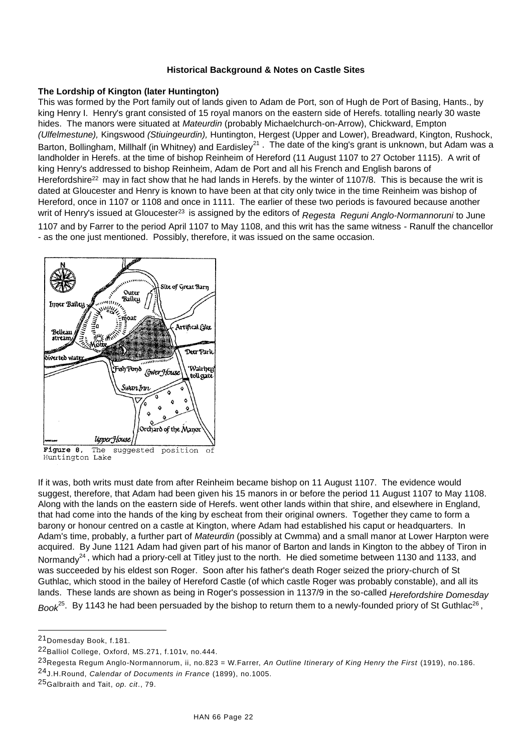**Historical Background & Notes on Castle Sites**

**The Lordship of Kington (later Huntington)**

This was formed by the Port family out of lands given to Adam de Port, son of Hugh de Port of Basing, Hants., by king Henry I. Henry's grant consisted of 15 royal manors on the eastern side of Herefs. totalling nearly 30 waste hides. The manors were situated at *Mateurdin* (probably Michaelchurch-on-Arrow), Chickward, Empton *(Ulfelmestune),* Kingswood *(Stiuingeurdin),* Huntington, Hergest (Upper and Lower), Breadward, Kington, Rushock, Barton, Bollingham, Millhalf (in Whitney) and Eardisley[21]. The date of the king's grant is unknown, but Adam was a landholder in Herefs. at the time of bishop Reinheim of Hereford (11 August 1107 to 27 October 1115). A writ of king Henry's addressed to bishop Reinheim, Adam de Port and all his French and English barons of Herefordshire[22] may in fact show that he had lands in Herefs. by the winter of 1107/8. This is because the writ is dated at Gloucester and Henry is known to have been at that city only twice in the time Reinheim was bishop of Hereford, once in 1107 or 1108 and once in 1111. The earlier of these two periods is favoured because another writ of Henry's issued at Gloucester[23] is assigned by the editors of *Regesta Reguni Anglo-Normannoruni* to June 1107 and by Farrer to the period April 1107 to May 1108, and this writ has the same witness - Ranulf the chancellor - as the one just mentioned. Possibly, therefore, it was issued on the same occasion.

**Figure 8.** The suggested position of Huntington Lake

If it was, both writs must date from after Reinheim became bishop on 11 August 1107. The evidence would suggest, therefore, that Adam had been given his 15 manors in or before the period 11 August 1107 to May 1108. Along with the lands on the eastern side of Herefs. went other lands within that shire, and elsewhere in England, that had come into the hands of the king by escheat from their original owners. Together they came to form a barony or honour centred on a castle at Kington, where Adam had established his caput or headquarters. In Adam's time, probably, a further part of *Mateurdin* (possibly at Cwmma) and a small manor at Lower Harpton were acquired. By June 1121 Adam had given part of his manor of Barton and lands in Kington to the abbey of Tiron in Normandy[24], which had a priory-cell at Titley just to the north. He died sometime between 1130 and 1133, and was succeeded by his eldest son Roger. Soon after his father's death Roger seized the priory-church of St Guthlac, which stood in the bailey of Hereford Castle (of which castle Roger was probably constable), and all its lands. These lands are shown as being in Roger's possession in 1137/9 in the so-called *Herefordshire Domesday Book*[25]. By 1143 he had been persuaded by the bishop to return them to a newly-founded priory of St Guthlac[26],

---

21 Domesday Book, f.181.

22 Balliol College, Oxford, MS.271, f.101v, no.444.

23 Regesta Regum Anglo-Normannorum, ii, no.823 = W.Farrer, *An Outline Itinerary of King Henry the First* (1919), no.186.

24 J.H.Round, *Calendar of Documents in France* (1899), no.1005.

25 Galbraith and Tait, *op. cit*., 79.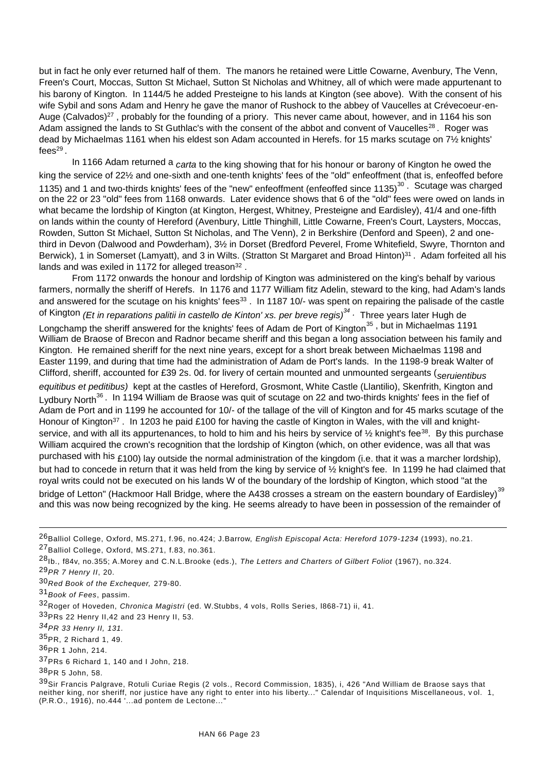but in fact he only ever returned half of them. The manors he retained were Little Cowarne, Avenbury, The Venn, Freen's Court, Moccas, Sutton St Michael, Sutton St Nicholas and Whitney, all of which were made appurtenant to his barony of Kington. In 1144/5 he added Presteigne to his lands at Kington (see above). With the consent of his wife Sybil and sons Adam and Henry he gave the manor of Rushock to the abbey of Vaucelles at Crévecoeur-en-Auge (Calvados)[27], probably for the founding of a priory. This never came about, however, and in 1164 his son Adam assigned the lands to St Guthlac's with the consent of the abbot and convent of Vaucelles[28]. Roger was dead by Michaelmas 1161 when his eldest son Adam accounted in Herefs. for 15 marks scutage on 7½ knights' fees[29].

In 1166 Adam returned a *carta* to the king showing that for his honour or barony of Kington he owed the king the service of 22½ and one-sixth and one-tenth knights' fees of the "old" enfeoffment (that is, enfeoffed before 1135) and 1 and two-thirds knights' fees of the "new" enfeoffment (enfeoffed since 1135)[30]. Scutage was charged on the 22 or 23 "old" fees from 1168 onwards. Later evidence shows that 6 of the "old" fees were owed on lands in what became the lordship of Kington (at Kington, Hergest, Whitney, Presteigne and Eardisley), 41/4 and one-fifth on lands within the county of Hereford (Avenbury, Little Thinghill, Little Cowarne, Freen's Court, Laysters, Moccas, Rowden, Sutton St Michael, Sutton St Nicholas, and The Venn), 2 in Berkshire (Denford and Speen), 2 and one-third in Devon (Dalwood and Powderham), 3½ in Dorset (Bredford Peverel, Frome Whitefield, Swyre, Thornton and Berwick), 1 in Somerset (Lamyatt), and 3 in Wilts. (Stratton St Margaret and Broad Hinton)[31]. Adam forfeited all his lands and was exiled in 1172 for alleged treason[32].

From 1172 onwards the honour and lordship of Kington was administered on the king's behalf by various farmers, normally the sheriff of Herefs. In 1176 and 1177 William fitz Adelin, steward to the king, had Adam's lands and answered for the scutage on his knights' fees[33]. In 1187 10/- was spent on repairing the palisade of the castle of Kington *(Et in reparations palitii in castello de Kinton' xs. per breve regis)*[34]. Three years later Hugh de Longchamp the sheriff answered for the knights' fees of Adam de Port of Kington[35], but in Michaelmas 1191 William de Braose of Brecon and Radnor became sheriff and this began a long association between his family and Kington. He remained sheriff for the next nine years, except for a short break between Michaelmas 1198 and Easter 1199, and during that time had the administration of Adam de Port's lands. In the 1198-9 break Walter of Clifford, sheriff, accounted for £39 2s. 0d. for livery of certain mounted and unmounted sergeants (*seruientibus equitibus et peditibus)* kept at the castles of Hereford, Grosmont, White Castle (Llantilio), Skenfrith, Kington and Lydbury North[36]. In 1194 William de Braose was quit of scutage on 22 and two-thirds knights' fees in the fief of Adam de Port and in 1199 he accounted for 10/- of the tallage of the vill of Kington and for 45 marks scutage of the Honour of Kington[37]. In 1203 he paid £100 for having the castle of Kington in Wales, with the vill and knight-service, and with all its appurtenances, to hold to him and his heirs by service of ½ knight's fee[38]. By this purchase William acquired the crown's recognition that the lordship of Kington (which, on other evidence, was all that was purchased with his £100) lay outside the normal administration of the kingdom (i.e. that it was a marcher lordship), but had to concede in return that it was held from the king by service of ½ knight's fee. In 1199 he had claimed that royal writs could not be executed on his lands W of the boundary of the lordship of Kington, which stood "at the bridge of Letton" (Hackmoor Hall Bridge, where the A438 crosses a stream on the eastern boundary of Eardisley)[39] and this was now being recognized by the king. He seems already to have been in possession of the remainder of

---

[26] Balliol College, Oxford, MS.271, f.96, no.424; J.Barrow, *English Episcopal Acta: Hereford 1079-1234* (1993), no.21.

[27] Balliol College, Oxford, MS.271, f.83, no.361.

[28] Ib., f84v, no.355; A.Morey and C.N.L.Brooke (eds.), *The Letters and Charters of Gilbert Foliot* (1967), no.324.

[29] *PR 7 Henry II*, 20.

[30] *Red Book of the Exchequer,* 279-80.

[31] *Book of Fees*, passim.

[32] Roger of Hoveden, *Chronica Magistri* (ed. W.Stubbs, 4 vols, Rolls Series, l868-71) ii, 41.

[33] PRs 22 Henry II,42 and 23 Henry II, 53.

[34] *PR 33 Henry II, 131.*

[35] PR, 2 Richard 1, 49.

[36] PR 1 John, 214.

[37] PRs 6 Richard 1, 140 and I John, 218.

[38] PR 5 John, 58.

[39] Sir Francis Palgrave, Rotuli Curiae Regis (2 vols., Record Commission, 1835), i, 426 "And William de Braose says that neither king, nor sheriff, nor justice have any right to enter into his liberty..." Calendar of Inquisitions Miscellaneous, vol. 1, (P.R.O., 1916), no.444 '...ad pontem de Lectone..."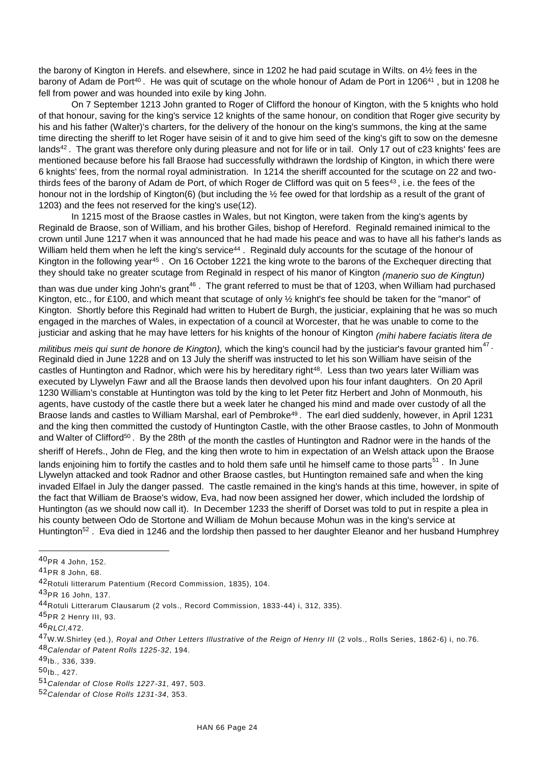the barony of Kington in Herefs. and elsewhere, since in 1202 he had paid scutage in Wilts. on 4½ fees in the barony of Adam de Port[40]. He was quit of scutage on the whole honour of Adam de Port in 1206[41], but in 1208 he fell from power and was hounded into exile by king John.

On 7 September 1213 John granted to Roger of Clifford the honour of Kington, with the 5 knights who hold of that honour, saving for the king's service 12 knights of the same honour, on condition that Roger give security by his and his father (Walter)'s charters, for the delivery of the honour on the king's summons, the king at the same time directing the sheriff to let Roger have seisin of it and to give him seed of the king's gift to sow on the demesne lands[42]. The grant was therefore only during pleasure and not for life or in tail. Only 17 out of c23 knights' fees are mentioned because before his fall Braose had successfully withdrawn the lordship of Kington, in which there were 6 knights' fees, from the normal royal administration. In 1214 the sheriff accounted for the scutage on 22 and two-thirds fees of the barony of Adam de Port, of which Roger de Clifford was quit on 5 fees[43], i.e. the fees of the honour not in the lordship of Kington(6) (but including the ½ fee owed for that lordship as a result of the grant of 1203) and the fees not reserved for the king's use(12).

In 1215 most of the Braose castles in Wales, but not Kington, were taken from the king's agents by Reginald de Braose, son of William, and his brother Giles, bishop of Hereford. Reginald remained inimical to the crown until June 1217 when it was announced that he had made his peace and was to have all his father's lands as William held them when he left the king's service[44]. Reginald duly accounts for the scutage of the honour of Kington in the following year[45]. On 16 October 1221 the king wrote to the barons of the Exchequer directing that they should take no greater scutage from Reginald in respect of his manor of Kington *(manerio suo de Kingtun)* than was due under king John's grant[46]. The grant referred to must be that of 1203, when William had purchased Kington, etc., for £100, and which meant that scutage of only ½ knight's fee should be taken for the "manor" of Kington. Shortly before this Reginald had written to Hubert de Burgh, the justiciar, explaining that he was so much engaged in the marches of Wales, in expectation of a council at Worcester, that he was unable to come to the justiciar and asking that he may have letters for his knights of the honour of Kington *(mihi habere faciatis litera de militibus meis qui sunt de honore de Kington),* which the king's council had by the justiciar's favour granted him[47]. Reginald died in June 1228 and on 13 July the sheriff was instructed to let his son William have seisin of the castles of Huntington and Radnor, which were his by hereditary right[48]. Less than two years later William was executed by Llywelyn Fawr and all the Braose lands then devolved upon his four infant daughters. On 20 April 1230 William's constable at Huntington was told by the king to let Peter fitz Herbert and John of Monmouth, his agents, have custody of the castle there but a week later he changed his mind and made over custody of all the Braose lands and castles to William Marshal, earl of Pembroke[49]. The earl died suddenly, however, in April 1231 and the king then committed the custody of Huntington Castle, with the other Braose castles, to John of Monmouth and Walter of Clifford[50]. By the 28th of the month the castles of Huntington and Radnor were in the hands of the sheriff of Herefs., John de Fleg, and the king then wrote to him in expectation of an Welsh attack upon the Braose lands enjoining him to fortify the castles and to hold them safe until he himself came to those parts[51]. In June Llywelyn attacked and took Radnor and other Braose castles, but Huntington remained safe and when the king invaded Elfael in July the danger passed. The castle remained in the king's hands at this time, however, in spite of the fact that William de Braose's widow, Eva, had now been assigned her dower, which included the lordship of Huntington (as we should now call it). In December 1233 the sheriff of Dorset was told to put in respite a plea in his county between Odo de Stortone and William de Mohun because Mohun was in the king's service at Huntington[52]. Eva died in 1246 and the lordship then passed to her daughter Eleanor and her husband Humphrey

---

[40] PR 4 John, 152.

[41] PR 8 John, 68.

[42] Rotuli litterarum Patentium (Record Commission, 1835), 104.

[43] PR 16 John, 137.

[44] Rotuli Litterarum Clausarum (2 vols., Record Commission, 1833-44) i, 312, 335).

[45] PR 2 Henry III, 93.

[46] *RLCI*,472.

[47] W.W.Shirley (ed.), *Royal and Other Letters Illustrative of the Reign of Henry III* (2 vols., Rolls Series, 1862-6) i, no.76.

[48] *Calendar of Patent Rolls 1225-32*, 194.

[49] Ib., 336, 339.

[50] Ib., 427.

[51] *Calendar of Close Rolls 1227-31*, 497, 503.

[52] *Calendar of Close Rolls 1231-34*, 353.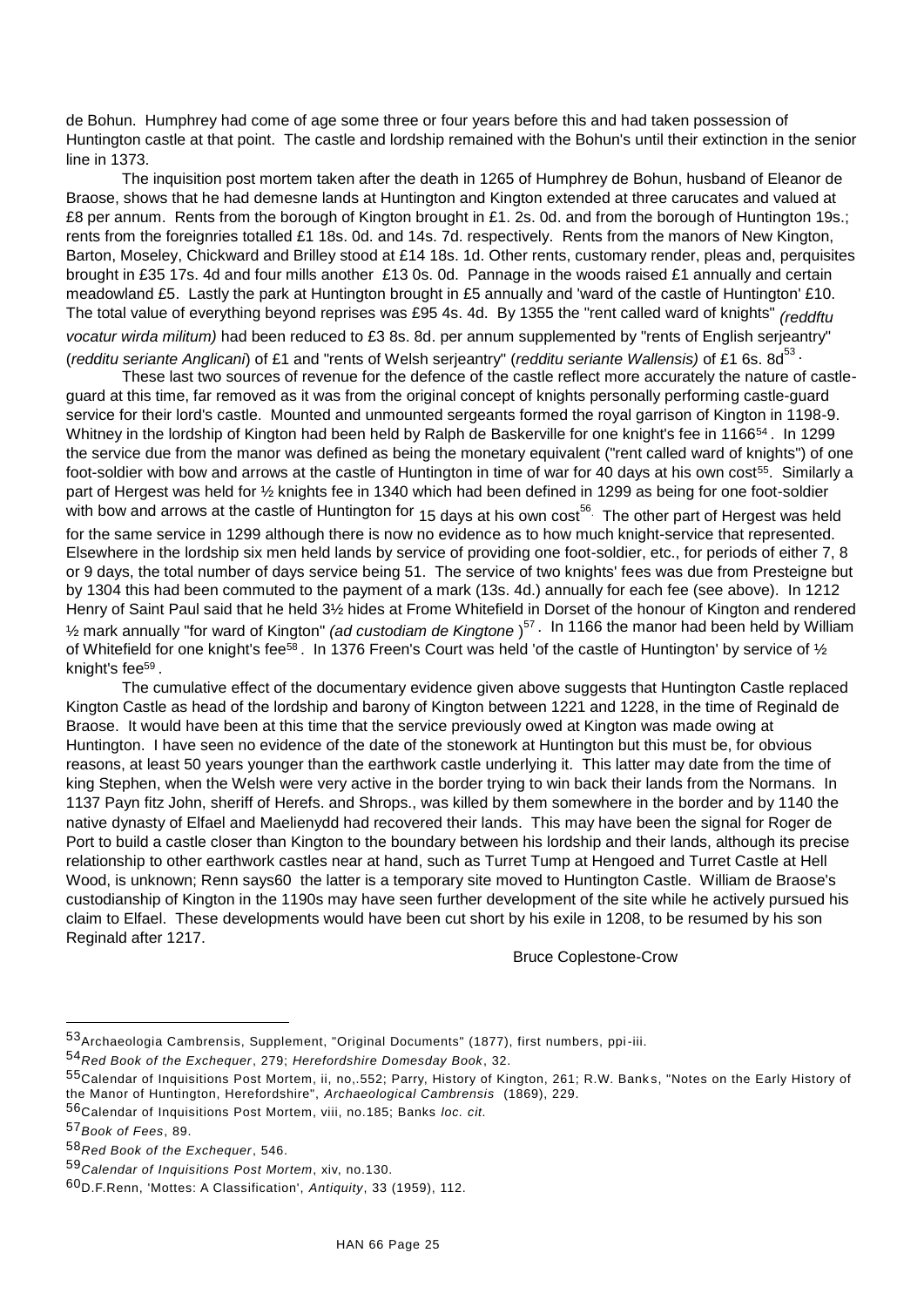de Bohun. Humphrey had come of age some three or four years before this and had taken possession of Huntington castle at that point. The castle and lordship remained with the Bohun's until their extinction in the senior line in 1373.

The inquisition post mortem taken after the death in 1265 of Humphrey de Bohun, husband of Eleanor de Braose, shows that he had demesne lands at Huntington and Kington extended at three carucates and valued at £8 per annum. Rents from the borough of Kington brought in £1. 2s. 0d. and from the borough of Huntington 19s.; rents from the foreignries totalled £1 18s. 0d. and 14s. 7d. respectively. Rents from the manors of New Kington, Barton, Moseley, Chickward and Brilley stood at £14 18s. 1d. Other rents, customary render, pleas and, perquisites brought in £35 17s. 4d and four mills another £13 0s. 0d. Pannage in the woods raised £1 annually and certain meadowland £5. Lastly the park at Huntington brought in £5 annually and 'ward of the castle of Huntington' £10. The total value of everything beyond reprises was £95 4s. 4d. By 1355 the "rent called ward of knights" *(reddftu vocatur wirda militum)* had been reduced to £3 8s. 8d. per annum supplemented by "rents of English serjeantry" (*redditu seriante Anglicani*) of £1 and "rents of Welsh serjeantry" (*redditu seriante Wallensis)* of £1 6s. 8d[53].

These last two sources of revenue for the defence of the castle reflect more accurately the nature of castle-guard at this time, far removed as it was from the original concept of knights personally performing castle-guard service for their lord's castle. Mounted and unmounted sergeants formed the royal garrison of Kington in 1198-9. Whitney in the lordship of Kington had been held by Ralph de Baskerville for one knight's fee in 1166[54]. In 1299 the service due from the manor was defined as being the monetary equivalent ("rent called ward of knights") of one foot-soldier with bow and arrows at the castle of Huntington in time of war for 40 days at his own cost[55]. Similarly a part of Hergest was held for ½ knights fee in 1340 which had been defined in 1299 as being for one foot-soldier with bow and arrows at the castle of Huntington for 15 days at his own cost[56]. The other part of Hergest was held for the same service in 1299 although there is now no evidence as to how much knight-service that represented. Elsewhere in the lordship six men held lands by service of providing one foot-soldier, etc., for periods of either 7, 8 or 9 days, the total number of days service being 51. The service of two knights' fees was due from Presteigne but by 1304 this had been commuted to the payment of a mark (13s. 4d.) annually for each fee (see above). In 1212 Henry of Saint Paul said that he held 3½ hides at Frome Whitefield in Dorset of the honour of Kington and rendered ½ mark annually "for ward of Kington" *(ad custodiam de Kingtone* )[57]. In 1166 the manor had been held by William of Whitefield for one knight's fee[58]. In 1376 Freen's Court was held 'of the castle of Huntington' by service of ½ knight's fee[59].

The cumulative effect of the documentary evidence given above suggests that Huntington Castle replaced Kington Castle as head of the lordship and barony of Kington between 1221 and 1228, in the time of Reginald de Braose. It would have been at this time that the service previously owed at Kington was made owing at Huntington. I have seen no evidence of the date of the stonework at Huntington but this must be, for obvious reasons, at least 50 years younger than the earthwork castle underlying it. This latter may date from the time of king Stephen, when the Welsh were very active in the border trying to win back their lands from the Normans. In 1137 Payn fitz John, sheriff of Herefs. and Shrops., was killed by them somewhere in the border and by 1140 the native dynasty of Elfael and Maelienydd had recovered their lands. This may have been the signal for Roger de Port to build a castle closer than Kington to the boundary between his lordship and their lands, although its precise relationship to other earthwork castles near at hand, such as Turret Tump at Hengoed and Turret Castle at Hell Wood, is unknown; Renn says60 the latter is a temporary site moved to Huntington Castle. William de Braose's custodianship of Kington in the 1190s may have seen further development of the site while he actively pursued his claim to Elfael. These developments would have been cut short by his exile in 1208, to be resumed by his son Reginald after 1217.

Bruce Coplestone-Crow

---

[53] Archaeologia Cambrensis, Supplement, "Original Documents" (1877), first numbers, ppi-iii.

[54] *Red Book of the Exchequer*, 279; *Herefordshire Domesday Book*, 32.

[55] Calendar of Inquisitions Post Mortem, ii, no,.552; Parry, History of Kington, 261; R.W. Banks, "Notes on the Early History of the Manor of Huntington, Herefordshire", *Archaeological Cambrensis* (1869), 229.

[56] Calendar of Inquisitions Post Mortem, viii, no.185; Banks *loc. cit.*

[57] *Book of Fees*, 89.

[58] *Red Book of the Exchequer*, 546.

[59] *Calendar of Inquisitions Post Mortem*, xiv, no.130.

[60] D.F.Renn, 'Mottes: A Classification', *Antiquity*, 33 (1959), 112.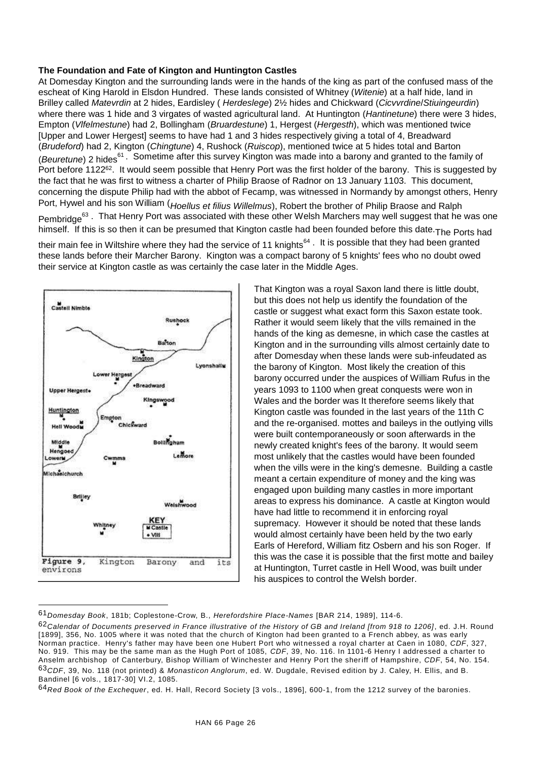**The Foundation and Fate of Kington and Huntington Castles**

At Domesday Kington and the surrounding lands were in the hands of the king as part of the confused mass of the escheat of King Harold in Elsdon Hundred. These lands consisted of Whitney (*Witenie*) at a half hide, land in Brilley called *Matevrdin* at 2 hides, Eardisley ( *Herdeslege*) 2½ hides and Chickward (*Cicvvrdine*/*Stiuingeurdin*) where there was 1 hide and 3 virgates of wasted agricultural land. At Huntington (*Hantinetune*) there were 3 hides, Empton (*Vlfelmestune*) had 2, Bollingham (*Bruardestune*) 1, Hergest (*Hergesth*), which was mentioned twice [Upper and Lower Hergest] seems to have had 1 and 3 hides respectively giving a total of 4, Breadward (*Brudeford*) had 2, Kington (*Chingtune*) 4, Rushock (*Ruiscop*), mentioned twice at 5 hides total and Barton (*Beuretune*) 2 hides[61]. Sometime after this survey Kington was made into a barony and granted to the family of Port before 1122[62]. It would seem possible that Henry Port was the first holder of the barony. This is suggested by the fact that he was first to witness a charter of Philip Braose of Radnor on 13 January 1103. This document, concerning the dispute Philip had with the abbot of Fecamp, was witnessed in Normandy by amongst others, Henry Port, Hywel and his son William (*Hoellus et filius Willelmus*), Robert the brother of Philip Braose and Ralph Pembridge[63]. That Henry Port was associated with these other Welsh Marchers may well suggest that he was one himself. If this is so then it can be presumed that Kington castle had been founded before this date. The Ports had their main fee in Wiltshire where they had the service of 11 knights[64]. It is possible that they had been granted these lands before their Marcher Barony. Kington was a compact barony of 5 knights' fees who no doubt owed their service at Kington castle as was certainly the case later in the Middle Ages.

Figure 9, Kington Barony and its environs

That Kington was a royal Saxon land there is little doubt, but this does not help us identify the foundation of the castle or suggest what exact form this Saxon estate took. Rather it would seem likely that the vills remained in the hands of the king as demesne, in which case the castles at Kington and in the surrounding vills almost certainly date to after Domesday when these lands were sub-infeudated as the barony of Kington. Most likely the creation of this barony occurred under the auspices of William Rufus in the years 1093 to 1100 when great conquests were won in Wales and the border was It therefore seems likely that Kington castle was founded in the last years of the 11th C and the re-organised. mottes and baileys in the outlying vills were built contemporaneously or soon afterwards in the newly created knight's fees of the barony. It would seem most unlikely that the castles would have been founded when the vills were in the king's demesne. Building a castle meant a certain expenditure of money and the king was engaged upon building many castles in more important areas to express his dominance. A castle at Kington would have had little to recommend it in enforcing royal supremacy. However it should be noted that these lands would almost certainly have been held by the two early Earls of Hereford, William fitz Osbern and his son Roger. If this was the case it is possible that the first motte and bailey at Huntington, Turret castle in Hell Wood, was built under his auspices to control the Welsh border.

---

[61] *Domesday Book*, 181b; Coplestone-Crow, B., *Herefordshire Place-Names* [BAR 214, 1989], 114-6.

[62] *Calendar of Documents preserved in France illustrative of the History of GB and Ireland [from 918 to 1206]*, ed. J.H. Round [1899], 356, No. 1005 where it was noted that the church of Kington had been granted to a French abbey, as was early Norman practice. Henry's father may have been one Hubert Port who witnessed a royal charter at Caen in 1080, *CDF*, 327, No. 919. This may be the same man as the Hugh Port of 1085, *CDF*, 39, No. 116. In 1101-6 Henry I addressed a charter to Anselm archbishop of Canterbury, Bishop William of Winchester and Henry Port the sheriff of Hampshire, *CDF*, 54, No. 154.

[63] *CDF*, 39, No. 118 (not printed) & *Monasticon Anglorum*, ed. W. Dugdale, Revised edition by J. Caley, H. Ellis, and B. Bandinel [6 vols., 1817-30] VI.2, 1085.

[64] *Red Book of the Exchequer*, ed. H. Hall, Record Society [3 vols., 1896], 600-1, from the 1212 survey of the baronies.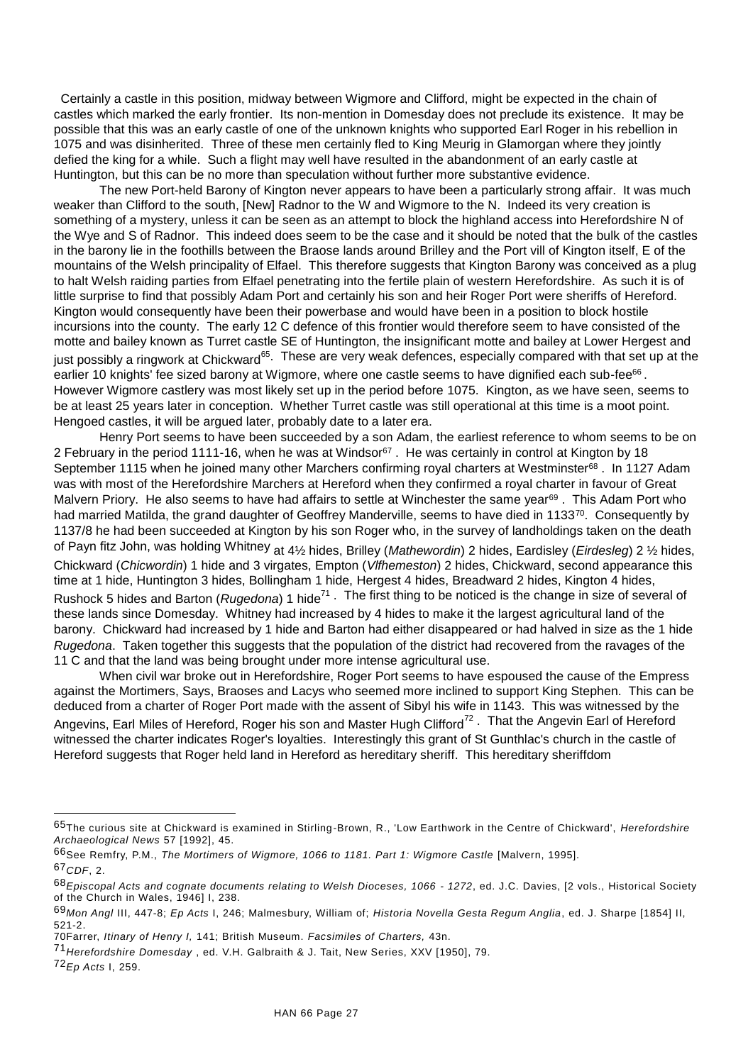Certainly a castle in this position, midway between Wigmore and Clifford, might be expected in the chain of castles which marked the early frontier. Its non-mention in Domesday does not preclude its existence. It may be possible that this was an early castle of one of the unknown knights who supported Earl Roger in his rebellion in 1075 and was disinherited. Three of these men certainly fled to King Meurig in Glamorgan where they jointly defied the king for a while. Such a flight may well have resulted in the abandonment of an early castle at Huntington, but this can be no more than speculation without further more substantive evidence.

The new Port-held Barony of Kington never appears to have been a particularly strong affair. It was much weaker than Clifford to the south, [New] Radnor to the W and Wigmore to the N. Indeed its very creation is something of a mystery, unless it can be seen as an attempt to block the highland access into Herefordshire N of the Wye and S of Radnor. This indeed does seem to be the case and it should be noted that the bulk of the castles in the barony lie in the foothills between the Braose lands around Brilley and the Port vill of Kington itself, E of the mountains of the Welsh principality of Elfael. This therefore suggests that Kington Barony was conceived as a plug to halt Welsh raiding parties from Elfael penetrating into the fertile plain of western Herefordshire. As such it is of little surprise to find that possibly Adam Port and certainly his son and heir Roger Port were sheriffs of Hereford. Kington would consequently have been their powerbase and would have been in a position to block hostile incursions into the county. The early 12 C defence of this frontier would therefore seem to have consisted of the motte and bailey known as Turret castle SE of Huntington, the insignificant motte and bailey at Lower Hergest and just possibly a ringwork at Chickward[65]. These are very weak defences, especially compared with that set up at the earlier 10 knights' fee sized barony at Wigmore, where one castle seems to have dignified each sub-fee[66]. However Wigmore castlery was most likely set up in the period before 1075. Kington, as we have seen, seems to be at least 25 years later in conception. Whether Turret castle was still operational at this time is a moot point. Hengoed castles, it will be argued later, probably date to a later era.

Henry Port seems to have been succeeded by a son Adam, the earliest reference to whom seems to be on 2 February in the period 1111-16, when he was at Windsor[67]. He was certainly in control at Kington by 18 September 1115 when he joined many other Marchers confirming royal charters at Westminster[68]. In 1127 Adam was with most of the Herefordshire Marchers at Hereford when they confirmed a royal charter in favour of Great Malvern Priory. He also seems to have had affairs to settle at Winchester the same year[69]. This Adam Port who had married Matilda, the grand daughter of Geoffrey Manderville, seems to have died in 1133[70]. Consequently by 1137/8 he had been succeeded at Kington by his son Roger who, in the survey of landholdings taken on the death of Payn fitz John, was holding Whitney at 4½ hides, Brilley (*Mathewordin*) 2 hides, Eardisley (*Eirdesleg*) 2 ½ hides, Chickward (*Chicwordin*) 1 hide and 3 virgates, Empton (*Vlfhemeston*) 2 hides, Chickward, second appearance this time at 1 hide, Huntington 3 hides, Bollingham 1 hide, Hergest 4 hides, Breadward 2 hides, Kington 4 hides, Rushock 5 hides and Barton (*Rugedona*) 1 hide[71]. The first thing to be noticed is the change in size of several of these lands since Domesday. Whitney had increased by 4 hides to make it the largest agricultural land of the barony. Chickward had increased by 1 hide and Barton had either disappeared or had halved in size as the 1 hide *Rugedona*. Taken together this suggests that the population of the district had recovered from the ravages of the 11 C and that the land was being brought under more intense agricultural use.

When civil war broke out in Herefordshire, Roger Port seems to have espoused the cause of the Empress against the Mortimers, Says, Braoses and Lacys who seemed more inclined to support King Stephen. This can be deduced from a charter of Roger Port made with the assent of Sibyl his wife in 1143. This was witnessed by the Angevins, Earl Miles of Hereford, Roger his son and Master Hugh Clifford[72]. That the Angevin Earl of Hereford witnessed the charter indicates Roger's loyalties. Interestingly this grant of St Gunthlac's church in the castle of Hereford suggests that Roger held land in Hereford as hereditary sheriff. This hereditary sheriffdom

---

65 The curious site at Chickward is examined in Stirling-Brown, R., 'Low Earthwork in the Centre of Chickward', *Herefordshire Archaeological News* 57 [1992], 45.

66 See Remfry, P.M., *The Mortimers of Wigmore, 1066 to 1181. Part 1: Wigmore Castle* [Malvern, 1995].

67 *CDF*, 2.

68 *Episcopal Acts and cognate documents relating to Welsh Dioceses, 1066 - 1272*, ed. J.C. Davies, [2 vols., Historical Society of the Church in Wales, 1946] I, 238.

69 *Mon Angl* III, 447-8; *Ep Acts* I, 246; Malmesbury, William of; *Historia Novella Gesta Regum Anglia*, ed. J. Sharpe [1854] II, 521-2.

70 Farrer, *Itinary of Henry I,* 141; British Museum. *Facsimiles of Charters,* 43n.

71 *Herefordshire Domesday* , ed. V.H. Galbraith & J. Tait, New Series, XXV [1950], 79.

72 *Ep Acts* I, 259.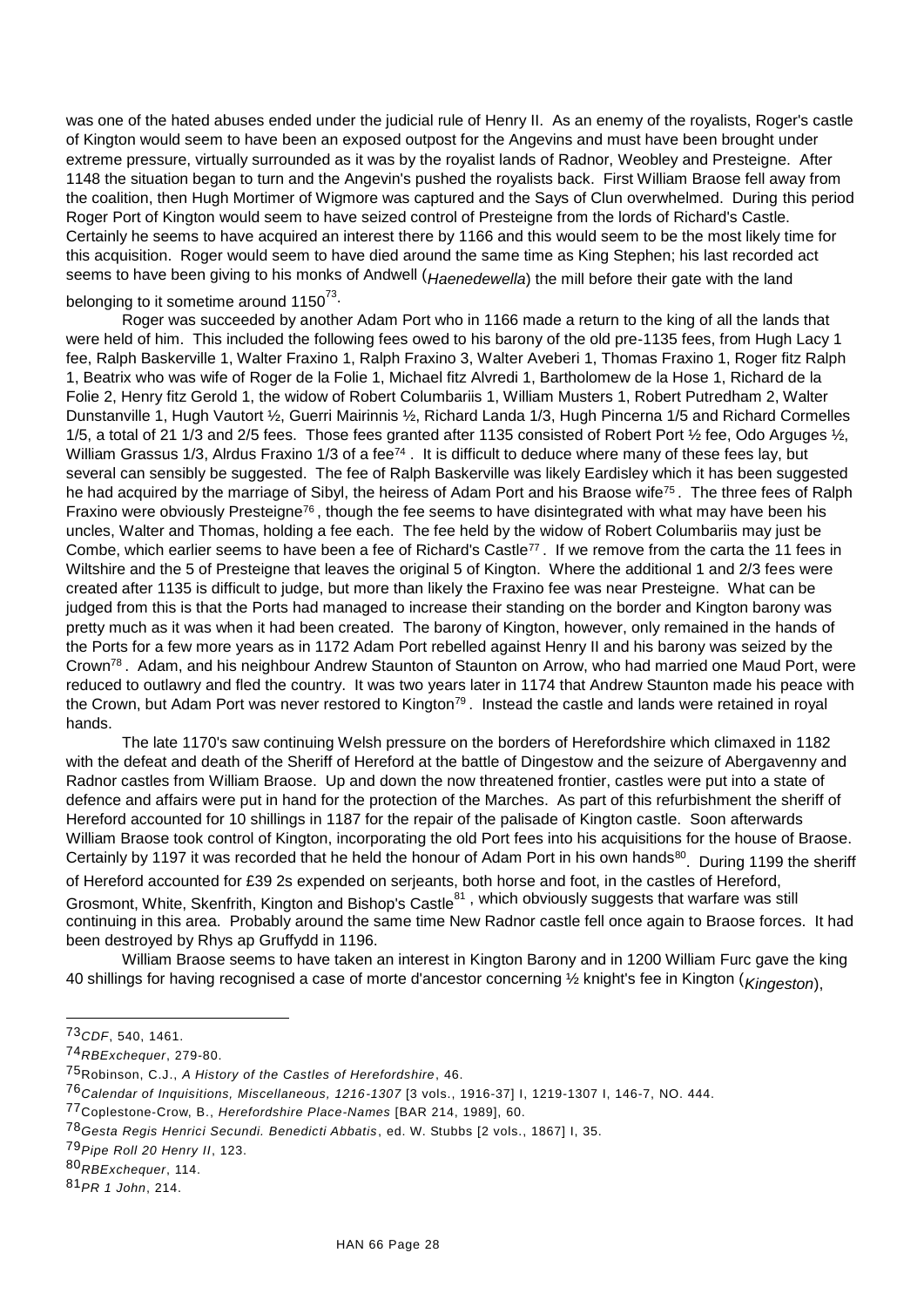was one of the hated abuses ended under the judicial rule of Henry II. As an enemy of the royalists, Roger's castle of Kington would seem to have been an exposed outpost for the Angevins and must have been brought under extreme pressure, virtually surrounded as it was by the royalist lands of Radnor, Weobley and Presteigne. After 1148 the situation began to turn and the Angevin's pushed the royalists back. First William Braose fell away from the coalition, then Hugh Mortimer of Wigmore was captured and the Says of Clun overwhelmed. During this period Roger Port of Kington would seem to have seized control of Presteigne from the lords of Richard's Castle. Certainly he seems to have acquired an interest there by 1166 and this would seem to be the most likely time for this acquisition. Roger would seem to have died around the same time as King Stephen; his last recorded act seems to have been giving to his monks of Andwell (*Haenedewella*) the mill before their gate with the land belonging to it sometime around 1150[73].

Roger was succeeded by another Adam Port who in 1166 made a return to the king of all the lands that were held of him. This included the following fees owed to his barony of the old pre-1135 fees, from Hugh Lacy 1 fee, Ralph Baskerville 1, Walter Fraxino 1, Ralph Fraxino 3, Walter Aveberi 1, Thomas Fraxino 1, Roger fitz Ralph 1, Beatrix who was wife of Roger de la Folie 1, Michael fitz Alvredi 1, Bartholomew de la Hose 1, Richard de la Folie 2, Henry fitz Gerold 1, the widow of Robert Columbariis 1, William Musters 1, Robert Putredham 2, Walter Dunstanville 1, Hugh Vautort ½, Guerri Mairinnis ½, Richard Landa 1/3, Hugh Pincerna 1/5 and Richard Cormelles 1/5, a total of 21 1/3 and 2/5 fees. Those fees granted after 1135 consisted of Robert Port ½ fee, Odo Arguges ½, William Grassus 1/3, Alrdus Fraxino 1/3 of a fee[74]. It is difficult to deduce where many of these fees lay, but several can sensibly be suggested. The fee of Ralph Baskerville was likely Eardisley which it has been suggested he had acquired by the marriage of Sibyl, the heiress of Adam Port and his Braose wife[75]. The three fees of Ralph Fraxino were obviously Presteigne[76], though the fee seems to have disintegrated with what may have been his uncles, Walter and Thomas, holding a fee each. The fee held by the widow of Robert Columbariis may just be Combe, which earlier seems to have been a fee of Richard's Castle[77]. If we remove from the carta the 11 fees in Wiltshire and the 5 of Presteigne that leaves the original 5 of Kington. Where the additional 1 and 2/3 fees were created after 1135 is difficult to judge, but more than likely the Fraxino fee was near Presteigne. What can be judged from this is that the Ports had managed to increase their standing on the border and Kington barony was pretty much as it was when it had been created. The barony of Kington, however, only remained in the hands of the Ports for a few more years as in 1172 Adam Port rebelled against Henry II and his barony was seized by the Crown[78]. Adam, and his neighbour Andrew Staunton of Staunton on Arrow, who had married one Maud Port, were reduced to outlawry and fled the country. It was two years later in 1174 that Andrew Staunton made his peace with the Crown, but Adam Port was never restored to Kington[79]. Instead the castle and lands were retained in royal hands.

The late 1170's saw continuing Welsh pressure on the borders of Herefordshire which climaxed in 1182 with the defeat and death of the Sheriff of Hereford at the battle of Dingestow and the seizure of Abergavenny and Radnor castles from William Braose. Up and down the now threatened frontier, castles were put into a state of defence and affairs were put in hand for the protection of the Marches. As part of this refurbishment the sheriff of Hereford accounted for 10 shillings in 1187 for the repair of the palisade of Kington castle. Soon afterwards William Braose took control of Kington, incorporating the old Port fees into his acquisitions for the house of Braose. Certainly by 1197 it was recorded that he held the honour of Adam Port in his own hands[80]. During 1199 the sheriff of Hereford accounted for £39 2s expended on serjeants, both horse and foot, in the castles of Hereford, Grosmont, White, Skenfrith, Kington and Bishop's Castle[81], which obviously suggests that warfare was still continuing in this area. Probably around the same time New Radnor castle fell once again to Braose forces. It had been destroyed by Rhys ap Gruffydd in 1196.

William Braose seems to have taken an interest in Kington Barony and in 1200 William Furc gave the king 40 shillings for having recognised a case of morte d'ancestor concerning ½ knight's fee in Kington (*Kingeston*),

---

[73] *CDF*, 540, 1461.

[74] *RBExchequer*, 279-80.

[75] Robinson, C.J., *A History of the Castles of Herefordshire*, 46.

[76] *Calendar of Inquisitions, Miscellaneous, 1216-1307* [3 vols., 1916-37] I, 1219-1307 I, 146-7, NO. 444.

[77] Coplestone-Crow, B., *Herefordshire Place-Names* [BAR 214, 1989], 60.

[78] *Gesta Regis Henrici Secundi. Benedicti Abbatis*, ed. W. Stubbs [2 vols., 1867] I, 35.

[79] *Pipe Roll 20 Henry II*, 123.

[80] *RBExchequer*, 114.

[81] *PR 1 John*, 214.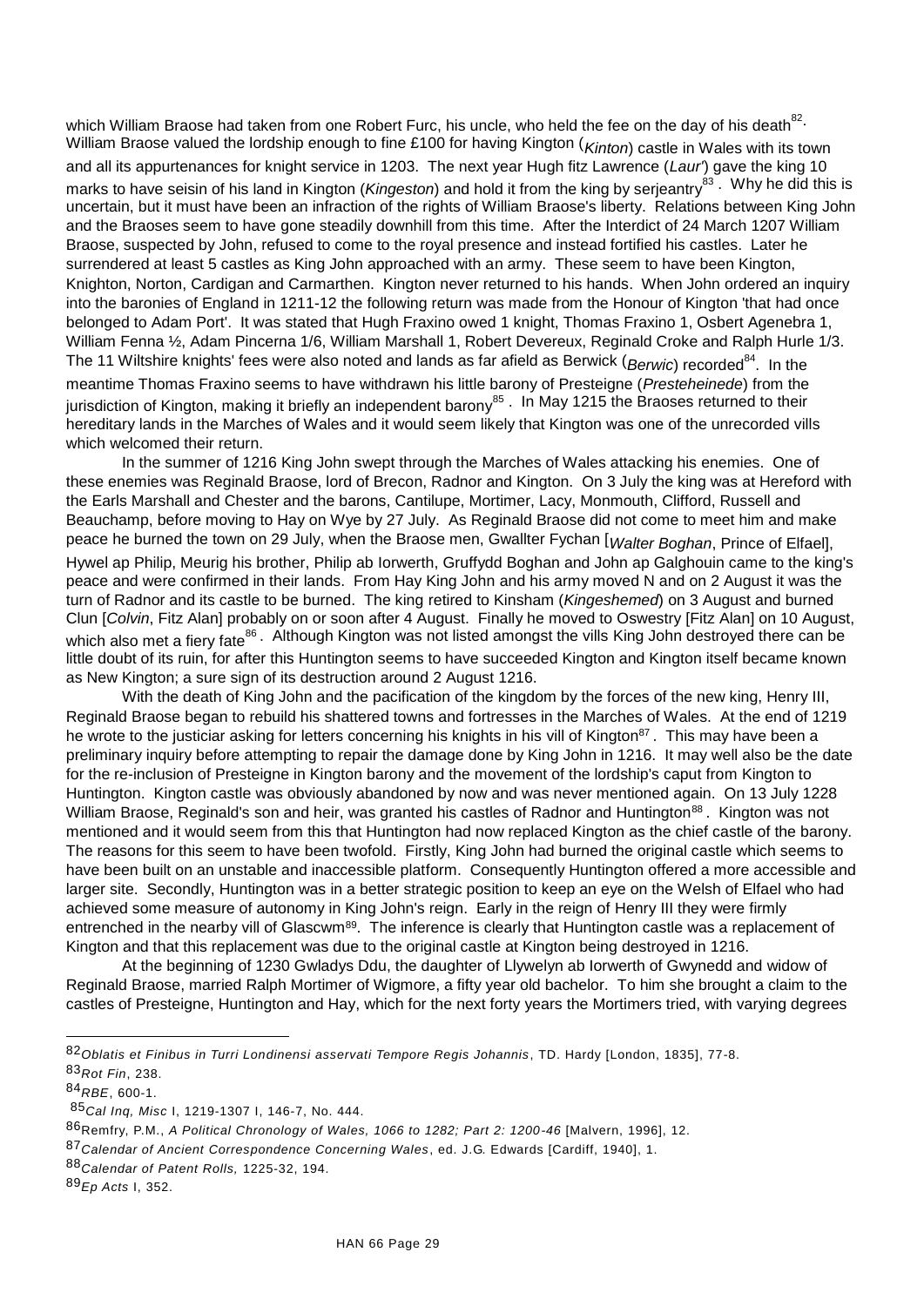which William Braose had taken from one Robert Furc, his uncle, who held the fee on the day of his death[82]. William Braose valued the lordship enough to fine £100 for having Kington (*Kinton*) castle in Wales with its town and all its appurtenances for knight service in 1203. The next year Hugh fitz Lawrence (*Laur'*) gave the king 10 marks to have seisin of his land in Kington (*Kingeston*) and hold it from the king by serjeantry[83]. Why he did this is uncertain, but it must have been an infraction of the rights of William Braose's liberty. Relations between King John and the Braoses seem to have gone steadily downhill from this time. After the Interdict of 24 March 1207 William Braose, suspected by John, refused to come to the royal presence and instead fortified his castles. Later he surrendered at least 5 castles as King John approached with an army. These seem to have been Kington, Knighton, Norton, Cardigan and Carmarthen. Kington never returned to his hands. When John ordered an inquiry into the baronies of England in 1211-12 the following return was made from the Honour of Kington 'that had once belonged to Adam Port'. It was stated that Hugh Fraxino owed 1 knight, Thomas Fraxino 1, Osbert Agenebra 1, William Fenna ½, Adam Pincerna 1/6, William Marshall 1, Robert Devereux, Reginald Croke and Ralph Hurle 1/3. The 11 Wiltshire knights' fees were also noted and lands as far afield as Berwick (*Berwic*) recorded[84]. In the meantime Thomas Fraxino seems to have withdrawn his little barony of Presteigne (*Presteheinede*) from the jurisdiction of Kington, making it briefly an independent barony[85]. In May 1215 the Braoses returned to their hereditary lands in the Marches of Wales and it would seem likely that Kington was one of the unrecorded vills which welcomed their return.

In the summer of 1216 King John swept through the Marches of Wales attacking his enemies. One of these enemies was Reginald Braose, lord of Brecon, Radnor and Kington. On 3 July the king was at Hereford with the Earls Marshall and Chester and the barons, Cantilupe, Mortimer, Lacy, Monmouth, Clifford, Russell and Beauchamp, before moving to Hay on Wye by 27 July. As Reginald Braose did not come to meet him and make peace he burned the town on 29 July, when the Braose men, Gwallter Fychan [*Walter Boghan*, Prince of Elfael], Hywel ap Philip, Meurig his brother, Philip ab Iorwerth, Gruffydd Boghan and John ap Galghouin came to the king's peace and were confirmed in their lands. From Hay King John and his army moved N and on 2 August it was the turn of Radnor and its castle to be burned. The king retired to Kinsham (*Kingeshemed*) on 3 August and burned Clun [*Colvin*, Fitz Alan] probably on or soon after 4 August. Finally he moved to Oswestry [Fitz Alan] on 10 August, which also met a fiery fate[86]. Although Kington was not listed amongst the vills King John destroyed there can be little doubt of its ruin, for after this Huntington seems to have succeeded Kington and Kington itself became known as New Kington; a sure sign of its destruction around 2 August 1216.

With the death of King John and the pacification of the kingdom by the forces of the new king, Henry III, Reginald Braose began to rebuild his shattered towns and fortresses in the Marches of Wales. At the end of 1219 he wrote to the justiciar asking for letters concerning his knights in his vill of Kington[87]. This may have been a preliminary inquiry before attempting to repair the damage done by King John in 1216. It may well also be the date for the re-inclusion of Presteigne in Kington barony and the movement of the lordship's caput from Kington to Huntington. Kington castle was obviously abandoned by now and was never mentioned again. On 13 July 1228 William Braose, Reginald's son and heir, was granted his castles of Radnor and Huntington[88]. Kington was not mentioned and it would seem from this that Huntington had now replaced Kington as the chief castle of the barony. The reasons for this seem to have been twofold. Firstly, King John had burned the original castle which seems to have been built on an unstable and inaccessible platform. Consequently Huntington offered a more accessible and larger site. Secondly, Huntington was in a better strategic position to keep an eye on the Welsh of Elfael who had achieved some measure of autonomy in King John's reign. Early in the reign of Henry III they were firmly entrenched in the nearby vill of Glascwm[89]. The inference is clearly that Huntington castle was a replacement of Kington and that this replacement was due to the original castle at Kington being destroyed in 1216.

At the beginning of 1230 Gwladys Ddu, the daughter of Llywelyn ab Iorwerth of Gwynedd and widow of Reginald Braose, married Ralph Mortimer of Wigmore, a fifty year old bachelor. To him she brought a claim to the castles of Presteigne, Huntington and Hay, which for the next forty years the Mortimers tried, with varying degrees

---

82 *Oblatis et Finibus in Turri Londinensi asservati Tempore Regis Johannis*, TD. Hardy [London, 1835], 77-8.

83 *Rot Fin*, 238.

84 *RBE*, 600-1.

85 *Cal Inq, Misc* I, 1219-1307 I, 146-7, No. 444.

86 Remfry, P.M., *A Political Chronology of Wales, 1066 to 1282; Part 2: 1200-46* [Malvern, 1996], 12.

87 *Calendar of Ancient Correspondence Concerning Wales*, ed. J.G. Edwards [Cardiff, 1940], 1.

88 *Calendar of Patent Rolls,* 1225-32, 194.

89 *Ep Acts* I, 352.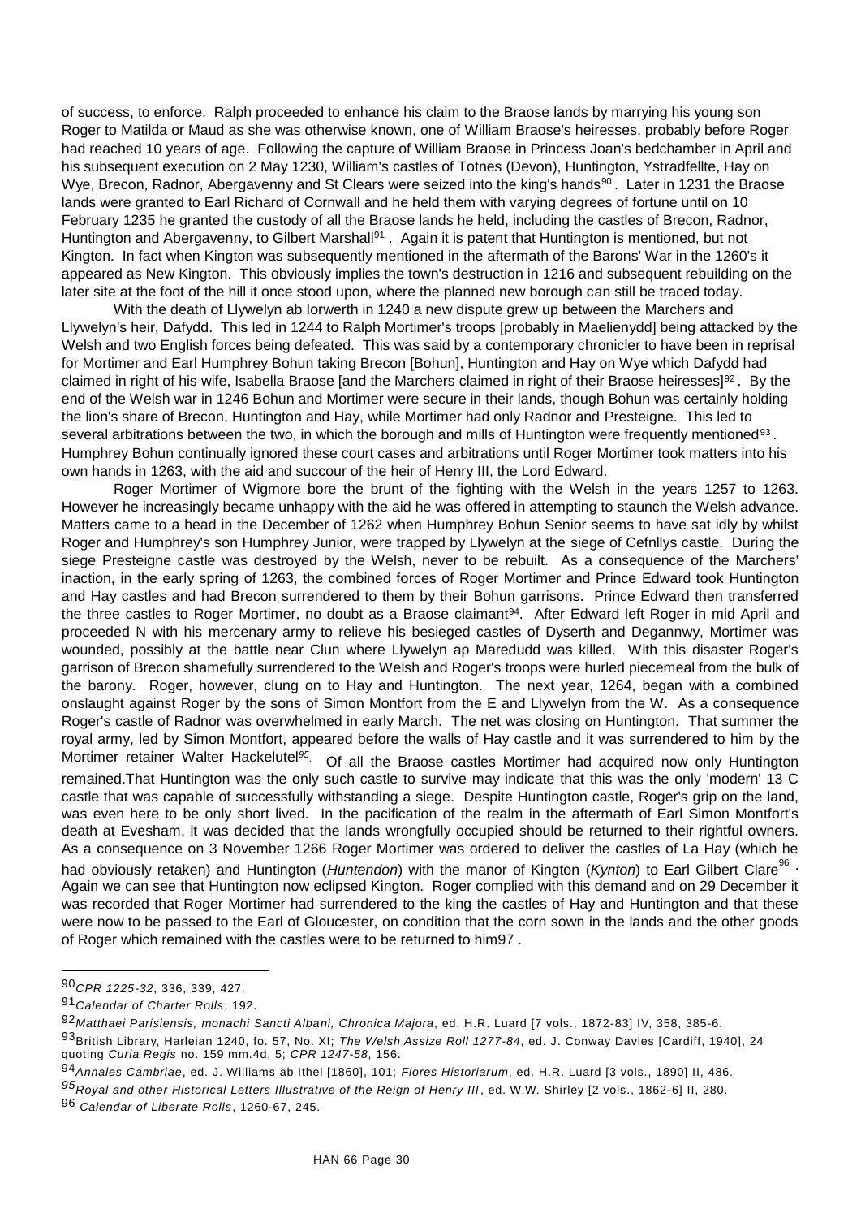of success, to enforce. Ralph proceeded to enhance his claim to the Braose lands by marrying his young son Roger to Matilda or Maud as she was otherwise known, one of William Braose's heiresses, probably before Roger had reached 10 years of age. Following the capture of William Braose in Princess Joan's bedchamber in April and his subsequent execution on 2 May 1230, William's castles of Totnes (Devon), Huntington, Ystradfellte, Hay on Wye, Brecon, Radnor, Abergavenny and St Clears were seized into the king's hands[90]. Later in 1231 the Braose lands were granted to Earl Richard of Cornwall and he held them with varying degrees of fortune until on 10 February 1235 he granted the custody of all the Braose lands he held, including the castles of Brecon, Radnor, Huntington and Abergavenny, to Gilbert Marshall[91]. Again it is patent that Huntington is mentioned, but not Kington. In fact when Kington was subsequently mentioned in the aftermath of the Barons' War in the 1260's it appeared as New Kington. This obviously implies the town's destruction in 1216 and subsequent rebuilding on the later site at the foot of the hill it once stood upon, where the planned new borough can still be traced today.

With the death of Llywelyn ab Iorwerth in 1240 a new dispute grew up between the Marchers and Llywelyn's heir, Dafydd. This led in 1244 to Ralph Mortimer's troops [probably in Maelienydd] being attacked by the Welsh and two English forces being defeated. This was said by a contemporary chronicler to have been in reprisal for Mortimer and Earl Humphrey Bohun taking Brecon [Bohun], Huntington and Hay on Wye which Dafydd had claimed in right of his wife, Isabella Braose [and the Marchers claimed in right of their Braose heiresses][92]. By the end of the Welsh war in 1246 Bohun and Mortimer were secure in their lands, though Bohun was certainly holding the lion's share of Brecon, Huntington and Hay, while Mortimer had only Radnor and Presteigne. This led to several arbitrations between the two, in which the borough and mills of Huntington were frequently mentioned[93]. Humphrey Bohun continually ignored these court cases and arbitrations until Roger Mortimer took matters into his own hands in 1263, with the aid and succour of the heir of Henry III, the Lord Edward.

Roger Mortimer of Wigmore bore the brunt of the fighting with the Welsh in the years 1257 to 1263. However he increasingly became unhappy with the aid he was offered in attempting to staunch the Welsh advance. Matters came to a head in the December of 1262 when Humphrey Bohun Senior seems to have sat idly by whilst Roger and Humphrey's son Humphrey Junior, were trapped by Llywelyn at the siege of Cefnllys castle. During the siege Presteigne castle was destroyed by the Welsh, never to be rebuilt. As a consequence of the Marchers' inaction, in the early spring of 1263, the combined forces of Roger Mortimer and Prince Edward took Huntington and Hay castles and had Brecon surrendered to them by their Bohun garrisons. Prince Edward then transferred the three castles to Roger Mortimer, no doubt as a Braose claimant[94]. After Edward left Roger in mid April and proceeded N with his mercenary army to relieve his besieged castles of Dyserth and Degannwy, Mortimer was wounded, possibly at the battle near Clun where Llywelyn ap Maredudd was killed. With this disaster Roger's garrison of Brecon shamefully surrendered to the Welsh and Roger's troops were hurled piecemeal from the bulk of the barony. Roger, however, clung on to Hay and Huntington. The next year, 1264, began with a combined onslaught against Roger by the sons of Simon Montfort from the E and Llywelyn from the W. As a consequence Roger's castle of Radnor was overwhelmed in early March. The net was closing on Huntington. That summer the royal army, led by Simon Montfort, appeared before the walls of Hay castle and it was surrendered to him by the Mortimer retainer Walter Hackelutel[95]. Of all the Braose castles Mortimer had acquired now only Huntington remained.That Huntington was the only such castle to survive may indicate that this was the only 'modern' 13 C castle that was capable of successfully withstanding a siege. Despite Huntington castle, Roger's grip on the land, was even here to be only short lived. In the pacification of the realm in the aftermath of Earl Simon Montfort's death at Evesham, it was decided that the lands wrongfully occupied should be returned to their rightful owners. As a consequence on 3 November 1266 Roger Mortimer was ordered to deliver the castles of La Hay (which he had obviously retaken) and Huntington (*Huntendon*) with the manor of Kington (*Kynton*) to Earl Gilbert Clare[96]. Again we can see that Huntington now eclipsed Kington. Roger complied with this demand and on 29 December it was recorded that Roger Mortimer had surrendered to the king the castles of Hay and Huntington and that these were now to be passed to the Earl of Gloucester, on condition that the corn sown in the lands and the other goods of Roger which remained with the castles were to be returned to him97 .

---

90 *CPR 1225-32*, 336, 339, 427.

91 *Calendar of Charter Rolls*, 192.

92 *Matthaei Parisiensis, monachi Sancti Albani, Chronica Majora*, ed. H.R. Luard [7 vols., 1872-83] IV, 358, 385-6.

93 British Library, Harleian 1240, fo. 57, No. XI; *The Welsh Assize Roll 1277-84*, ed. J. Conway Davies [Cardiff, 1940], 24 quoting *Curia Regis* no. 159 mm.4d, 5; *CPR 1247-58*, 156.

94 *Annales Cambriae*, ed. J. Williams ab Ithel [1860], 101; *Flores Historiarum*, ed. H.R. Luard [3 vols., 1890] II, 486.

95 *Royal and other Historical Letters Illustrative of the Reign of Henry III*, ed. W.W. Shirley [2 vols., 1862-6] II, 280.

96 *Calendar of Liberate Rolls*, 1260-67, 245.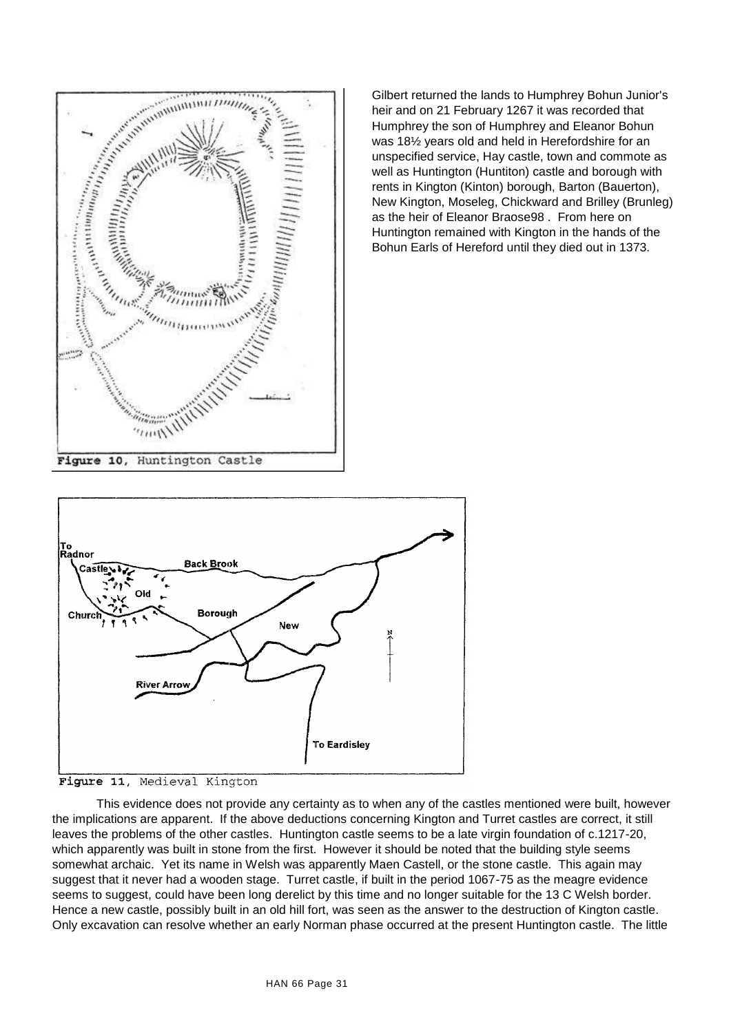Figure 10, Huntington Castle

Gilbert returned the lands to Humphrey Bohun Junior's heir and on 21 February 1267 it was recorded that Humphrey the son of Humphrey and Eleanor Bohun was 18½ years old and held in Herefordshire for an unspecified service, Hay castle, town and commote as well as Huntington (Huntiton) castle and borough with rents in Kington (Kinton) borough, Barton (Bauerton), New Kington, Moseleg, Chickward and Brilley (Brunleg) as the heir of Eleanor Braose98 . From here on Huntington remained with Kington in the hands of the Bohun Earls of Hereford until they died out in 1373.

Figure 11, Medieval Kington

This evidence does not provide any certainty as to when any of the castles mentioned were built, however the implications are apparent. If the above deductions concerning Kington and Turret castles are correct, it still leaves the problems of the other castles. Huntington castle seems to be a late virgin foundation of c.1217-20, which apparently was built in stone from the first. However it should be noted that the building style seems somewhat archaic. Yet its name in Welsh was apparently Maen Castell, or the stone castle. This again may suggest that it never had a wooden stage. Turret castle, if built in the period 1067-75 as the meagre evidence seems to suggest, could have been long derelict by this time and no longer suitable for the 13 C Welsh border. Hence a new castle, possibly built in an old hill fort, was seen as the answer to the destruction of Kington castle. Only excavation can resolve whether an early Norman phase occurred at the present Huntington castle. The little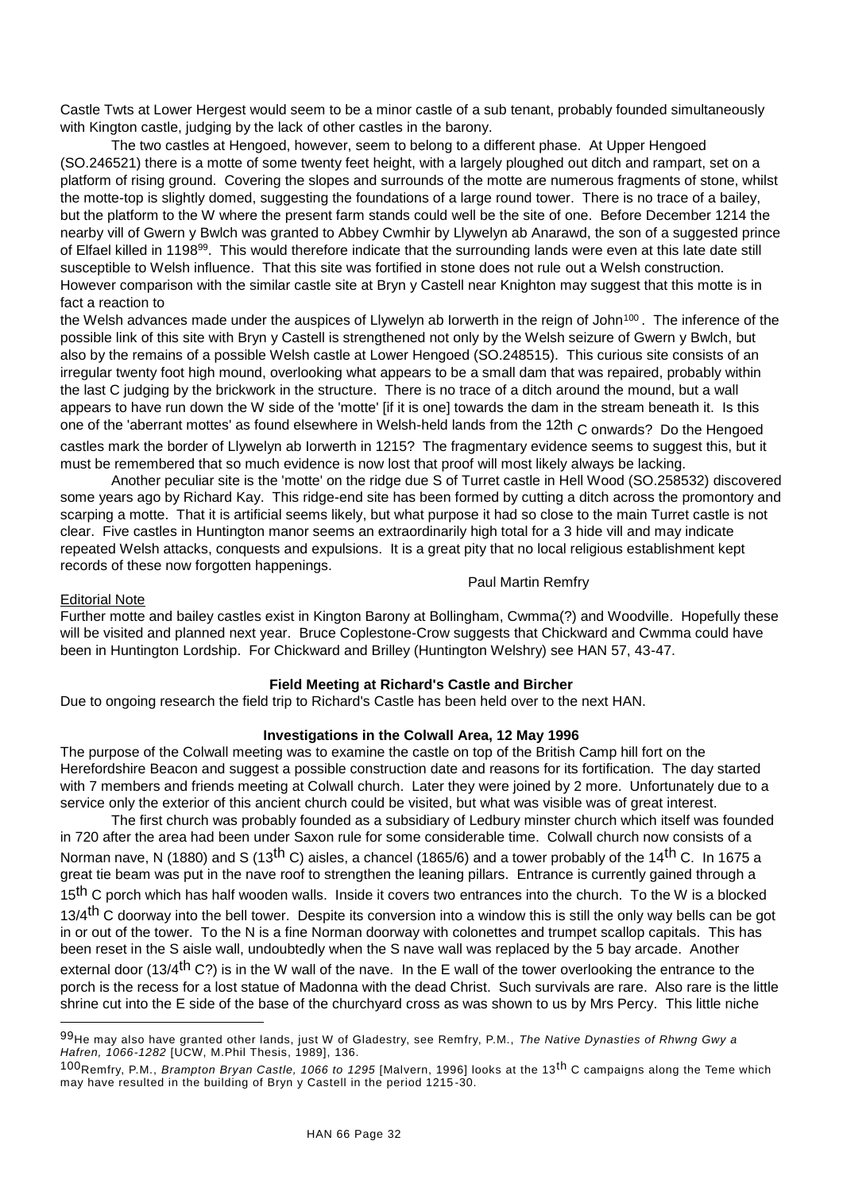Castle Twts at Lower Hergest would seem to be a minor castle of a sub tenant, probably founded simultaneously with Kington castle, judging by the lack of other castles in the barony.

The two castles at Hengoed, however, seem to belong to a different phase. At Upper Hengoed (SO.246521) there is a motte of some twenty feet height, with a largely ploughed out ditch and rampart, set on a platform of rising ground. Covering the slopes and surrounds of the motte are numerous fragments of stone, whilst the motte-top is slightly domed, suggesting the foundations of a large round tower. There is no trace of a bailey, but the platform to the W where the present farm stands could well be the site of one. Before December 1214 the nearby vill of Gwern y Bwlch was granted to Abbey Cwmhir by Llywelyn ab Anarawd, the son of a suggested prince of Elfael killed in 1198[99]. This would therefore indicate that the surrounding lands were even at this late date still susceptible to Welsh influence. That this site was fortified in stone does not rule out a Welsh construction. However comparison with the similar castle site at Bryn y Castell near Knighton may suggest that this motte is in fact a reaction to the Welsh advances made under the auspices of Llywelyn ab Iorwerth in the reign of John[100]. The inference of the possible link of this site with Bryn y Castell is strengthened not only by the Welsh seizure of Gwern y Bwlch, but also by the remains of a possible Welsh castle at Lower Hengoed (SO.248515). This curious site consists of an irregular twenty foot high mound, overlooking what appears to be a small dam that was repaired, probably within the last C judging by the brickwork in the structure. There is no trace of a ditch around the mound, but a wall appears to have run down the W side of the 'motte' [if it is one] towards the dam in the stream beneath it. Is this one of the 'aberrant mottes' as found elsewhere in Welsh-held lands from the 12th C onwards? Do the Hengoed castles mark the border of Llywelyn ab Iorwerth in 1215? The fragmentary evidence seems to suggest this, but it must be remembered that so much evidence is now lost that proof will most likely always be lacking.

Another peculiar site is the 'motte' on the ridge due S of Turret castle in Hell Wood (SO.258532) discovered some years ago by Richard Kay. This ridge-end site has been formed by cutting a ditch across the promontory and scarping a motte. That it is artificial seems likely, but what purpose it had so close to the main Turret castle is not clear. Five castles in Huntington manor seems an extraordinarily high total for a 3 hide vill and may indicate repeated Welsh attacks, conquests and expulsions. It is a great pity that no local religious establishment kept records of these now forgotten happenings.

Paul Martin Remfry

Editorial Note

Further motte and bailey castles exist in Kington Barony at Bollingham, Cwmma(?) and Woodville. Hopefully these will be visited and planned next year. Bruce Coplestone-Crow suggests that Chickward and Cwmma could have been in Huntington Lordship. For Chickward and Brilley (Huntington Welshry) see HAN 57, 43-47.

### Field Meeting at Richard's Castle and Bircher

Due to ongoing research the field trip to Richard's Castle has been held over to the next HAN.

### Investigations in the Colwall Area, 12 May 1996

The purpose of the Colwall meeting was to examine the castle on top of the British Camp hill fort on the Herefordshire Beacon and suggest a possible construction date and reasons for its fortification. The day started with 7 members and friends meeting at Colwall church. Later they were joined by 2 more. Unfortunately due to a service only the exterior of this ancient church could be visited, but what was visible was of great interest.

The first church was probably founded as a subsidiary of Ledbury minster church which itself was founded in 720 after the area had been under Saxon rule for some considerable time. Colwall church now consists of a Norman nave, N (1880) and S (13th C) aisles, a chancel (1865/6) and a tower probably of the 14th C. In 1675 a great tie beam was put in the nave roof to strengthen the leaning pillars. Entrance is currently gained through a 15th C porch which has half wooden walls. Inside it covers two entrances into the church. To the W is a blocked 13/4th C doorway into the bell tower. Despite its conversion into a window this is still the only way bells can be got in or out of the tower. To the N is a fine Norman doorway with colonettes and trumpet scallop capitals. This has been reset in the S aisle wall, undoubtedly when the S nave wall was replaced by the 5 bay arcade. Another external door (13/4th C?) is in the W wall of the nave. In the E wall of the tower overlooking the entrance to the porch is the recess for a lost statue of Madonna with the dead Christ. Such survivals are rare. Also rare is the little shrine cut into the E side of the base of the churchyard cross as was shown to us by Mrs Percy. This little niche

---

[99] He may also have granted other lands, just W of Gladestry, see Remfry, P.M., *The Native Dynasties of Rhwng Gwy a Hafren, 1066-1282* [UCW, M.Phil Thesis, 1989], 136.

[100] Remfry, P.M., *Brampton Bryan Castle, 1066 to 1295* [Malvern, 1996] looks at the 13th C campaigns along the Teme which may have resulted in the building of Bryn y Castell in the period 1215-30.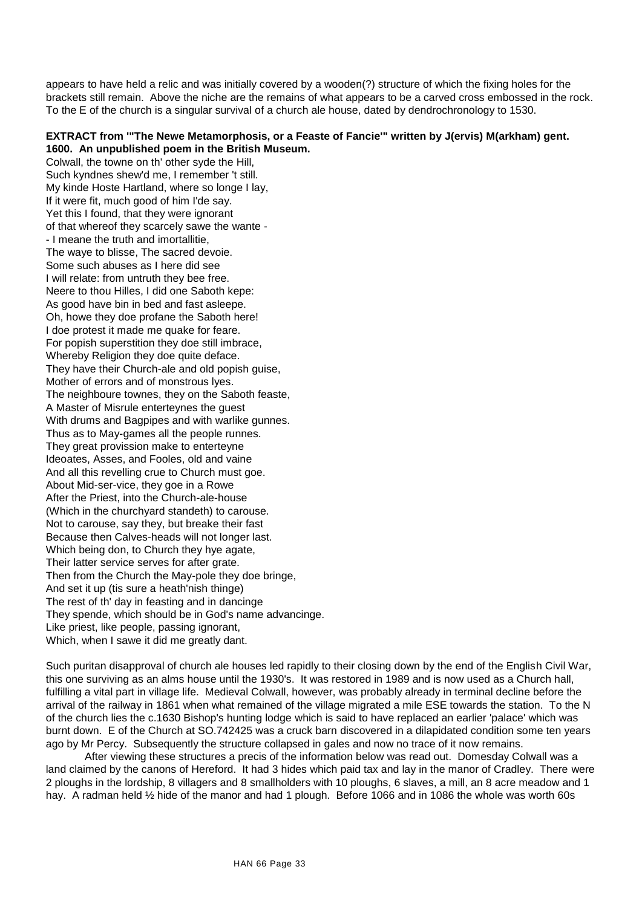appears to have held a relic and was initially covered by a wooden(?) structure of which the fixing holes for the brackets still remain. Above the niche are the remains of what appears to be a carved cross embossed in the rock. To the E of the church is a singular survival of a church ale house, dated by dendrochronology to 1530.

**EXTRACT from '"The Newe Metamorphosis, or a Feaste of Fancie'" written by J(ervis) M(arkham) gent. 1600. An unpublished poem in the British Museum.**

Colwall, the towne on th' other syde the Hill,
Such kyndnes shew'd me, I remember 't still.
My kinde Hoste Hartland, where so longe I lay,
If it were fit, much good of him I'de say.
Yet this I found, that they were ignorant
of that whereof they scarcely sawe the wante -
- I meane the truth and imortallitie,
The waye to blisse, The sacred devoie.
Some such abuses as I here did see
I will relate: from untruth they bee free.
Neere to thou Hilles, I did one Saboth kepe:
As good have bin in bed and fast asleepe.
Oh, howe they doe profane the Saboth here!
I doe protest it made me quake for feare.
For popish superstition they doe still imbrace,
Whereby Religion they doe quite deface.
They have their Church-ale and old popish guise,
Mother of errors and of monstrous lyes.
The neighboure townes, they on the Saboth feaste,
A Master of Misrule enterteynes the guest
With drums and Bagpipes and with warlike gunnes.
Thus as to May-games all the people runnes.
They great provission make to enterteyne
Ideoates, Asses, and Fooles, old and vaine
And all this revelling crue to Church must goe.
About Mid-ser-vice, they goe in a Rowe
After the Priest, into the Church-ale-house
(Which in the churchyard standeth) to carouse.
Not to carouse, say they, but breake their fast
Because then Calves-heads will not longer last.
Which being don, to Church they hye agate,
Their latter service serves for after grate.
Then from the Church the May-pole they doe bringe,
And set it up (tis sure a heath'nish thinge)
The rest of th' day in feasting and in dancinge
They spende, which should be in God's name advancinge.
Like priest, like people, passing ignorant,
Which, when I sawe it did me greatly dant.

Such puritan disapproval of church ale houses led rapidly to their closing down by the end of the English Civil War, this one surviving as an alms house until the 1930's. It was restored in 1989 and is now used as a Church hall, fulfilling a vital part in village life. Medieval Colwall, however, was probably already in terminal decline before the arrival of the railway in 1861 when what remained of the village migrated a mile ESE towards the station. To the N of the church lies the c.1630 Bishop's hunting lodge which is said to have replaced an earlier 'palace' which was burnt down. E of the Church at SO.742425 was a cruck barn discovered in a dilapidated condition some ten years ago by Mr Percy. Subsequently the structure collapsed in gales and now no trace of it now remains.

After viewing these structures a precis of the information below was read out. Domesday Colwall was a land claimed by the canons of Hereford. It had 3 hides which paid tax and lay in the manor of Cradley. There were 2 ploughs in the lordship, 8 villagers and 8 smallholders with 10 ploughs, 6 slaves, a mill, an 8 acre meadow and 1 hay. A radman held ½ hide of the manor and had 1 plough. Before 1066 and in 1086 the whole was worth 60s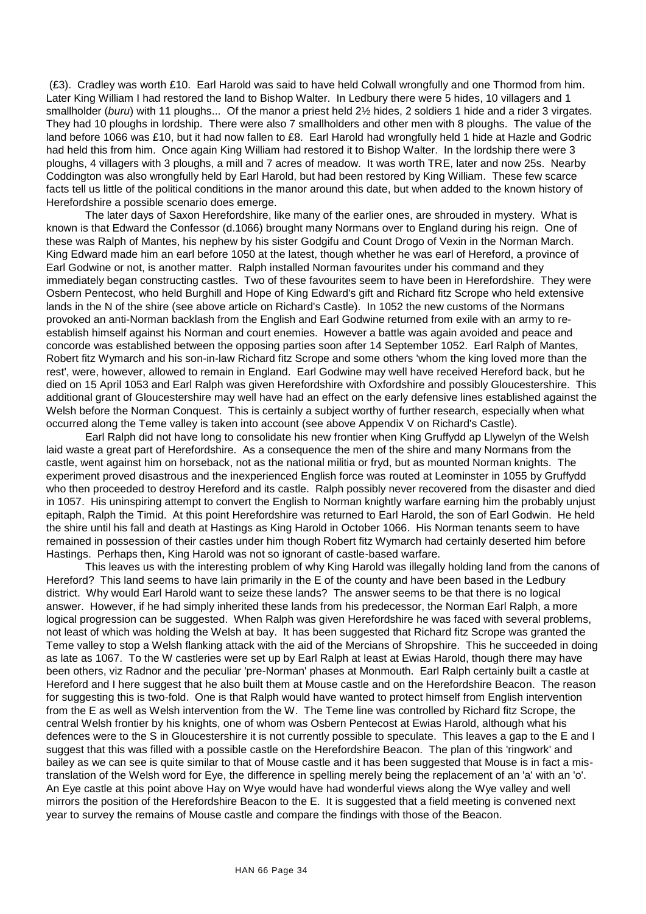(£3). Cradley was worth £10. Earl Harold was said to have held Colwall wrongfully and one Thormod from him. Later King William I had restored the land to Bishop Walter. In Ledbury there were 5 hides, 10 villagers and 1 smallholder (*buru*) with 11 ploughs... Of the manor a priest held 2½ hides, 2 soldiers 1 hide and a rider 3 virgates. They had 10 ploughs in lordship. There were also 7 smallholders and other men with 8 ploughs. The value of the land before 1066 was £10, but it had now fallen to £8. Earl Harold had wrongfully held 1 hide at Hazle and Godric had held this from him. Once again King William had restored it to Bishop Walter. In the lordship there were 3 ploughs, 4 villagers with 3 ploughs, a mill and 7 acres of meadow. It was worth TRE, later and now 25s. Nearby Coddington was also wrongfully held by Earl Harold, but had been restored by King William. These few scarce facts tell us little of the political conditions in the manor around this date, but when added to the known history of Herefordshire a possible scenario does emerge.

The later days of Saxon Herefordshire, like many of the earlier ones, are shrouded in mystery. What is known is that Edward the Confessor (d.1066) brought many Normans over to England during his reign. One of these was Ralph of Mantes, his nephew by his sister Godgifu and Count Drogo of Vexin in the Norman March. King Edward made him an earl before 1050 at the latest, though whether he was earl of Hereford, a province of Earl Godwine or not, is another matter. Ralph installed Norman favourites under his command and they immediately began constructing castles. Two of these favourites seem to have been in Herefordshire. They were Osbern Pentecost, who held Burghill and Hope of King Edward's gift and Richard fitz Scrope who held extensive lands in the N of the shire (see above article on Richard's Castle). In 1052 the new customs of the Normans provoked an anti-Norman backlash from the English and Earl Godwine returned from exile with an army to re-establish himself against his Norman and court enemies. However a battle was again avoided and peace and concorde was established between the opposing parties soon after 14 September 1052. Earl Ralph of Mantes, Robert fitz Wymarch and his son-in-law Richard fitz Scrope and some others 'whom the king loved more than the rest', were, however, allowed to remain in England. Earl Godwine may well have received Hereford back, but he died on 15 April 1053 and Earl Ralph was given Herefordshire with Oxfordshire and possibly Gloucestershire. This additional grant of Gloucestershire may well have had an effect on the early defensive lines established against the Welsh before the Norman Conquest. This is certainly a subject worthy of further research, especially when what occurred along the Teme valley is taken into account (see above Appendix V on Richard's Castle).

Earl Ralph did not have long to consolidate his new frontier when King Gruffydd ap Llywelyn of the Welsh laid waste a great part of Herefordshire. As a consequence the men of the shire and many Normans from the castle, went against him on horseback, not as the national militia or fryd, but as mounted Norman knights. The experiment proved disastrous and the inexperienced English force was routed at Leominster in 1055 by Gruffydd who then proceeded to destroy Hereford and its castle. Ralph possibly never recovered from the disaster and died in 1057. His uninspiring attempt to convert the English to Norman knightly warfare earning him the probably unjust epitaph, Ralph the Timid. At this point Herefordshire was returned to Earl Harold, the son of Earl Godwin. He held the shire until his fall and death at Hastings as King Harold in October 1066. His Norman tenants seem to have remained in possession of their castles under him though Robert fitz Wymarch had certainly deserted him before Hastings. Perhaps then, King Harold was not so ignorant of castle-based warfare.

This leaves us with the interesting problem of why King Harold was illegally holding land from the canons of Hereford? This land seems to have lain primarily in the E of the county and have been based in the Ledbury district. Why would Earl Harold want to seize these lands? The answer seems to be that there is no logical answer. However, if he had simply inherited these lands from his predecessor, the Norman Earl Ralph, a more logical progression can be suggested. When Ralph was given Herefordshire he was faced with several problems, not least of which was holding the Welsh at bay. It has been suggested that Richard fitz Scrope was granted the Teme valley to stop a Welsh flanking attack with the aid of the Mercians of Shropshire. This he succeeded in doing as late as 1067. To the W castleries were set up by Earl Ralph at least at Ewias Harold, though there may have been others, viz Radnor and the peculiar 'pre-Norman' phases at Monmouth. Earl Ralph certainly built a castle at Hereford and I here suggest that he also built them at Mouse castle and on the Herefordshire Beacon. The reason for suggesting this is two-fold. One is that Ralph would have wanted to protect himself from English intervention from the E as well as Welsh intervention from the W. The Teme line was controlled by Richard fitz Scrope, the central Welsh frontier by his knights, one of whom was Osbern Pentecost at Ewias Harold, although what his defences were to the S in Gloucestershire it is not currently possible to speculate. This leaves a gap to the E and I suggest that this was filled with a possible castle on the Herefordshire Beacon. The plan of this 'ringwork' and bailey as we can see is quite similar to that of Mouse castle and it has been suggested that Mouse is in fact a mis-translation of the Welsh word for Eye, the difference in spelling merely being the replacement of an 'a' with an 'o'. An Eye castle at this point above Hay on Wye would have had wonderful views along the Wye valley and well mirrors the position of the Herefordshire Beacon to the E. It is suggested that a field meeting is convened next year to survey the remains of Mouse castle and compare the findings with those of the Beacon.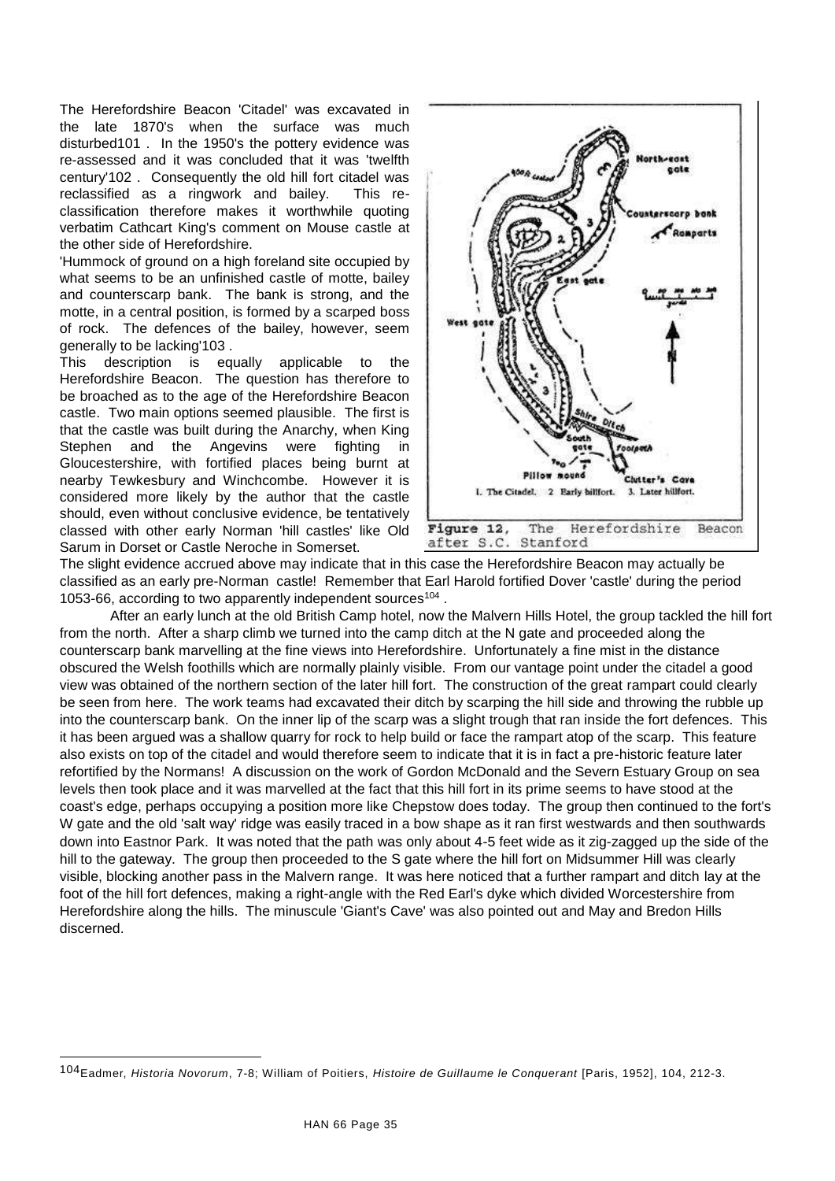The Herefordshire Beacon 'Citadel' was excavated in the late 1870's when the surface was much disturbed101 . In the 1950's the pottery evidence was re-assessed and it was concluded that it was 'twelfth century'102 . Consequently the old hill fort citadel was reclassified as a ringwork and bailey. This re-classification therefore makes it worthwhile quoting verbatim Cathcart King's comment on Mouse castle at the other side of Herefordshire.

'Hummock of ground on a high foreland site occupied by what seems to be an unfinished castle of motte, bailey and counterscarp bank. The bank is strong, and the motte, in a central position, is formed by a scarped boss of rock. The defences of the bailey, however, seem generally to be lacking'103 .

This description is equally applicable to the Herefordshire Beacon. The question has therefore to be broached as to the age of the Herefordshire Beacon castle. Two main options seemed plausible. The first is that the castle was built during the Anarchy, when King Stephen and the Angevins were fighting in Gloucestershire, with fortified places being burnt at nearby Tewkesbury and Winchcombe. However it is considered more likely by the author that the castle should, even without conclusive evidence, be tentatively classed with other early Norman 'hill castles' like Old Sarum in Dorset or Castle Neroche in Somerset.

Figure 12, The Herefordshire Beacon after S.C. Stanford

The slight evidence accrued above may indicate that in this case the Herefordshire Beacon may actually be classified as an early pre-Norman castle! Remember that Earl Harold fortified Dover 'castle' during the period 1053-66, according to two apparently independent sources[104] .

After an early lunch at the old British Camp hotel, now the Malvern Hills Hotel, the group tackled the hill fort from the north. After a sharp climb we turned into the camp ditch at the N gate and proceeded along the counterscarp bank marvelling at the fine views into Herefordshire. Unfortunately a fine mist in the distance obscured the Welsh foothills which are normally plainly visible. From our vantage point under the citadel a good view was obtained of the northern section of the later hill fort. The construction of the great rampart could clearly be seen from here. The work teams had excavated their ditch by scarping the hill side and throwing the rubble up into the counterscarp bank. On the inner lip of the scarp was a slight trough that ran inside the fort defences. This it has been argued was a shallow quarry for rock to help build or face the rampart atop of the scarp. This feature also exists on top of the citadel and would therefore seem to indicate that it is in fact a pre-historic feature later refortified by the Normans! A discussion on the work of Gordon McDonald and the Severn Estuary Group on sea levels then took place and it was marvelled at the fact that this hill fort in its prime seems to have stood at the coast's edge, perhaps occupying a position more like Chepstow does today. The group then continued to the fort's W gate and the old 'salt way' ridge was easily traced in a bow shape as it ran first westwards and then southwards down into Eastnor Park. It was noted that the path was only about 4-5 feet wide as it zig-zagged up the side of the hill to the gateway. The group then proceeded to the S gate where the hill fort on Midsummer Hill was clearly visible, blocking another pass in the Malvern range. It was here noticed that a further rampart and ditch lay at the foot of the hill fort defences, making a right-angle with the Red Earl's dyke which divided Worcestershire from Herefordshire along the hills. The minuscule 'Giant's Cave' was also pointed out and May and Bredon Hills discerned.

---

104 Eadmer, *Historia Novorum*, 7-8; William of Poitiers, *Histoire de Guillaume le Conquerant* [Paris, 1952], 104, 212-3.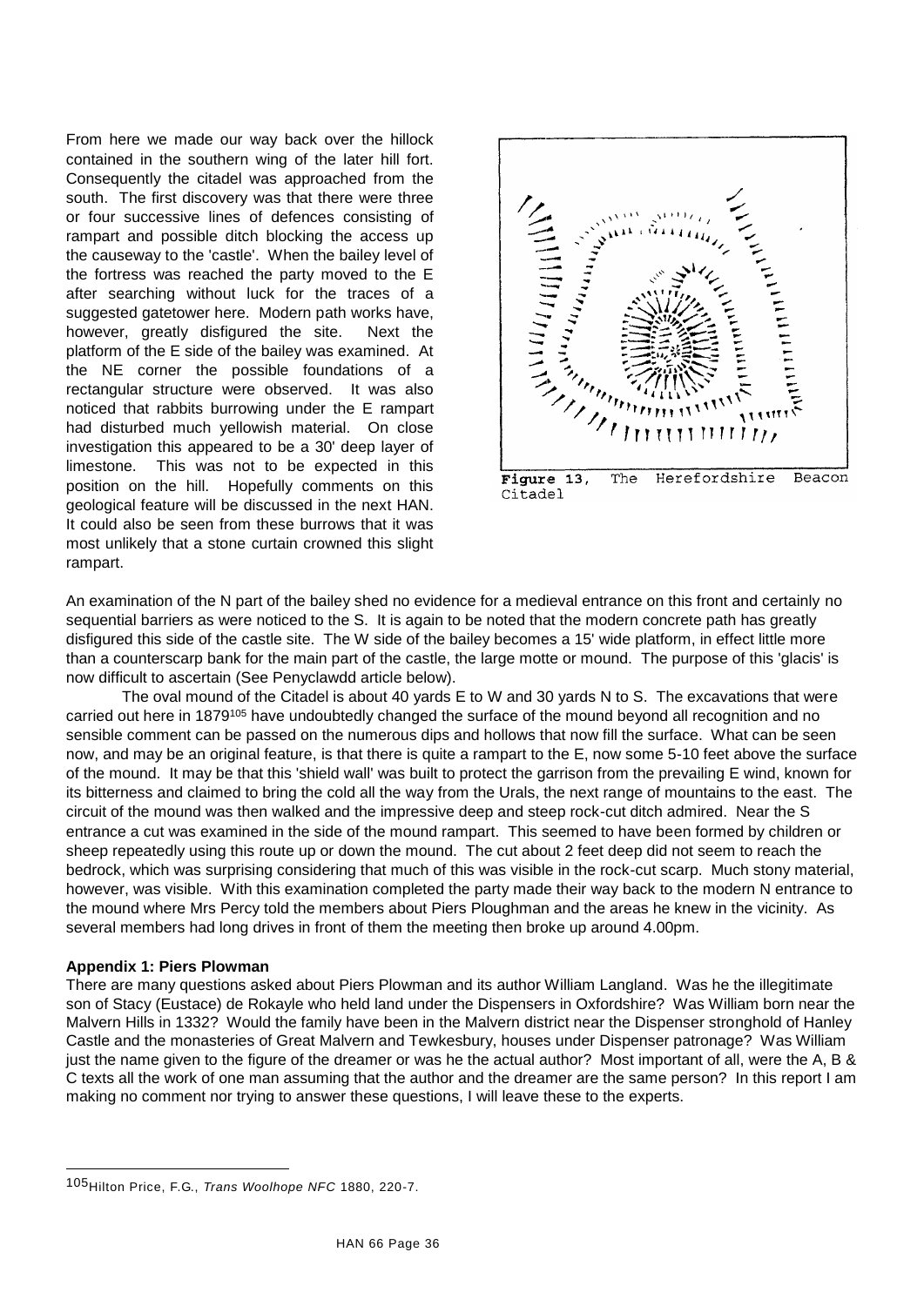From here we made our way back over the hillock contained in the southern wing of the later hill fort. Consequently the citadel was approached from the south. The first discovery was that there were three or four successive lines of defences consisting of rampart and possible ditch blocking the access up the causeway to the 'castle'. When the bailey level of the fortress was reached the party moved to the E after searching without luck for the traces of a suggested gatetower here. Modern path works have, however, greatly disfigured the site. Next the platform of the E side of the bailey was examined. At the NE corner the possible foundations of a rectangular structure were observed. It was also noticed that rabbits burrowing under the E rampart had disturbed much yellowish material. On close investigation this appeared to be a 30' deep layer of limestone. This was not to be expected in this position on the hill. Hopefully comments on this geological feature will be discussed in the next HAN. It could also be seen from these burrows that it was most unlikely that a stone curtain crowned this slight rampart.

**Figure 13**, The Herefordshire Beacon Citadel

An examination of the N part of the bailey shed no evidence for a medieval entrance on this front and certainly no sequential barriers as were noticed to the S. It is again to be noted that the modern concrete path has greatly disfigured this side of the castle site. The W side of the bailey becomes a 15' wide platform, in effect little more than a counterscarp bank for the main part of the castle, the large motte or mound. The purpose of this 'glacis' is now difficult to ascertain (See Penyclawdd article below).

The oval mound of the Citadel is about 40 yards E to W and 30 yards N to S. The excavations that were carried out here in 1879[105] have undoubtedly changed the surface of the mound beyond all recognition and no sensible comment can be passed on the numerous dips and hollows that now fill the surface. What can be seen now, and may be an original feature, is that there is quite a rampart to the E, now some 5-10 feet above the surface of the mound. It may be that this 'shield wall' was built to protect the garrison from the prevailing E wind, known for its bitterness and claimed to bring the cold all the way from the Urals, the next range of mountains to the east. The circuit of the mound was then walked and the impressive deep and steep rock-cut ditch admired. Near the S entrance a cut was examined in the side of the mound rampart. This seemed to have been formed by children or sheep repeatedly using this route up or down the mound. The cut about 2 feet deep did not seem to reach the bedrock, which was surprising considering that much of this was visible in the rock-cut scarp. Much stony material, however, was visible. With this examination completed the party made their way back to the modern N entrance to the mound where Mrs Percy told the members about Piers Ploughman and the areas he knew in the vicinity. As several members had long drives in front of them the meeting then broke up around 4.00pm.

**Appendix 1: Piers Plowman**

There are many questions asked about Piers Plowman and its author William Langland. Was he the illegitimate son of Stacy (Eustace) de Rokayle who held land under the Dispensers in Oxfordshire? Was William born near the Malvern Hills in 1332? Would the family have been in the Malvern district near the Dispenser stronghold of Hanley Castle and the monasteries of Great Malvern and Tewkesbury, houses under Dispenser patronage? Was William just the name given to the figure of the dreamer or was he the actual author? Most important of all, were the A, B & C texts all the work of one man assuming that the author and the dreamer are the same person? In this report I am making no comment nor trying to answer these questions, I will leave these to the experts.

[105] Hilton Price, F.G., *Trans Woolhope NFC* 1880, 220-7.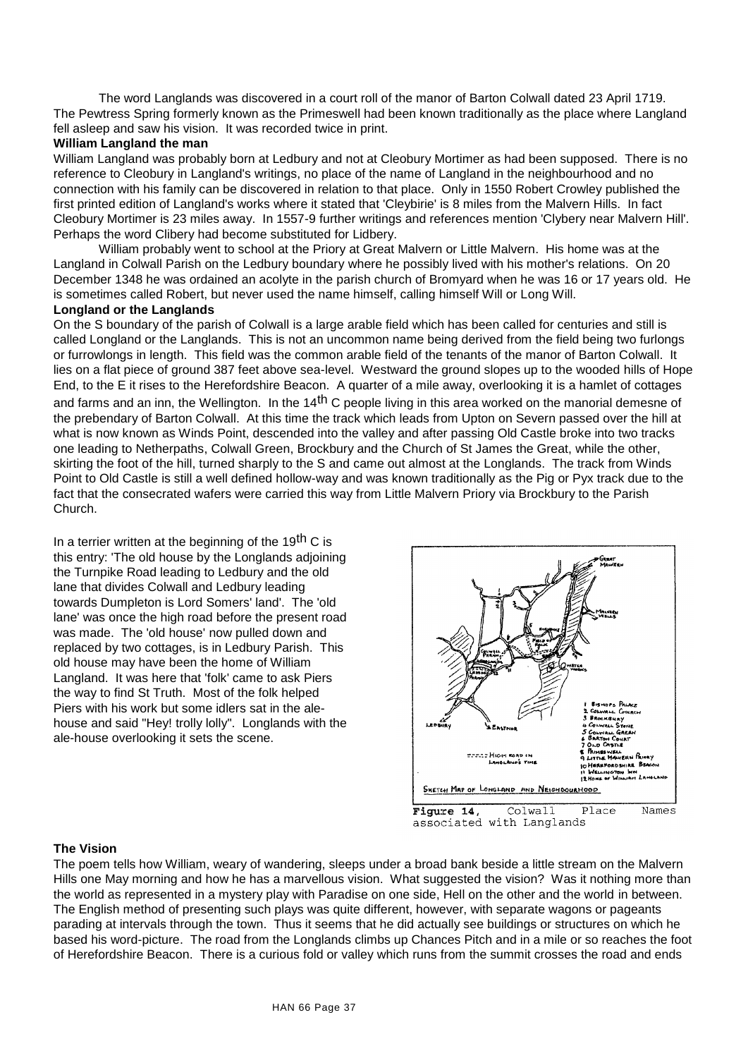The word Langlands was discovered in a court roll of the manor of Barton Colwall dated 23 April 1719. The Pewtress Spring formerly known as the Primeswell had been known traditionally as the place where Langland fell asleep and saw his vision. It was recorded twice in print.

**William Langland the man**

William Langland was probably born at Ledbury and not at Cleobury Mortimer as had been supposed. There is no reference to Cleobury in Langland's writings, no place of the name of Langland in the neighbourhood and no connection with his family can be discovered in relation to that place. Only in 1550 Robert Crowley published the first printed edition of Langland's works where it stated that 'Cleybirie' is 8 miles from the Malvern Hills. In fact Cleobury Mortimer is 23 miles away. In 1557-9 further writings and references mention 'Clybery near Malvern Hill'. Perhaps the word Clibery had become substituted for Lidbery.

William probably went to school at the Priory at Great Malvern or Little Malvern. His home was at the Langland in Colwall Parish on the Ledbury boundary where he possibly lived with his mother's relations. On 20 December 1348 he was ordained an acolyte in the parish church of Bromyard when he was 16 or 17 years old. He is sometimes called Robert, but never used the name himself, calling himself Will or Long Will.

**Longland or the Langlands**

On the S boundary of the parish of Colwall is a large arable field which has been called for centuries and still is called Longland or the Langlands. This is not an uncommon name being derived from the field being two furlongs or furrowlongs in length. This field was the common arable field of the tenants of the manor of Barton Colwall. It lies on a flat piece of ground 387 feet above sea-level. Westward the ground slopes up to the wooded hills of Hope End, to the E it rises to the Herefordshire Beacon. A quarter of a mile away, overlooking it is a hamlet of cottages and farms and an inn, the Wellington. In the 14th C people living in this area worked on the manorial demesne of the prebendary of Barton Colwall. At this time the track which leads from Upton on Severn passed over the hill at what is now known as Winds Point, descended into the valley and after passing Old Castle broke into two tracks one leading to Netherpaths, Colwall Green, Brockbury and the Church of St James the Great, while the other, skirting the foot of the hill, turned sharply to the S and came out almost at the Longlands. The track from Winds Point to Old Castle is still a well defined hollow-way and was known traditionally as the Pig or Pyx track due to the fact that the consecrated wafers were carried this way from Little Malvern Priory via Brockbury to the Parish Church.

In a terrier written at the beginning of the 19th C is this entry: 'The old house by the Longlands adjoining the Turnpike Road leading to Ledbury and the old lane that divides Colwall and Ledbury leading towards Dumpleton is Lord Somers' land'. The 'old lane' was once the high road before the present road was made. The 'old house' now pulled down and replaced by two cottages, is in Ledbury Parish. This old house may have been the home of William Langland. It was here that 'folk' came to ask Piers the way to find St Truth. Most of the folk helped Piers with his work but some idlers sat in the ale-house and said "Hey! trolly lolly". Longlands with the ale-house overlooking it sets the scene.

SKETCH MAP OF LONGLAND AND NEIGHBOURHOOD

1 Bishops Palace
2 Colwall Church
3 Brockbury
4 Colwall Stone
5 Colwall Green
6 Barton Court
7 Old Castle
8 Primeswell
9 Little Malvern Priory
10 Herefordshire Beacon
11 Wellington Inn
12 Home of William Langland

High road in Langland's time

**Figure 14,** Colwall Place Names associated with Langlands

**The Vision**

The poem tells how William, weary of wandering, sleeps under a broad bank beside a little stream on the Malvern Hills one May morning and how he has a marvellous vision. What suggested the vision? Was it nothing more than the world as represented in a mystery play with Paradise on one side, Hell on the other and the world in between. The English method of presenting such plays was quite different, however, with separate wagons or pageants parading at intervals through the town. Thus it seems that he did actually see buildings or structures on which he based his word-picture. The road from the Longlands climbs up Chances Pitch and in a mile or so reaches the foot of Herefordshire Beacon. There is a curious fold or valley which runs from the summit crosses the road and ends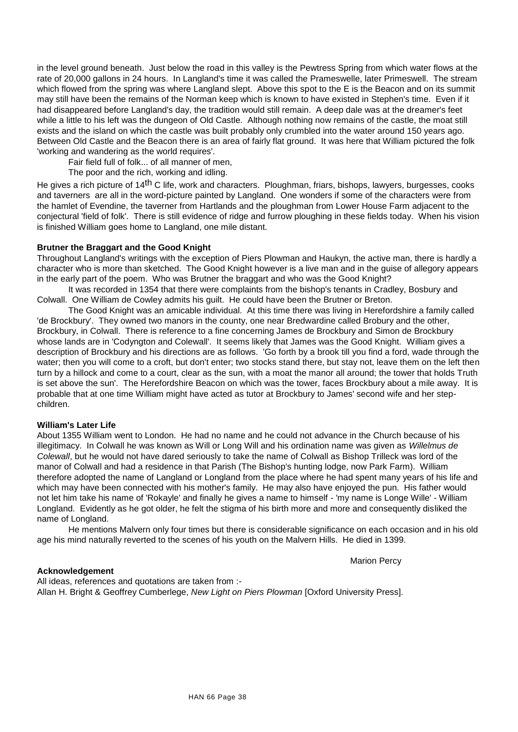in the level ground beneath. Just below the road in this valley is the Pewtress Spring from which water flows at the rate of 20,000 gallons in 24 hours. In Langland's time it was called the Prameswelle, later Primeswell. The stream which flowed from the spring was where Langland slept. Above this spot to the E is the Beacon and on its summit may still have been the remains of the Norman keep which is known to have existed in Stephen's time. Even if it had disappeared before Langland's day, the tradition would still remain. A deep dale was at the dreamer's feet while a little to his left was the dungeon of Old Castle. Although nothing now remains of the castle, the moat still exists and the island on which the castle was built probably only crumbled into the water around 150 years ago. Between Old Castle and the Beacon there is an area of fairly flat ground. It was here that William pictured the folk 'working and wandering as the world requires'.

> Fair field full of folk... of all manner of men,
> The poor and the rich, working and idling.

He gives a rich picture of 14th C life, work and characters. Ploughman, friars, bishops, lawyers, burgesses, cooks and taverners are all in the word-picture painted by Langland. One wonders if some of the characters were from the hamlet of Evendine, the taverner from Hartlands and the ploughman from Lower House Farm adjacent to the conjectural 'field of folk'. There is still evidence of ridge and furrow ploughing in these fields today. When his vision is finished William goes home to Langland, one mile distant.

**Brutner the Braggart and the Good Knight**

Throughout Langland's writings with the exception of Piers Plowman and Haukyn, the active man, there is hardly a character who is more than sketched. The Good Knight however is a live man and in the guise of allegory appears in the early part of the poem. Who was Brutner the braggart and who was the Good Knight?

It was recorded in 1354 that there were complaints from the bishop's tenants in Cradley, Bosbury and Colwall. One William de Cowley admits his guilt. He could have been the Brutner or Breton.

The Good Knight was an amicable individual. At this time there was living in Herefordshire a family called 'de Brockbury'. They owned two manors in the county, one near Bredwardine called Brobury and the other, Brockbury, in Colwall. There is reference to a fine concerning James de Brockbury and Simon de Brockbury whose lands are in 'Codyngton and Colewall'. It seems likely that James was the Good Knight. William gives a description of Brockbury and his directions are as follows. 'Go forth by a brook till you find a ford, wade through the water; then you will come to a croft, but don't enter; two stocks stand there, but stay not, leave them on the left then turn by a hillock and come to a court, clear as the sun, with a moat the manor all around; the tower that holds Truth is set above the sun'. The Herefordshire Beacon on which was the tower, faces Brockbury about a mile away. It is probable that at one time William might have acted as tutor at Brockbury to James' second wife and her step-children.

**William's Later Life**

About 1355 William went to London. He had no name and he could not advance in the Church because of his illegitimacy. In Colwall he was known as Will or Long Will and his ordination name was given as *Willelmus de Colewall*, but he would not have dared seriously to take the name of Colwall as Bishop Trilleck was lord of the manor of Colwall and had a residence in that Parish (The Bishop's hunting lodge, now Park Farm). William therefore adopted the name of Langland or Longland from the place where he had spent many years of his life and which may have been connected with his mother's family. He may also have enjoyed the pun. His father would not let him take his name of 'Rokayle' and finally he gives a name to himself - 'my name is Longe Wille' - William Longland. Evidently as he got older, he felt the stigma of his birth more and more and consequently disliked the name of Longland.

He mentions Malvern only four times but there is considerable significance on each occasion and in his old age his mind naturally reverted to the scenes of his youth on the Malvern Hills. He died in 1399.

Marion Percy

**Acknowledgement**

All ideas, references and quotations are taken from :-
Allan H. Bright & Geoffrey Cumberlege, *New Light on Piers Plowman* [Oxford University Press].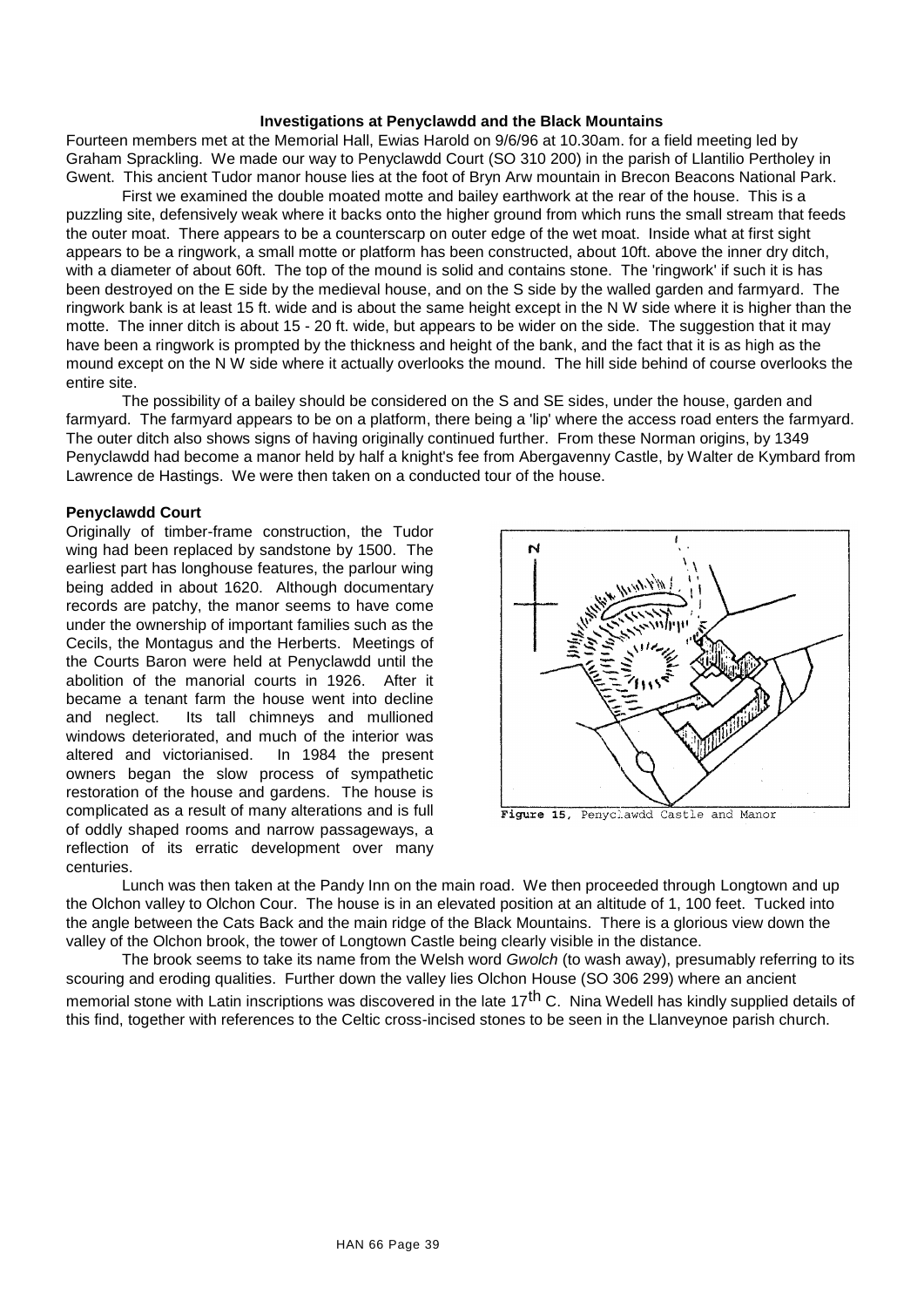### Investigations at Penyclawdd and the Black Mountains

Fourteen members met at the Memorial Hall, Ewias Harold on 9/6/96 at 10.30am. for a field meeting led by Graham Sprackling. We made our way to Penyclawdd Court (SO 310 200) in the parish of Llantilio Pertholey in Gwent. This ancient Tudor manor house lies at the foot of Bryn Arw mountain in Brecon Beacons National Park.

First we examined the double moated motte and bailey earthwork at the rear of the house. This is a puzzling site, defensively weak where it backs onto the higher ground from which runs the small stream that feeds the outer moat. There appears to be a counterscarp on outer edge of the wet moat. Inside what at first sight appears to be a ringwork, a small motte or platform has been constructed, about 10ft. above the inner dry ditch, with a diameter of about 60ft. The top of the mound is solid and contains stone. The 'ringwork' if such it is has been destroyed on the E side by the medieval house, and on the S side by the walled garden and farmyard. The ringwork bank is at least 15 ft. wide and is about the same height except in the N W side where it is higher than the motte. The inner ditch is about 15 - 20 ft. wide, but appears to be wider on the side. The suggestion that it may have been a ringwork is prompted by the thickness and height of the bank, and the fact that it is as high as the mound except on the N W side where it actually overlooks the mound. The hill side behind of course overlooks the entire site.

The possibility of a bailey should be considered on the S and SE sides, under the house, garden and farmyard. The farmyard appears to be on a platform, there being a 'lip' where the access road enters the farmyard. The outer ditch also shows signs of having originally continued further. From these Norman origins, by 1349 Penyclawdd had become a manor held by half a knight's fee from Abergavenny Castle, by Walter de Kymbard from Lawrence de Hastings. We were then taken on a conducted tour of the house.

**Penyclawdd Court**

Originally of timber-frame construction, the Tudor wing had been replaced by sandstone by 1500. The earliest part has longhouse features, the parlour wing being added in about 1620. Although documentary records are patchy, the manor seems to have come under the ownership of important families such as the Cecils, the Montagus and the Herberts. Meetings of the Courts Baron were held at Penyclawdd until the abolition of the manorial courts in 1926. After it became a tenant farm the house went into decline and neglect. Its tall chimneys and mullioned windows deteriorated, and much of the interior was altered and victorianised. In 1984 the present owners began the slow process of sympathetic restoration of the house and gardens. The house is complicated as a result of many alterations and is full of oddly shaped rooms and narrow passageways, a reflection of its erratic development over many centuries.

Figure 15, Penyclawdd Castle and Manor

Lunch was then taken at the Pandy Inn on the main road. We then proceeded through Longtown and up the Olchon valley to Olchon Cour. The house is in an elevated position at an altitude of 1, 100 feet. Tucked into the angle between the Cats Back and the main ridge of the Black Mountains. There is a glorious view down the valley of the Olchon brook, the tower of Longtown Castle being clearly visible in the distance.

The brook seems to take its name from the Welsh word *Gwolch* (to wash away), presumably referring to its scouring and eroding qualities. Further down the valley lies Olchon House (SO 306 299) where an ancient memorial stone with Latin inscriptions was discovered in the late 17th C. Nina Wedell has kindly supplied details of this find, together with references to the Celtic cross-incised stones to be seen in the Llanveynoe parish church.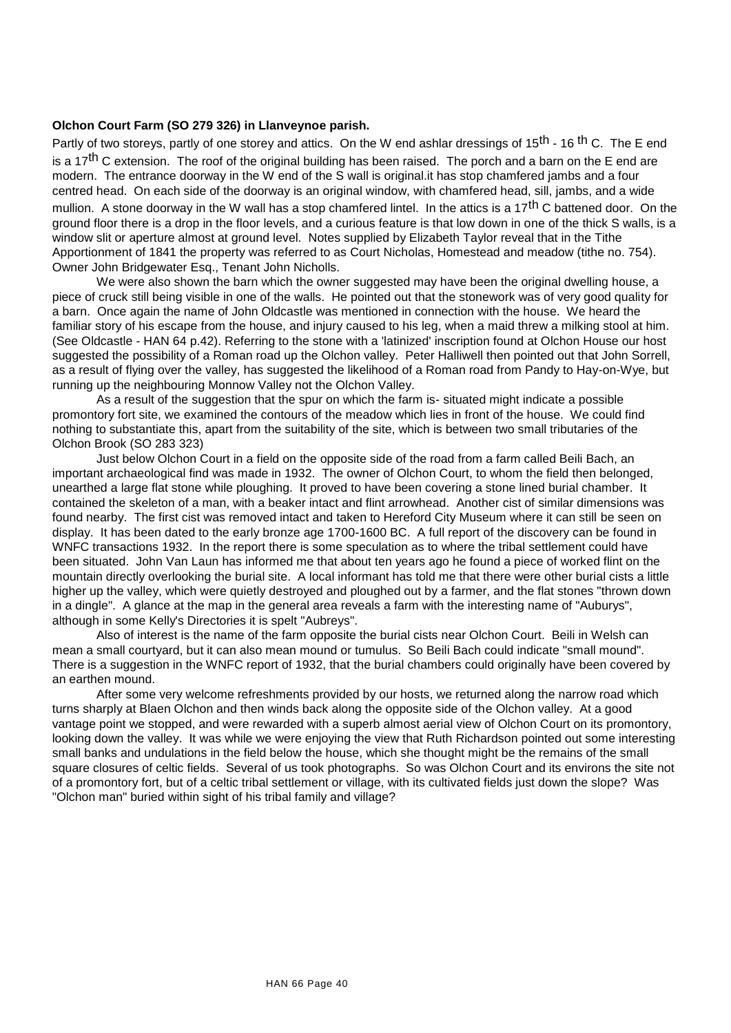**Olchon Court Farm (SO 279 326) in Llanveynoe parish.**

Partly of two storeys, partly of one storey and attics. On the W end ashlar dressings of 15$^{th}$ - 16 $^{th}$ C. The E end is a 17$^{th}$ C extension. The roof of the original building has been raised. The porch and a barn on the E end are modern. The entrance doorway in the W end of the S wall is original.it has stop chamfered jambs and a four centred head. On each side of the doorway is an original window, with chamfered head, sill, jambs, and a wide mullion. A stone doorway in the W wall has a stop chamfered lintel. In the attics is a 17$^{th}$ C battened door. On the ground floor there is a drop in the floor levels, and a curious feature is that low down in one of the thick S walls, is a window slit or aperture almost at ground level. Notes supplied by Elizabeth Taylor reveal that in the Tithe Apportionment of 1841 the property was referred to as Court Nicholas, Homestead and meadow (tithe no. 754). Owner John Bridgewater Esq., Tenant John Nicholls.

We were also shown the barn which the owner suggested may have been the original dwelling house, a piece of cruck still being visible in one of the walls. He pointed out that the stonework was of very good quality for a barn. Once again the name of John Oldcastle was mentioned in connection with the house. We heard the familiar story of his escape from the house, and injury caused to his leg, when a maid threw a milking stool at him. (See Oldcastle - HAN 64 p.42). Referring to the stone with a 'latinized' inscription found at Olchon House our host suggested the possibility of a Roman road up the Olchon valley. Peter Halliwell then pointed out that John Sorrell, as a result of flying over the valley, has suggested the likelihood of a Roman road from Pandy to Hay-on-Wye, but running up the neighbouring Monnow Valley not the Olchon Valley.

As a result of the suggestion that the spur on which the farm is- situated might indicate a possible promontory fort site, we examined the contours of the meadow which lies in front of the house. We could find nothing to substantiate this, apart from the suitability of the site, which is between two small tributaries of the Olchon Brook (SO 283 323)

Just below Olchon Court in a field on the opposite side of the road from a farm called Beili Bach, an important archaeological find was made in 1932. The owner of Olchon Court, to whom the field then belonged, unearthed a large flat stone while ploughing. It proved to have been covering a stone lined burial chamber. It contained the skeleton of a man, with a beaker intact and flint arrowhead. Another cist of similar dimensions was found nearby. The first cist was removed intact and taken to Hereford City Museum where it can still be seen on display. It has been dated to the early bronze age 1700-1600 BC. A full report of the discovery can be found in WNFC transactions 1932. In the report there is some speculation as to where the tribal settlement could have been situated. John Van Laun has informed me that about ten years ago he found a piece of worked flint on the mountain directly overlooking the burial site. A local informant has told me that there were other burial cists a little higher up the valley, which were quietly destroyed and ploughed out by a farmer, and the flat stones "thrown down in a dingle". A glance at the map in the general area reveals a farm with the interesting name of "Auburys", although in some Kelly's Directories it is spelt "Aubreys".

Also of interest is the name of the farm opposite the burial cists near Olchon Court. Beili in Welsh can mean a small courtyard, but it can also mean mound or tumulus. So Beili Bach could indicate "small mound". There is a suggestion in the WNFC report of 1932, that the burial chambers could originally have been covered by an earthen mound.

After some very welcome refreshments provided by our hosts, we returned along the narrow road which turns sharply at Blaen Olchon and then winds back along the opposite side of the Olchon valley. At a good vantage point we stopped, and were rewarded with a superb almost aerial view of Olchon Court on its promontory, looking down the valley. It was while we were enjoying the view that Ruth Richardson pointed out some interesting small banks and undulations in the field below the house, which she thought might be the remains of the small square closures of celtic fields. Several of us took photographs. So was Olchon Court and its environs the site not of a promontory fort, but of a celtic tribal settlement or village, with its cultivated fields just down the slope? Was "Olchon man" buried within sight of his tribal family and village?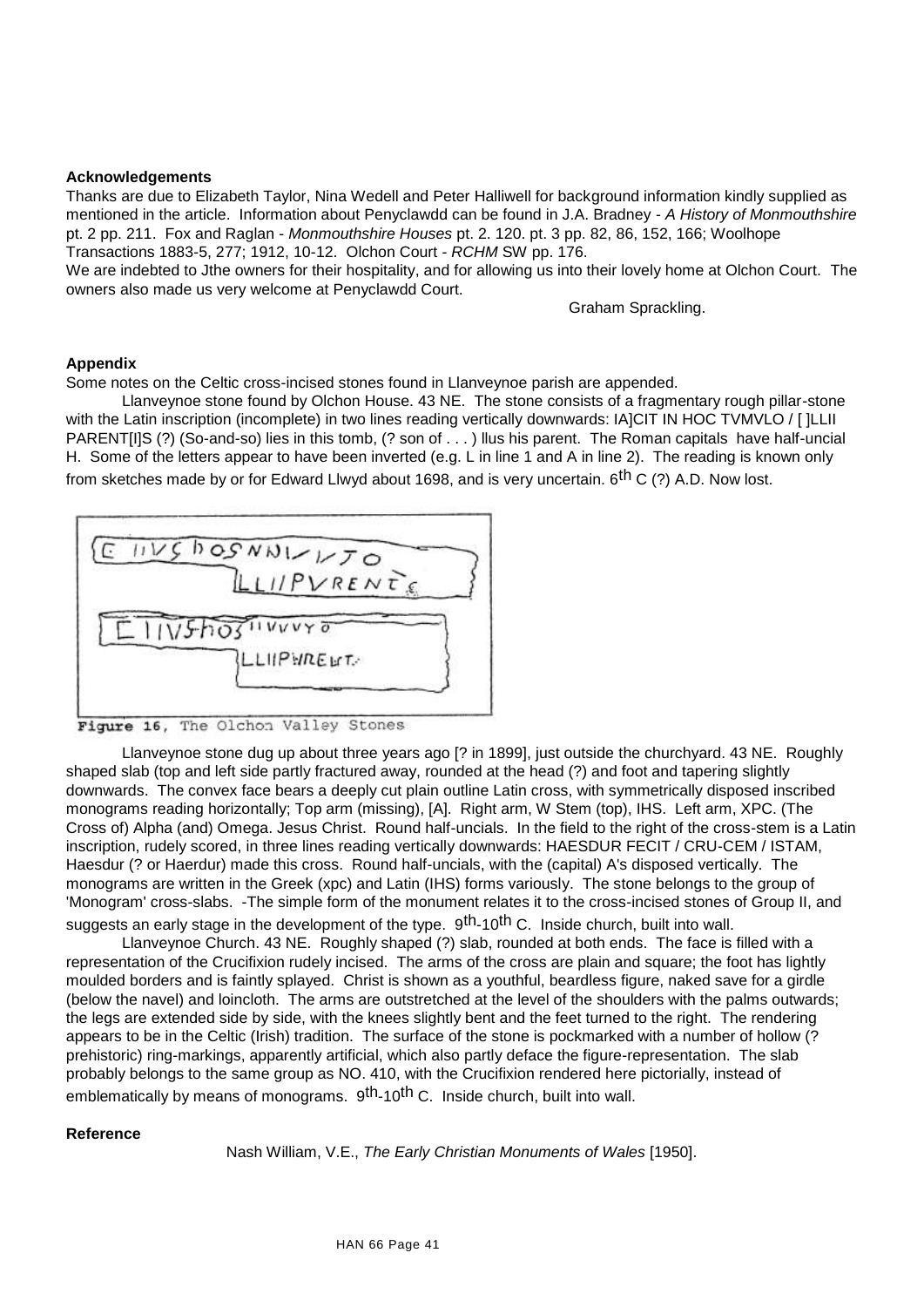**Acknowledgements**

Thanks are due to Elizabeth Taylor, Nina Wedell and Peter Halliwell for background information kindly supplied as mentioned in the article. Information about Penyclawdd can be found in J.A. Bradney - *A History of Monmouthshire* pt. 2 pp. 211. Fox and Raglan - *Monmouthshire Houses* pt. 2. 120. pt. 3 pp. 82, 86, 152, 166; Woolhope Transactions 1883-5, 277; 1912, 10-12. Olchon Court - *RCHM* SW pp. 176.

We are indebted to Jthe owners for their hospitality, and for allowing us into their lovely home at Olchon Court. The owners also made us very welcome at Penyclawdd Court.

Graham Sprackling.

**Appendix**

Some notes on the Celtic cross-incised stones found in Llanveynoe parish are appended.

Llanveynoe stone found by Olchon House. 43 NE. The stone consists of a fragmentary rough pillar-stone with the Latin inscription (incomplete) in two lines reading vertically downwards: IA]CIT IN HOC TVMVLO / [ ]LLII PARENT[I]S (?) (So-and-so) lies in this tomb, (? son of . . . ) llus his parent. The Roman capitals have half-uncial H. Some of the letters appear to have been inverted (e.g. L in line 1 and A in line 2). The reading is known only from sketches made by or for Edward Llwyd about 1698, and is very uncertain. 6th C (?) A.D. Now lost.

Figure 16, The Olchon Valley Stones

Llanveynoe stone dug up about three years ago [? in 1899], just outside the churchyard. 43 NE. Roughly shaped slab (top and left side partly fractured away, rounded at the head (?) and foot and tapering slightly downwards. The convex face bears a deeply cut plain outline Latin cross, with symmetrically disposed inscribed monograms reading horizontally; Top arm (missing), [A]. Right arm, W Stem (top), IHS. Left arm, XPC. (The Cross of) Alpha (and) Omega. Jesus Christ. Round half-uncials. In the field to the right of the cross-stem is a Latin inscription, rudely scored, in three lines reading vertically downwards: HAESDUR FECIT / CRU-CEM / ISTAM, Haesdur (? or Haerdur) made this cross. Round half-uncials, with the (capital) A's disposed vertically. The monograms are written in the Greek (xpc) and Latin (IHS) forms variously. The stone belongs to the group of 'Monogram' cross-slabs. -The simple form of the monument relates it to the cross-incised stones of Group II, and suggests an early stage in the development of the type. 9th-10th C. Inside church, built into wall.

Llanveynoe Church. 43 NE. Roughly shaped (?) slab, rounded at both ends. The face is filled with a representation of the Crucifixion rudely incised. The arms of the cross are plain and square; the foot has lightly moulded borders and is faintly splayed. Christ is shown as a youthful, beardless figure, naked save for a girdle (below the navel) and loincloth. The arms are outstretched at the level of the shoulders with the palms outwards; the legs are extended side by side, with the knees slightly bent and the feet turned to the right. The rendering appears to be in the Celtic (Irish) tradition. The surface of the stone is pockmarked with a number of hollow (? prehistoric) ring-markings, apparently artificial, which also partly deface the figure-representation. The slab probably belongs to the same group as NO. 410, with the Crucifixion rendered here pictorially, instead of emblematically by means of monograms. 9th-10th C. Inside church, built into wall.

**Reference**

Nash William, V.E., *The Early Christian Monuments of Wales* [1950].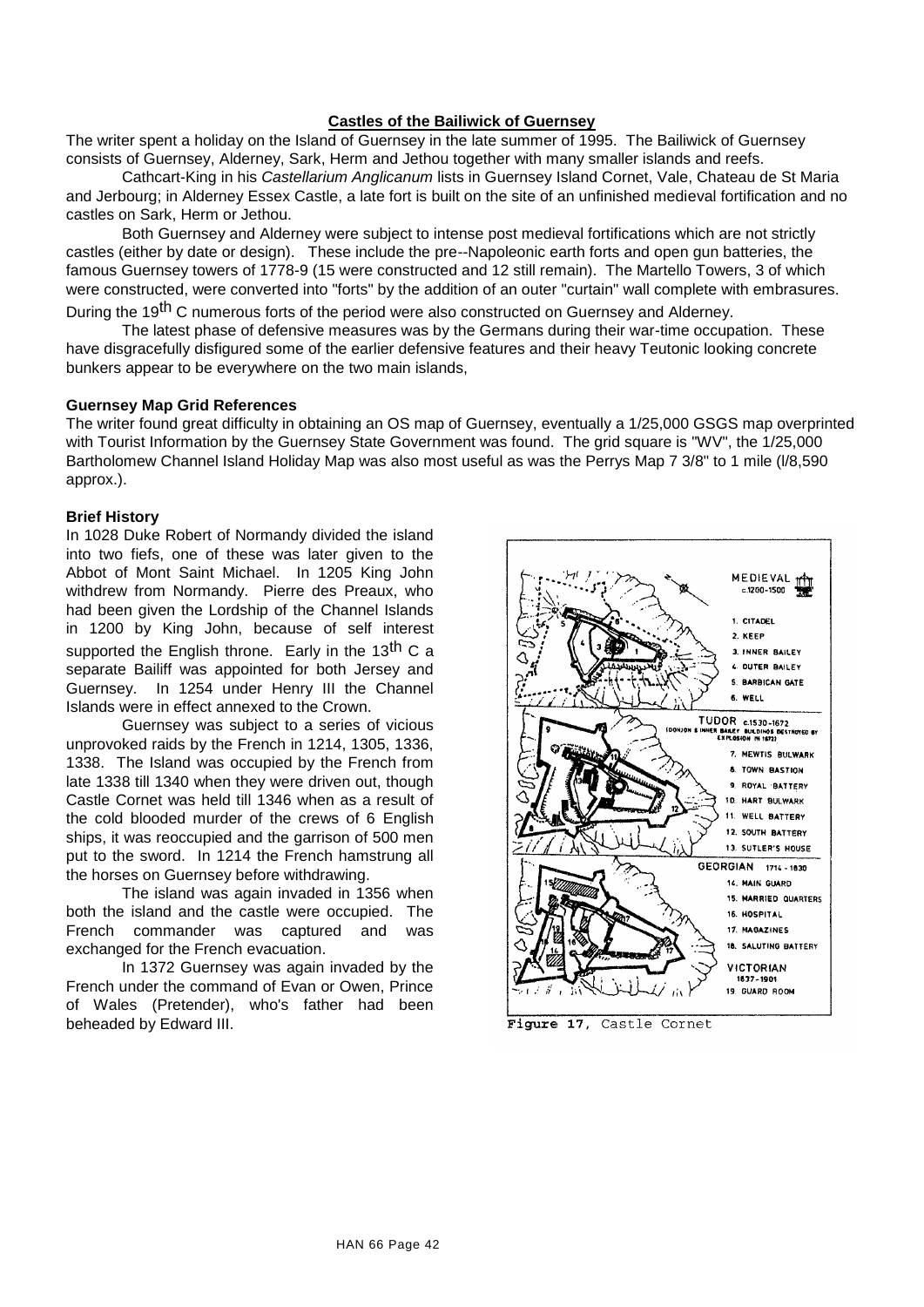## Castles of the Bailiwick of Guernsey

The writer spent a holiday on the Island of Guernsey in the late summer of 1995. The Bailiwick of Guernsey consists of Guernsey, Alderney, Sark, Herm and Jethou together with many smaller islands and reefs.

Cathcart-King in his *Castellarium Anglicanum* lists in Guernsey Island Cornet, Vale, Chateau de St Maria and Jerbourg; in Alderney Essex Castle, a late fort is built on the site of an unfinished medieval fortification and no castles on Sark, Herm or Jethou.

Both Guernsey and Alderney were subject to intense post medieval fortifications which are not strictly castles (either by date or design). These include the pre--Napoleonic earth forts and open gun batteries, the famous Guernsey towers of 1778-9 (15 were constructed and 12 still remain). The Martello Towers, 3 of which were constructed, were converted into "forts" by the addition of an outer "curtain" wall complete with embrasures. During the 19th C numerous forts of the period were also constructed on Guernsey and Alderney.

The latest phase of defensive measures was by the Germans during their war-time occupation. These have disgracefully disfigured some of the earlier defensive features and their heavy Teutonic looking concrete bunkers appear to be everywhere on the two main islands,

### Guernsey Map Grid References

The writer found great difficulty in obtaining an OS map of Guernsey, eventually a 1/25,000 GSGS map overprinted with Tourist Information by the Guernsey State Government was found. The grid square is "WV", the 1/25,000 Bartholomew Channel Island Holiday Map was also most useful as was the Perrys Map 7 3/8" to 1 mile (l/8,590 approx.).

### Brief History

In 1028 Duke Robert of Normandy divided the island into two fiefs, one of these was later given to the Abbot of Mont Saint Michael. In 1205 King John withdrew from Normandy. Pierre des Preaux, who had been given the Lordship of the Channel Islands in 1200 by King John, because of self interest supported the English throne. Early in the 13th C a separate Bailiff was appointed for both Jersey and Guernsey. In 1254 under Henry III the Channel Islands were in effect annexed to the Crown.

Guernsey was subject to a series of vicious unprovoked raids by the French in 1214, 1305, 1336, 1338. The Island was occupied by the French from late 1338 till 1340 when they were driven out, though Castle Cornet was held till 1346 when as a result of the cold blooded murder of the crews of 6 English ships, it was reoccupied and the garrison of 500 men put to the sword. In 1214 the French hamstrung all the horses on Guernsey before withdrawing.

The island was again invaded in 1356 when both the island and the castle were occupied. The French commander was captured and was exchanged for the French evacuation.

In 1372 Guernsey was again invaded by the French under the command of Evan or Owen, Prince of Wales (Pretender), who's father had been beheaded by Edward III.

MEDIEVAL c.1200-1500
1. CITADEL
2. KEEP
3. INNER BAILEY
4. OUTER BAILEY
5. BARBICAN GATE
6. WELL

TUDOR c.1530-1672 (DONJON & INNER BAILEY BUILDINGS DESTROYED BY EXPLOSION IN 1672)
7. MEWTIS BULWARK
8. TOWN BASTION
9. ROYAL BATTERY
10. HART BULWARK
11. WELL BATTERY
12. SOUTH BATTERY
13. SUTLER'S HOUSE

GEORGIAN 1714-1830
14. MAIN GUARD
15. MARRIED QUARTERS
16. HOSPITAL
17. MAGAZINES
18. SALUTING BATTERY

VICTORIAN 1837-1901
19. GUARD ROOM

Figure 17, Castle Cornet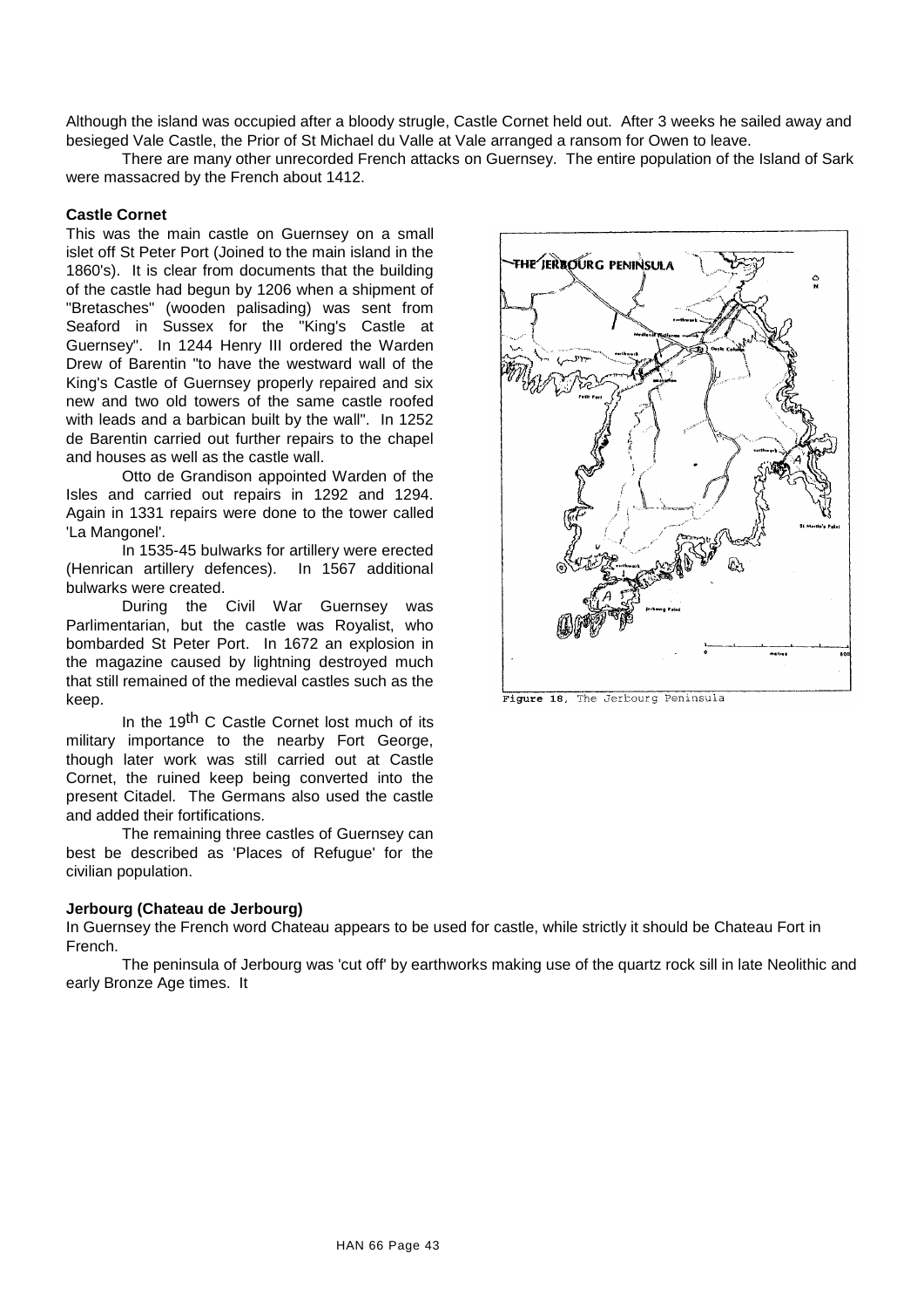Although the island was occupied after a bloody strugle, Castle Cornet held out. After 3 weeks he sailed away and besieged Vale Castle, the Prior of St Michael du Valle at Vale arranged a ransom for Owen to leave.

There are many other unrecorded French attacks on Guernsey. The entire population of the Island of Sark were massacred by the French about 1412.

**Castle Cornet**

This was the main castle on Guernsey on a small islet off St Peter Port (Joined to the main island in the 1860's). It is clear from documents that the building of the castle had begun by 1206 when a shipment of "Bretasches" (wooden palisading) was sent from Seaford in Sussex for the "King's Castle at Guernsey". In 1244 Henry III ordered the Warden Drew of Barentin "to have the westward wall of the King's Castle of Guernsey properly repaired and six new and two old towers of the same castle roofed with leads and a barbican built by the wall". In 1252 de Barentin carried out further repairs to the chapel and houses as well as the castle wall.

Otto de Grandison appointed Warden of the Isles and carried out repairs in 1292 and 1294. Again in 1331 repairs were done to the tower called 'La Mangonel'.

In 1535-45 bulwarks for artillery were erected (Henrican artillery defences). In 1567 additional bulwarks were created.

During the Civil War Guernsey was Parlimentarian, but the castle was Royalist, who bombarded St Peter Port. In 1672 an explosion in the magazine caused by lightning destroyed much that still remained of the medieval castles such as the keep.

In the 19th C Castle Cornet lost much of its military importance to the nearby Fort George, though later work was still carried out at Castle Cornet, the ruined keep being converted into the present Citadel. The Germans also used the castle and added their fortifications.

The remaining three castles of Guernsey can best be described as 'Places of Refugue' for the civilian population.

Figure 18, The Jerbourg Peninsula

**Jerbourg (Chateau de Jerbourg)**

In Guernsey the French word Chateau appears to be used for castle, while strictly it should be Chateau Fort in French.

The peninsula of Jerbourg was 'cut off' by earthworks making use of the quartz rock sill in late Neolithic and early Bronze Age times. It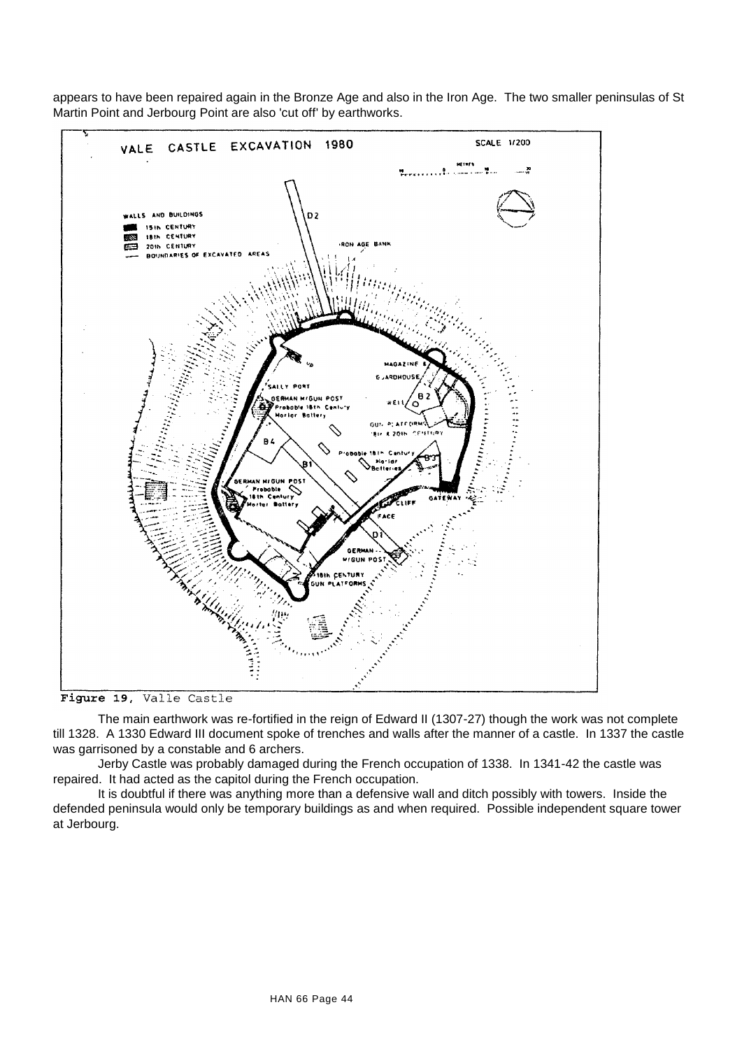appears to have been repaired again in the Bronze Age and also in the Iron Age. The two smaller peninsulas of St Martin Point and Jerbourg Point are also 'cut off' by earthworks.

Figure 19, Valle Castle

The main earthwork was re-fortified in the reign of Edward II (1307-27) though the work was not complete till 1328. A 1330 Edward III document spoke of trenches and walls after the manner of a castle. In 1337 the castle was garrisoned by a constable and 6 archers.

Jerby Castle was probably damaged during the French occupation of 1338. In 1341-42 the castle was repaired. It had acted as the capitol during the French occupation.

It is doubtful if there was anything more than a defensive wall and ditch possibly with towers. Inside the defended peninsula would only be temporary buildings as and when required. Possible independent square tower at Jerbourg.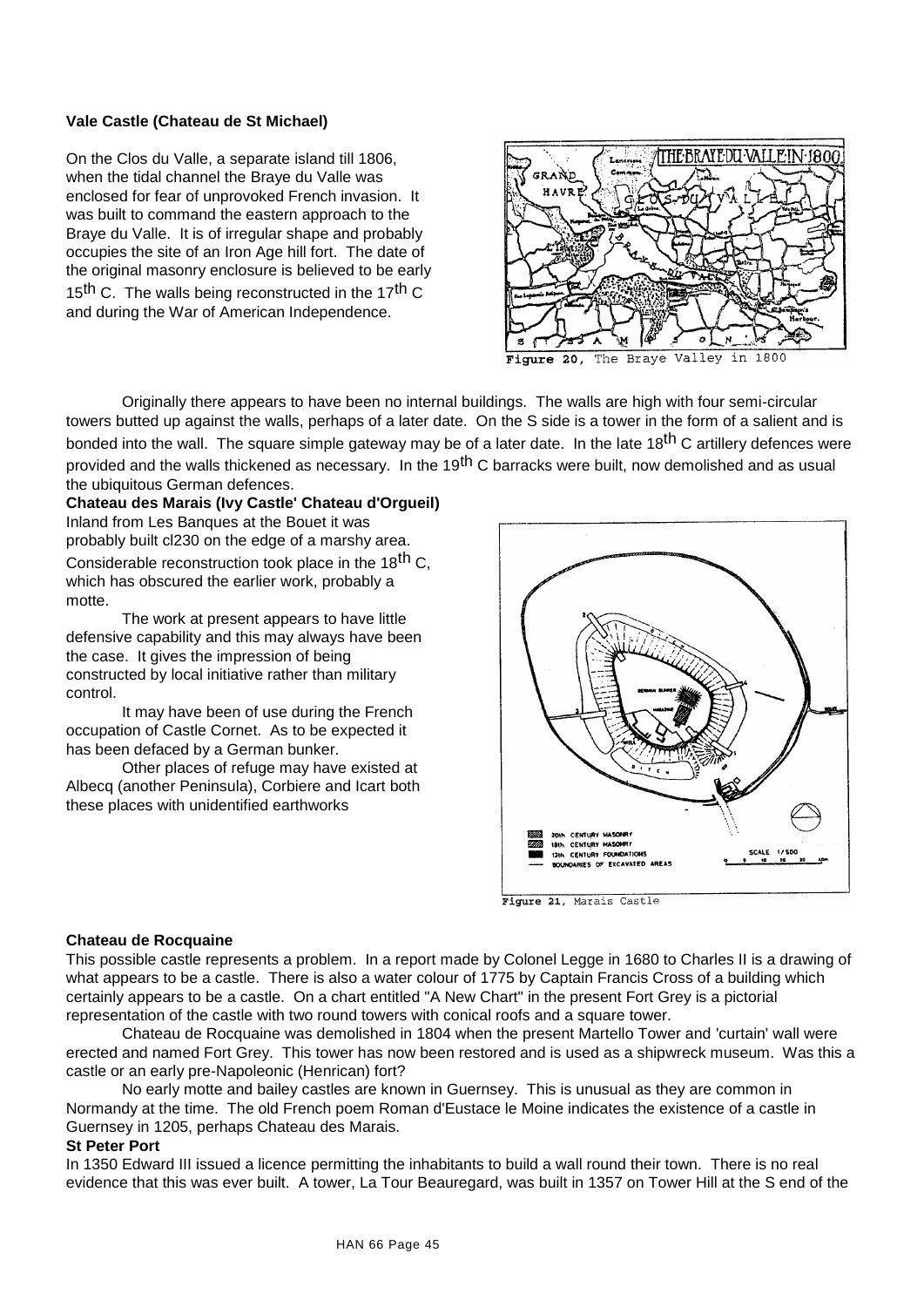**Vale Castle (Chateau de St Michael)**

On the Clos du Valle, a separate island till 1806, when the tidal channel the Braye du Valle was enclosed for fear of unprovoked French invasion. It was built to command the eastern approach to the Braye du Valle. It is of irregular shape and probably occupies the site of an Iron Age hill fort. The date of the original masonry enclosure is believed to be early 15th C. The walls being reconstructed in the 17th C and during the War of American Independence.

Figure 20, The Braye Valley in 1800

Originally there appears to have been no internal buildings. The walls are high with four semi-circular towers butted up against the walls, perhaps of a later date. On the S side is a tower in the form of a salient and is bonded into the wall. The square simple gateway may be of a later date. In the late 18th C artillery defences were provided and the walls thickened as necessary. In the 19th C barracks were built, now demolished and as usual the ubiquitous German defences.

**Chateau des Marais (Ivy Castle' Chateau d'Orgueil)**

Inland from Les Banques at the Bouet it was probably built cl230 on the edge of a marshy area. Considerable reconstruction took place in the 18th C, which has obscured the earlier work, probably a motte.

The work at present appears to have little defensive capability and this may always have been the case. It gives the impression of being constructed by local initiative rather than military control.

It may have been of use during the French occupation of Castle Cornet. As to be expected it has been defaced by a German bunker.

Other places of refuge may have existed at Albecq (another Peninsula), Corbiere and Icart both these places with unidentified earthworks

Figure 21, Marais Castle

**Chateau de Rocquaine**

This possible castle represents a problem. In a report made by Colonel Legge in 1680 to Charles II is a drawing of what appears to be a castle. There is also a water colour of 1775 by Captain Francis Cross of a building which certainly appears to be a castle. On a chart entitled "A New Chart" in the present Fort Grey is a pictorial representation of the castle with two round towers with conical roofs and a square tower.

Chateau de Rocquaine was demolished in 1804 when the present Martello Tower and 'curtain' wall were erected and named Fort Grey. This tower has now been restored and is used as a shipwreck museum. Was this a castle or an early pre-Napoleonic (Henrican) fort?

No early motte and bailey castles are known in Guernsey. This is unusual as they are common in Normandy at the time. The old French poem Roman d'Eustace le Moine indicates the existence of a castle in Guernsey in 1205, perhaps Chateau des Marais.

**St Peter Port**

In 1350 Edward III issued a licence permitting the inhabitants to build a wall round their town. There is no real evidence that this was ever built. A tower, La Tour Beauregard, was built in 1357 on Tower Hill at the S end of the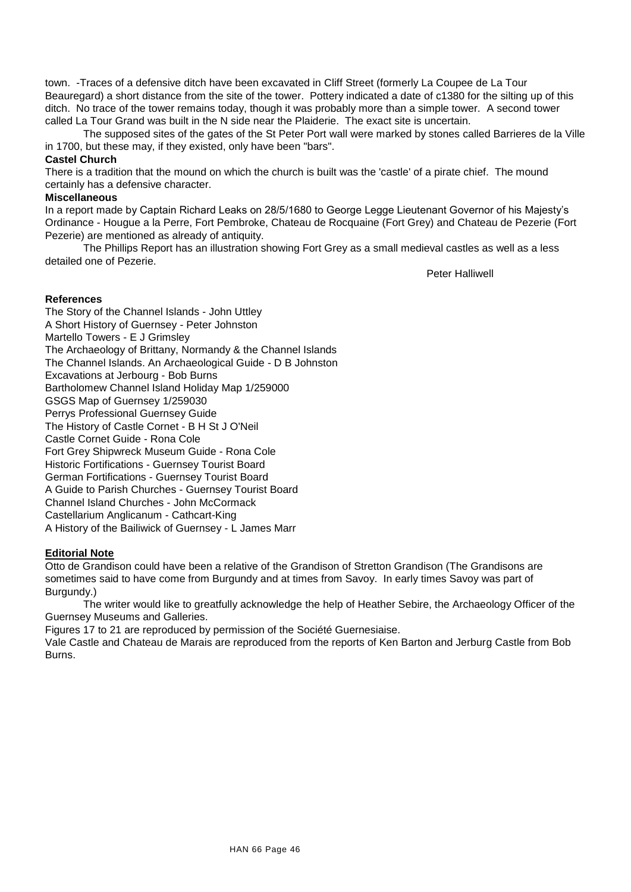town. -Traces of a defensive ditch have been excavated in Cliff Street (formerly La Coupee de La Tour Beauregard) a short distance from the site of the tower. Pottery indicated a date of c1380 for the silting up of this ditch. No trace of the tower remains today, though it was probably more than a simple tower. A second tower called La Tour Grand was built in the N side near the Plaiderie. The exact site is uncertain.

The supposed sites of the gates of the St Peter Port wall were marked by stones called Barrieres de la Ville in 1700, but these may, if they existed, only have been "bars".

**Castel Church**

There is a tradition that the mound on which the church is built was the 'castle' of a pirate chief. The mound certainly has a defensive character.

**Miscellaneous**

In a report made by Captain Richard Leaks on 28/5/1680 to George Legge Lieutenant Governor of his Majesty's Ordinance - Hougue a la Perre, Fort Pembroke, Chateau de Rocquaine (Fort Grey) and Chateau de Pezerie (Fort Pezerie) are mentioned as already of antiquity.

The Phillips Report has an illustration showing Fort Grey as a small medieval castles as well as a less detailed one of Pezerie.

Peter Halliwell

**References**

The Story of the Channel Islands - John Uttley
A Short History of Guernsey - Peter Johnston
Martello Towers - E J Grimsley
The Archaeology of Brittany, Normandy & the Channel Islands
The Channel Islands. An Archaeological Guide - D B Johnston
Excavations at Jerbourg - Bob Burns
Bartholomew Channel Island Holiday Map 1/259000
GSGS Map of Guernsey 1/259030
Perrys Professional Guernsey Guide
The History of Castle Cornet - B H St J O'Neil
Castle Cornet Guide - Rona Cole
Fort Grey Shipwreck Museum Guide - Rona Cole
Historic Fortifications - Guernsey Tourist Board
German Fortifications - Guernsey Tourist Board
A Guide to Parish Churches - Guernsey Tourist Board
Channel Island Churches - John McCormack
Castellarium Anglicanum - Cathcart-King
A History of the Bailiwick of Guernsey - L James Marr

**Editorial Note**

Otto de Grandison could have been a relative of the Grandison of Stretton Grandison (The Grandisons are sometimes said to have come from Burgundy and at times from Savoy. In early times Savoy was part of Burgundy.)

The writer would like to greatfully acknowledge the help of Heather Sebire, the Archaeology Officer of the Guernsey Museums and Galleries.

Figures 17 to 21 are reproduced by permission of the Société Guernesiaise.

Vale Castle and Chateau de Marais are reproduced from the reports of Ken Barton and Jerburg Castle from Bob Burns.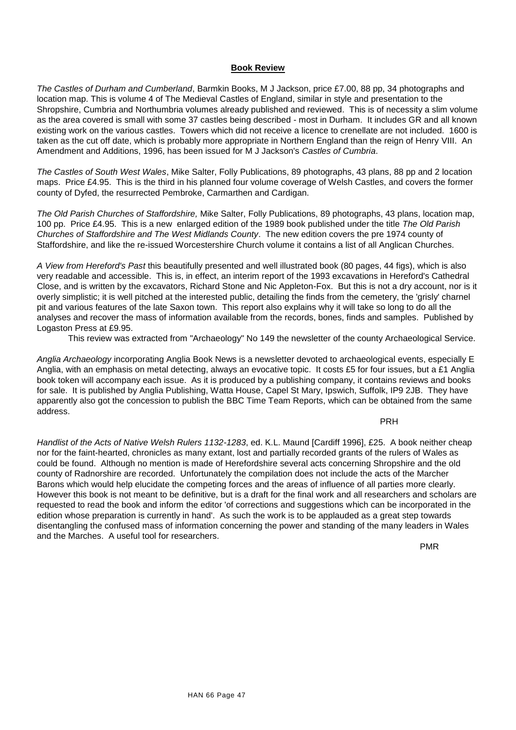## **Book Review**

*The Castles of Durham and Cumberland*, Barmkin Books, M J Jackson, price £7.00, 88 pp, 34 photographs and location map. This is volume 4 of The Medieval Castles of England, similar in style and presentation to the Shropshire, Cumbria and Northumbria volumes already published and reviewed. This is of necessity a slim volume as the area covered is small with some 37 castles being described - most in Durham. It includes GR and all known existing work on the various castles. Towers which did not receive a licence to crenellate are not included. 1600 is taken as the cut off date, which is probably more appropriate in Northern England than the reign of Henry VIII. An Amendment and Additions, 1996, has been issued for M J Jackson's *Castles of Cumbria*.

*The Castles of South West Wales*, Mike Salter, Folly Publications, 89 photographs, 43 plans, 88 pp and 2 location maps. Price £4.95. This is the third in his planned four volume coverage of Welsh Castles, and covers the former county of Dyfed, the resurrected Pembroke, Carmarthen and Cardigan.

*The Old Parish Churches of Staffordshire,* Mike Salter, Folly Publications, 89 photographs, 43 plans, location map, 100 pp. Price £4.95. This is a new enlarged edition of the 1989 book published under the title *The Old Parish Churches of Staffordshire and The West Midlands County*. The new edition covers the pre 1974 county of Staffordshire, and like the re-issued Worcestershire Church volume it contains a list of all Anglican Churches.

*A View from Hereford's Past* this beautifully presented and well illustrated book (80 pages, 44 figs), which is also very readable and accessible. This is, in effect, an interim report of the 1993 excavations in Hereford's Cathedral Close, and is written by the excavators, Richard Stone and Nic Appleton-Fox. But this is not a dry account, nor is it overly simplistic; it is well pitched at the interested public, detailing the finds from the cemetery, the 'grisly' charnel pit and various features of the late Saxon town. This report also explains why it will take so long to do all the analyses and recover the mass of information available from the records, bones, finds and samples. Published by Logaston Press at £9.95.

This review was extracted from "Archaeology" No 149 the newsletter of the county Archaeological Service.

*Anglia Archaeology* incorporating Anglia Book News is a newsletter devoted to archaeological events, especially E Anglia, with an emphasis on metal detecting, always an evocative topic. It costs £5 for four issues, but a £1 Anglia book token will accompany each issue. As it is produced by a publishing company, it contains reviews and books for sale. It is published by Anglia Publishing, Watta House, Capel St Mary, Ipswich, Suffolk, IP9 2JB. They have apparently also got the concession to publish the BBC Time Team Reports, which can be obtained from the same address.

PRH

*Handlist of the Acts of Native Welsh Rulers 1132-1283*, ed. K.L. Maund [Cardiff 1996], £25. A book neither cheap nor for the faint-hearted, chronicles as many extant, lost and partially recorded grants of the rulers of Wales as could be found. Although no mention is made of Herefordshire several acts concerning Shropshire and the old county of Radnorshire are recorded. Unfortunately the compilation does not include the acts of the Marcher Barons which would help elucidate the competing forces and the areas of influence of all parties more clearly. However this book is not meant to be definitive, but is a draft for the final work and all researchers and scholars are requested to read the book and inform the editor 'of corrections and suggestions which can be incorporated in the edition whose preparation is currently in hand'. As such the work is to be applauded as a great step towards disentangling the confused mass of information concerning the power and standing of the many leaders in Wales and the Marches. A useful tool for researchers.

PMR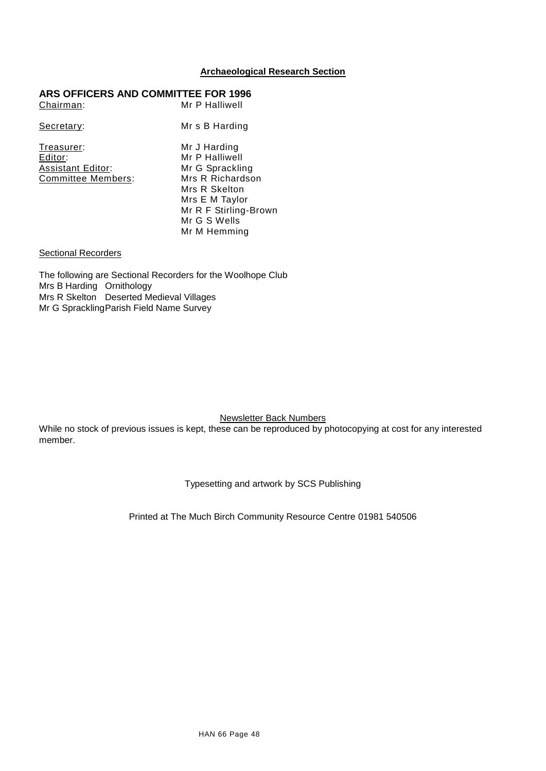**Archaeological Research Section**

## ARS OFFICERS AND COMMITTEE FOR 1996

| | |
|---|---|
| Chairman: | Mr P Halliwell |
| Secretary: | Mr s B Harding |
| Treasurer: | Mr J Harding |
| Editor: | Mr P Halliwell |
| Assistant Editor: | Mr G Sprackling |
| Committee Members: | Mrs R Richardson |
| | Mrs R Skelton |
| | Mrs E M Taylor |
| | Mr R F Stirling-Brown |
| | Mr G S Wells |
| | Mr M Hemming |

Sectional Recorders

The following are Sectional Recorders for the Woolhope Club

Mrs B Harding Ornithology

Mrs R Skelton Deserted Medieval Villages

Mr G Sprackling Parish Field Name Survey

Newsletter Back Numbers

While no stock of previous issues is kept, these can be reproduced by photocopying at cost for any interested member.

Typesetting and artwork by SCS Publishing

Printed at The Much Birch Community Resource Centre 01981 540506